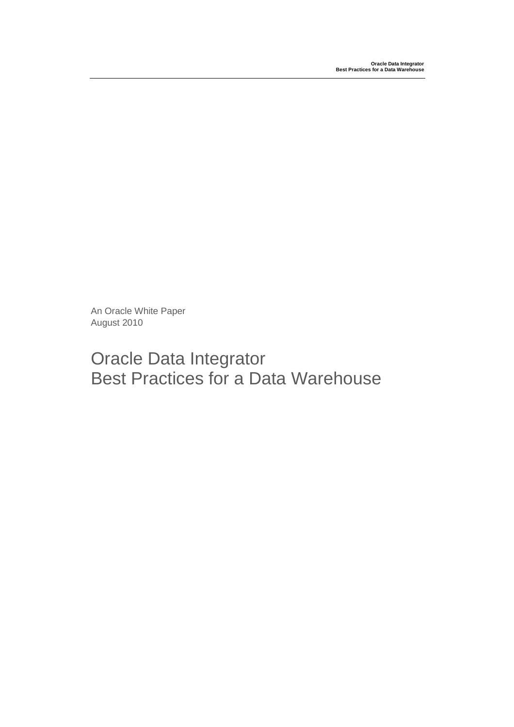An Oracle White Paper
August 2010

# Oracle Data Integrator
# Best Practices for a Data Warehouse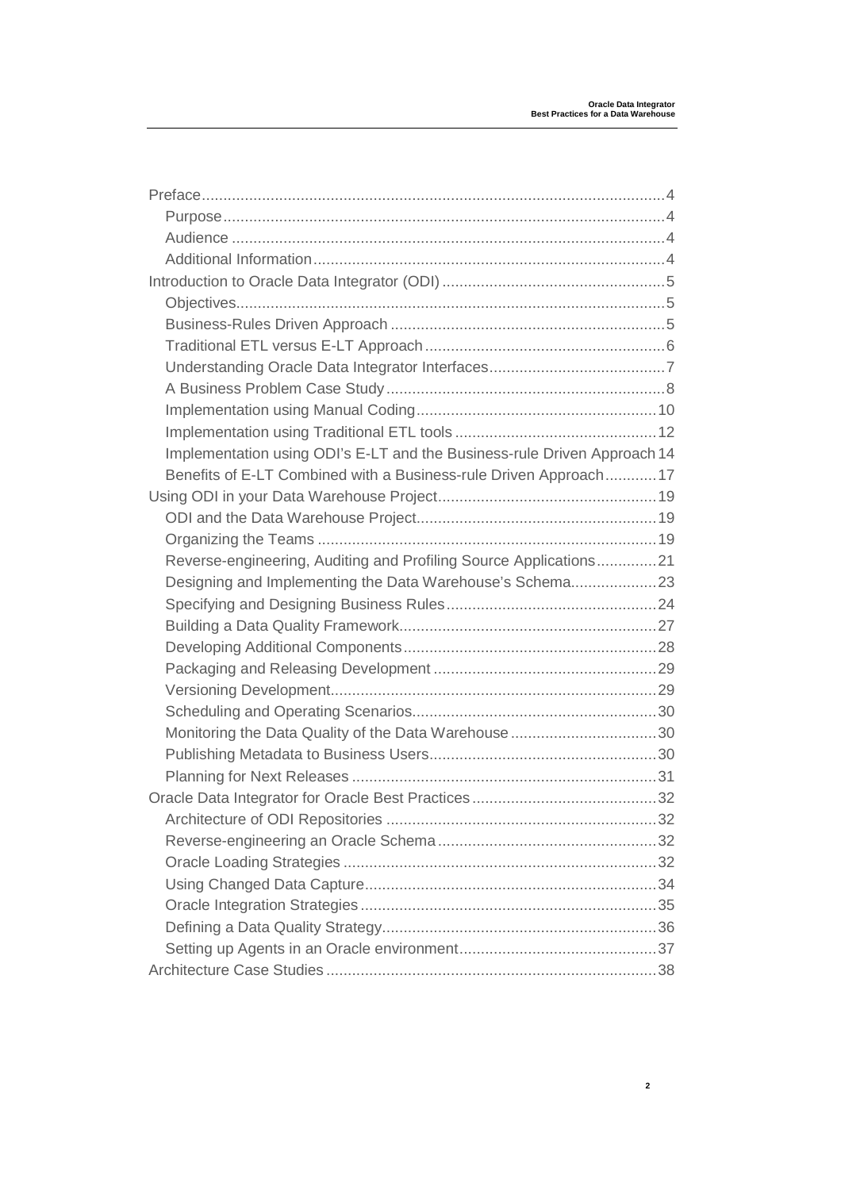- Preface....................................................................................................4
  - Purpose..............................................................................................4
  - Audience ............................................................................................4
  - Additional Information.......................................................................4
- Introduction to Oracle Data Integrator (ODI) .............................................5
  - Objectives...........................................................................................5
  - Business-Rules Driven Approach .......................................................5
  - Traditional ETL versus E-LT Approach ...............................................6
  - Understanding Oracle Data Integrator Interfaces.................................7
  - A Business Problem Case Study ........................................................8
  - Implementation using Manual Coding...............................................10
  - Implementation using Traditional ETL tools ......................................12
  - Implementation using ODI's E-LT and the Business-rule Driven Approach 14
  - Benefits of E-LT Combined with a Business-rule Driven Approach............17
- Using ODI in your Data Warehouse Project...........................................19
  - ODI and the Data Warehouse Project................................................19
  - Organizing the Teams ......................................................................19
  - Reverse-engineering, Auditing and Profiling Source Applications.............21
  - Designing and Implementing the Data Warehouse's Schema....................23
  - Specifying and Designing Business Rules.........................................24
  - Building a Data Quality Framework...................................................27
  - Developing Additional Components...................................................28
  - Packaging and Releasing Development ............................................29
  - Versioning Development...................................................................29
  - Scheduling and Operating Scenarios.................................................30
  - Monitoring the Data Quality of the Data Warehouse ..........................30
  - Publishing Metadata to Business Users.............................................30
  - Planning for Next Releases ..............................................................31
- Oracle Data Integrator for Oracle Best Practices ...................................32
  - Architecture of ODI Repositories ......................................................32
  - Reverse-engineering an Oracle Schema ...........................................32
  - Oracle Loading Strategies ................................................................32
  - Using Changed Data Capture............................................................34
  - Oracle Integration Strategies ............................................................35
  - Defining a Data Quality Strategy........................................................36
  - Setting up Agents in an Oracle environment......................................37
- Architecture Case Studies .....................................................................38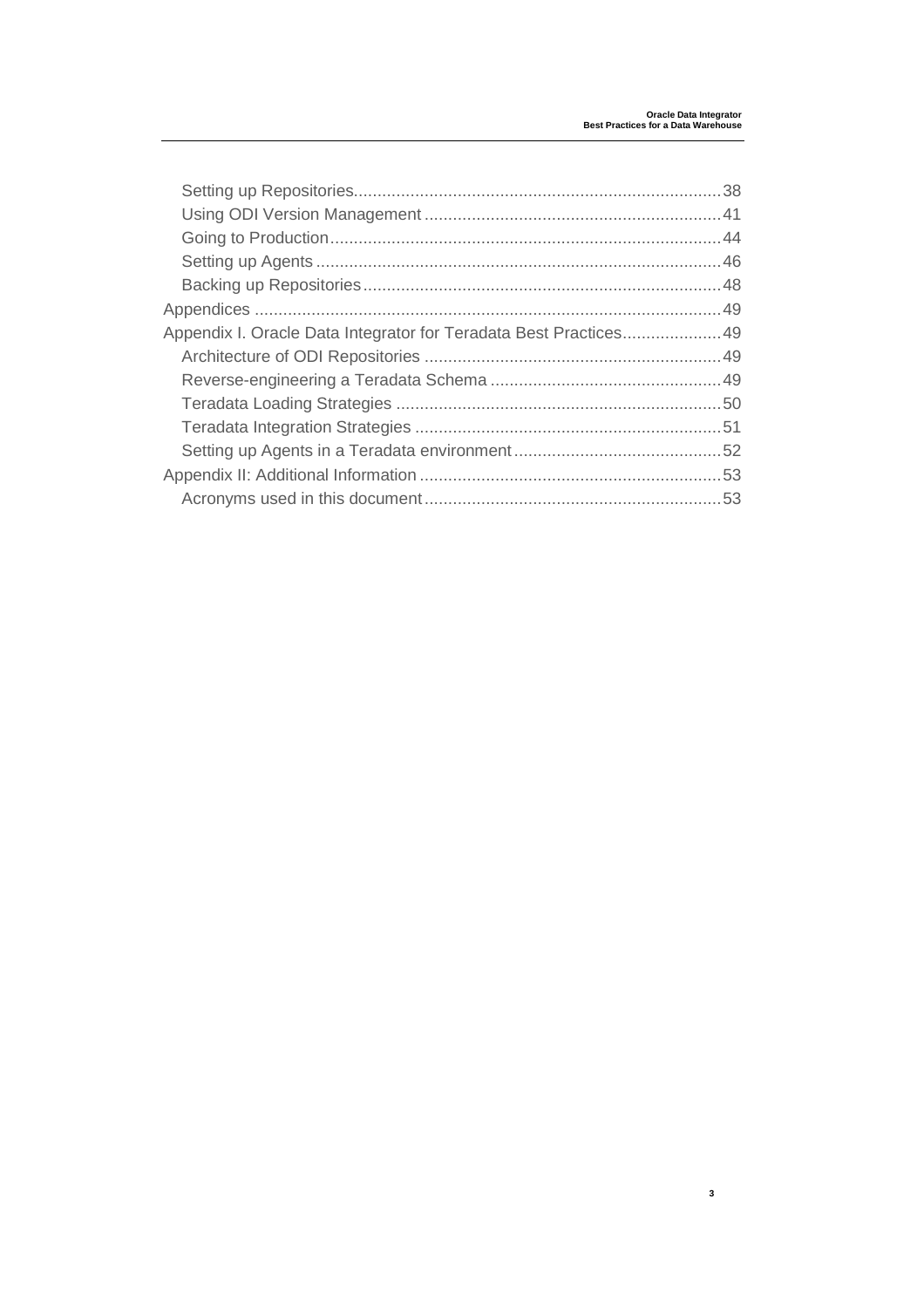- Setting up Repositories.......38
- Using ODI Version Management.......41
- Going to Production.......44
- Setting up Agents.......46
- Backing up Repositories.......48

Appendices.......49

Appendix I. Oracle Data Integrator for Teradata Best Practices.......49

- Architecture of ODI Repositories.......49
- Reverse-engineering a Teradata Schema.......49
- Teradata Loading Strategies.......50
- Teradata Integration Strategies.......51
- Setting up Agents in a Teradata environment.......52

Appendix II: Additional Information.......53

- Acronyms used in this document.......53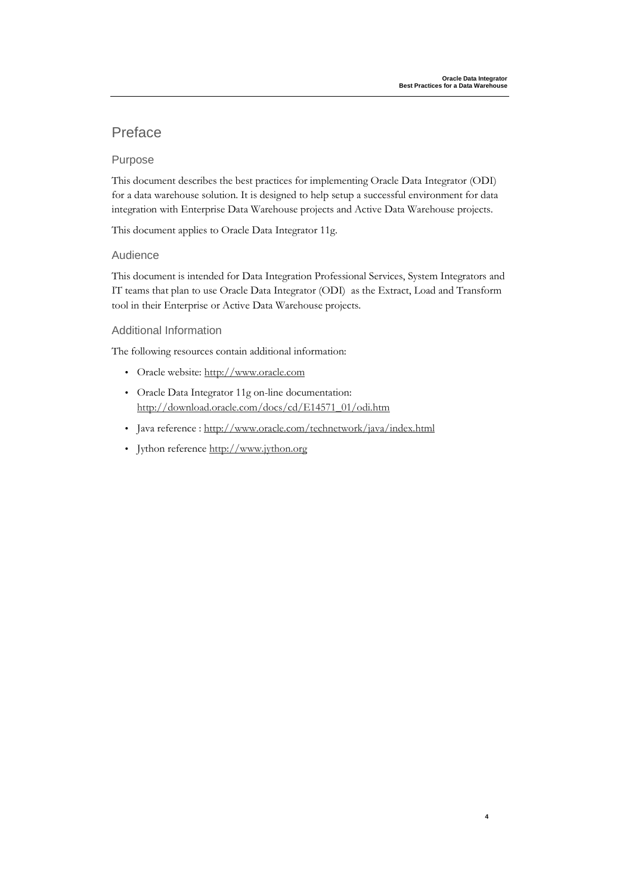# Preface

## Purpose

This document describes the best practices for implementing Oracle Data Integrator (ODI) for a data warehouse solution. It is designed to help setup a successful environment for data integration with Enterprise Data Warehouse projects and Active Data Warehouse projects.

This document applies to Oracle Data Integrator 11g.

## Audience

This document is intended for Data Integration Professional Services, System Integrators and IT teams that plan to use Oracle Data Integrator (ODI) as the Extract, Load and Transform tool in their Enterprise or Active Data Warehouse projects.

## Additional Information

The following resources contain additional information:

- Oracle website: http://www.oracle.com
- Oracle Data Integrator 11g on-line documentation: http://download.oracle.com/docs/cd/E14571_01/odi.htm
- Java reference : http://www.oracle.com/technetwork/java/index.html
- Jython reference http://www.jython.org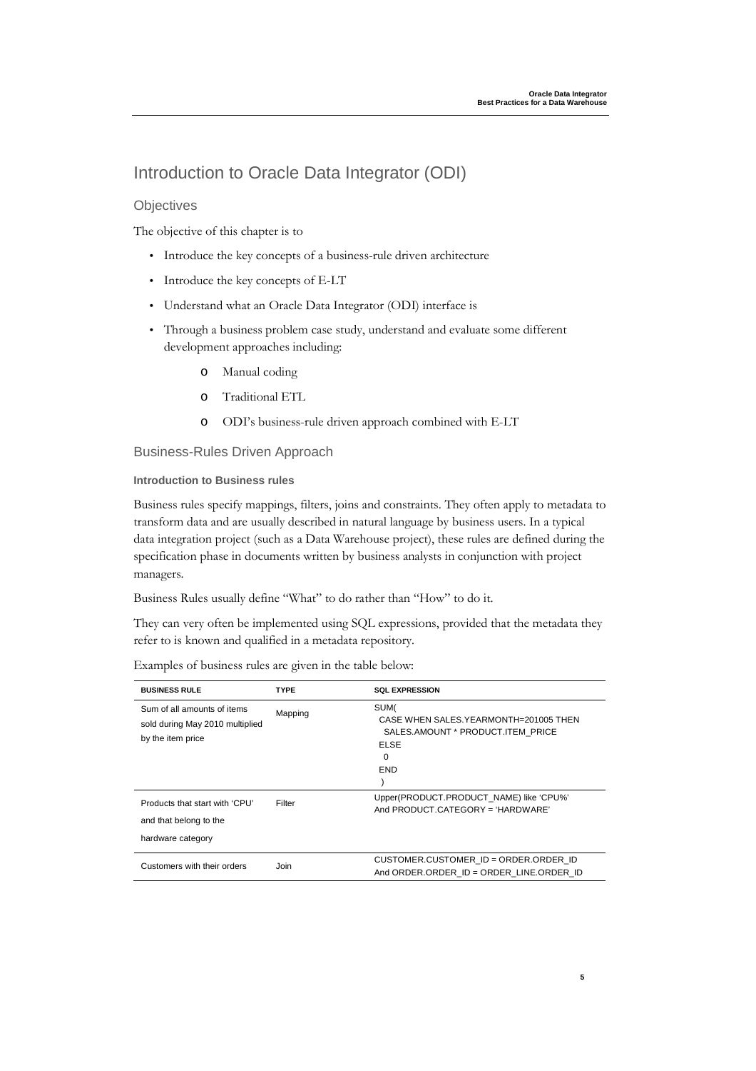# Introduction to Oracle Data Integrator (ODI)

## Objectives

The objective of this chapter is to

- Introduce the key concepts of a business-rule driven architecture
- Introduce the key concepts of E-LT
- Understand what an Oracle Data Integrator (ODI) interface is
- Through a business problem case study, understand and evaluate some different development approaches including:
    - Manual coding
    - Traditional ETL
    - ODI's business-rule driven approach combined with E-LT

## Business-Rules Driven Approach

### Introduction to Business rules

Business rules specify mappings, filters, joins and constraints. They often apply to metadata to transform data and are usually described in natural language by business users. In a typical data integration project (such as a Data Warehouse project), these rules are defined during the specification phase in documents written by business analysts in conjunction with project managers.

Business Rules usually define "What" to do rather than "How" to do it.

They can very often be implemented using SQL expressions, provided that the metadata they refer to is known and qualified in a metadata repository.

Examples of business rules are given in the table below:

| BUSINESS RULE | TYPE | SQL EXPRESSION |
|---|---|---|
| Sum of all amounts of items sold during May 2010 multiplied by the item price | Mapping | SUM( CASE WHEN SALES.YEARMONTH=201005 THEN SALES.AMOUNT * PRODUCT.ITEM_PRICE ELSE 0 END ) |
| Products that start with 'CPU' and that belong to the hardware category | Filter | Upper(PRODUCT.PRODUCT_NAME) like 'CPU%' And PRODUCT.CATEGORY = 'HARDWARE' |
| Customers with their orders | Join | CUSTOMER.CUSTOMER_ID = ORDER.ORDER_ID And ORDER.ORDER_ID = ORDER_LINE.ORDER_ID |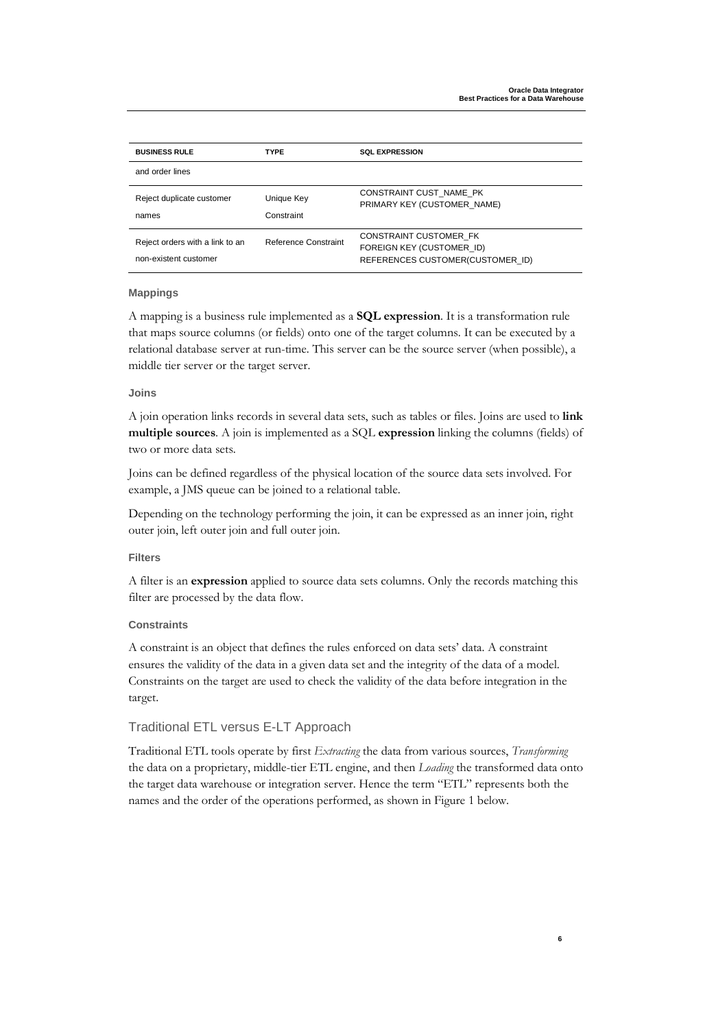| BUSINESS RULE | TYPE | SQL EXPRESSION |
|---|---|---|
| and order lines | | |
| Reject duplicate customer names | Unique Key Constraint | CONSTRAINT CUST_NAME_PK PRIMARY KEY (CUSTOMER_NAME) |
| Reject orders with a link to an non-existent customer | Reference Constraint | CONSTRAINT CUSTOMER_FK FOREIGN KEY (CUSTOMER_ID) REFERENCES CUSTOMER(CUSTOMER_ID) |

#### Mappings

A mapping is a business rule implemented as a **SQL expression**. It is a transformation rule that maps source columns (or fields) onto one of the target columns. It can be executed by a relational database server at run-time. This server can be the source server (when possible), a middle tier server or the target server.

#### Joins

A join operation links records in several data sets, such as tables or files. Joins are used to **link multiple sources**. A join is implemented as a SQL **expression** linking the columns (fields) of two or more data sets.

Joins can be defined regardless of the physical location of the source data sets involved. For example, a JMS queue can be joined to a relational table.

Depending on the technology performing the join, it can be expressed as an inner join, right outer join, left outer join and full outer join.

#### Filters

A filter is an **expression** applied to source data sets columns. Only the records matching this filter are processed by the data flow.

#### Constraints

A constraint is an object that defines the rules enforced on data sets' data. A constraint ensures the validity of the data in a given data set and the integrity of the data of a model. Constraints on the target are used to check the validity of the data before integration in the target.

### Traditional ETL versus E-LT Approach

Traditional ETL tools operate by first *Extracting* the data from various sources, *Transforming* the data on a proprietary, middle-tier ETL engine, and then *Loading* the transformed data onto the target data warehouse or integration server. Hence the term "ETL" represents both the names and the order of the operations performed, as shown in Figure 1 below.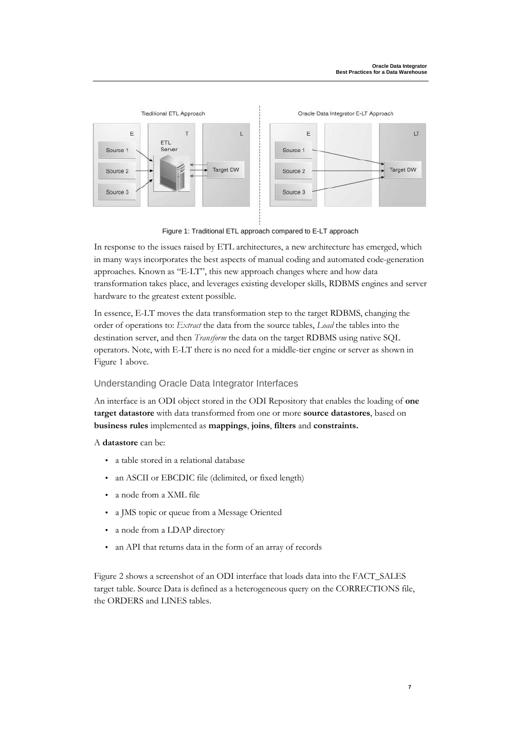Figure 1: Traditional ETL approach compared to E-LT approach

In response to the issues raised by ETL architectures, a new architecture has emerged, which in many ways incorporates the best aspects of manual coding and automated code-generation approaches. Known as "E-LT", this new approach changes where and how data transformation takes place, and leverages existing developer skills, RDBMS engines and server hardware to the greatest extent possible.

In essence, E-LT moves the data transformation step to the target RDBMS, changing the order of operations to: *Extract* the data from the source tables, *Load* the tables into the destination server, and then *Transform* the data on the target RDBMS using native SQL operators. Note, with E-LT there is no need for a middle-tier engine or server as shown in Figure 1 above.

## Understanding Oracle Data Integrator Interfaces

An interface is an ODI object stored in the ODI Repository that enables the loading of **one target datastore** with data transformed from one or more **source datastores**, based on **business rules** implemented as **mappings**, **joins**, **filters** and **constraints.**

A **datastore** can be:

- a table stored in a relational database
- an ASCII or EBCDIC file (delimited, or fixed length)
- a node from a XML file
- a JMS topic or queue from a Message Oriented
- a node from a LDAP directory
- an API that returns data in the form of an array of records

Figure 2 shows a screenshot of an ODI interface that loads data into the FACT_SALES target table. Source Data is defined as a heterogeneous query on the CORRECTIONS file, the ORDERS and LINES tables.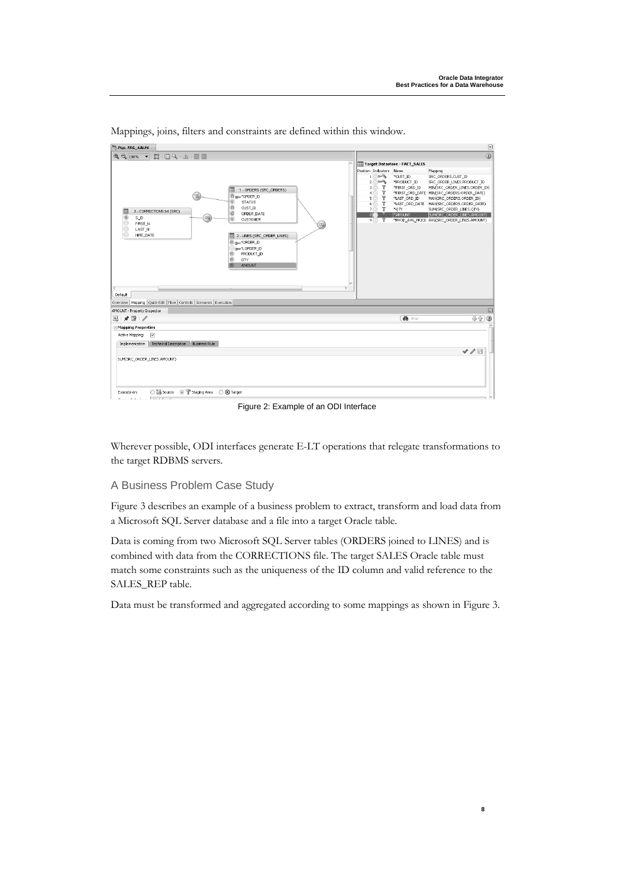Mappings, joins, filters and constraints are defined within this window.

Figure 2: Example of an ODI Interface

Wherever possible, ODI interfaces generate E-LT operations that relegate transformations to the target RDBMS servers.

## A Business Problem Case Study

Figure 3 describes an example of a business problem to extract, transform and load data from a Microsoft SQL Server database and a file into a target Oracle table.

Data is coming from two Microsoft SQL Server tables (ORDERS joined to LINES) and is combined with data from the CORRECTIONS file. The target SALES Oracle table must match some constraints such as the uniqueness of the ID column and valid reference to the SALES_REP table.

Data must be transformed and aggregated according to some mappings as shown in Figure 3.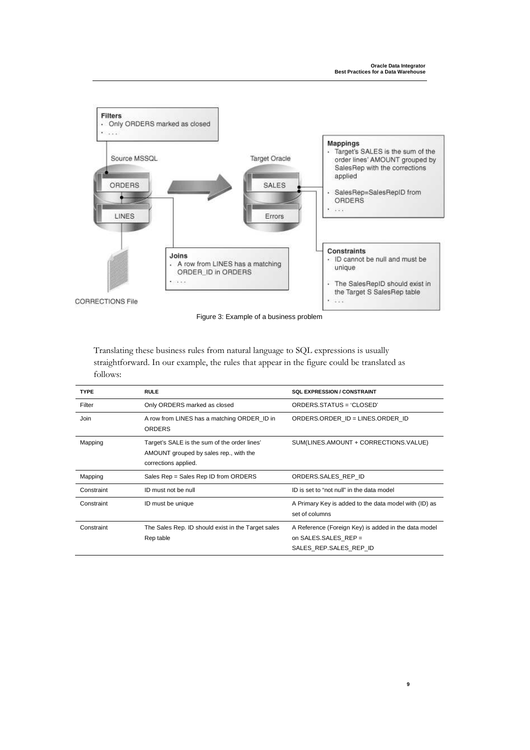Figure 3: Example of a business problem

Translating these business rules from natural language to SQL expressions is usually straightforward. In our example, the rules that appear in the figure could be translated as follows:

| TYPE | RULE | SQL EXPRESSION / CONSTRAINT |
|---|---|---|
| Filter | Only ORDERS marked as closed | ORDERS.STATUS = 'CLOSED' |
| Join | A row from LINES has a matching ORDER_ID in ORDERS | ORDERS.ORDER_ID = LINES.ORDER_ID |
| Mapping | Target's SALE is the sum of the order lines' AMOUNT grouped by sales rep., with the corrections applied. | SUM(LINES.AMOUNT + CORRECTIONS.VALUE) |
| Mapping | Sales Rep = Sales Rep ID from ORDERS | ORDERS.SALES_REP_ID |
| Constraint | ID must not be null | ID is set to "not null" in the data model |
| Constraint | ID must be unique | A Primary Key is added to the data model with (ID) as set of columns |
| Constraint | The Sales Rep. ID should exist in the Target sales Rep table | A Reference (Foreign Key) is added in the data model on SALES.SALES_REP = SALES_REP.SALES_REP_ID |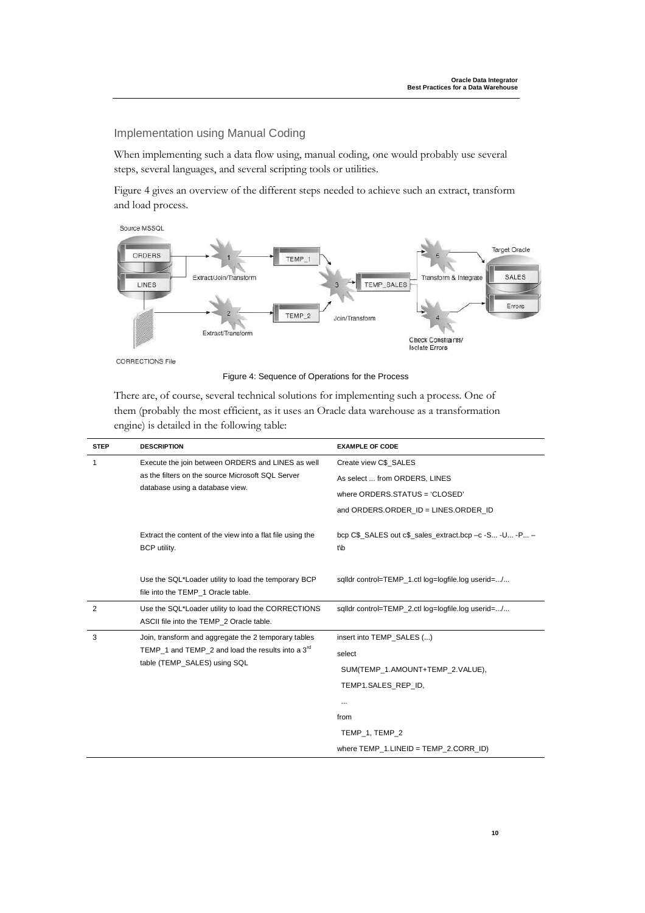## Implementation using Manual Coding

When implementing such a data flow using, manual coding, one would probably use several steps, several languages, and several scripting tools or utilities.

Figure 4 gives an overview of the different steps needed to achieve such an extract, transform and load process.

Figure 4: Sequence of Operations for the Process

There are, of course, several technical solutions for implementing such a process. One of them (probably the most efficient, as it uses an Oracle data warehouse as a transformation engine) is detailed in the following table:

| STEP | DESCRIPTION | EXAMPLE OF CODE |
|---|---|---|
| 1 | Execute the join between ORDERS and LINES as well as the filters on the source Microsoft SQL Server database using a database view. | Create view C$_SALES<br>As select ... from ORDERS, LINES<br>where ORDERS.STATUS = 'CLOSED'<br>and ORDERS.ORDER_ID = LINES.ORDER_ID |
| | Extract the content of the view into a flat file using the BCP utility. | bcp C$_SALES out c$_sales_extract.bcp –c -S... -U... -P... –t\b |
| | Use the SQL*Loader utility to load the temporary BCP file into the TEMP_1 Oracle table. | sqlldr control=TEMP_1.ctl log=logfile.log userid=.../... |
| 2 | Use the SQL*Loader utility to load the CORRECTIONS ASCII file into the TEMP_2 Oracle table. | sqlldr control=TEMP_2.ctl log=logfile.log userid=.../... |
| 3 | Join, transform and aggregate the 2 temporary tables TEMP_1 and TEMP_2 and load the results into a 3rd table (TEMP_SALES) using SQL | insert into TEMP_SALES (...)<br>select<br>SUM(TEMP_1.AMOUNT+TEMP_2.VALUE),<br>TEMP1.SALES_REP_ID,<br>...<br>from<br>TEMP_1, TEMP_2<br>where TEMP_1.LINEID = TEMP_2.CORR_ID) |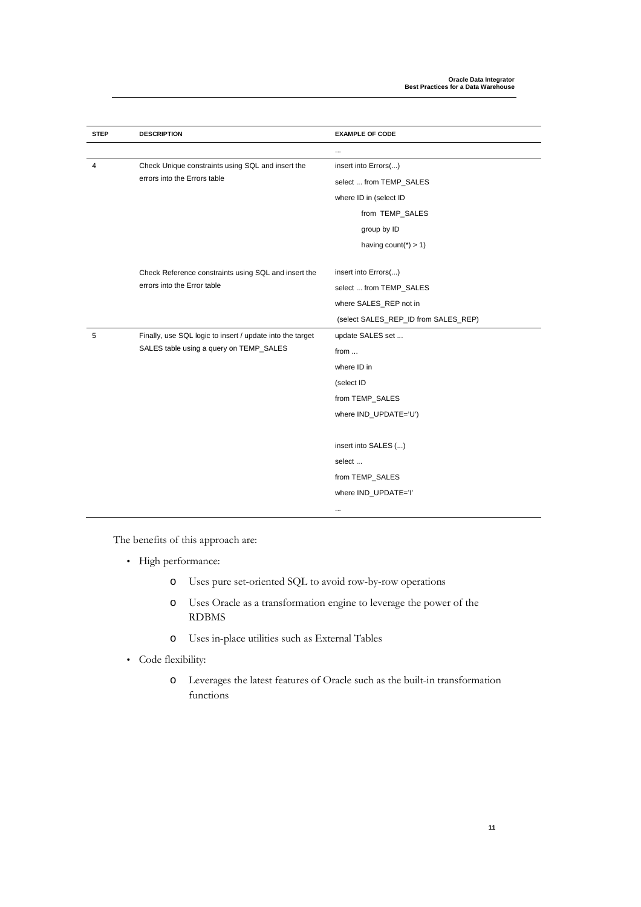| STEP | DESCRIPTION | EXAMPLE OF CODE |
|---|---|---|
| | | ... |
| 4 | Check Unique constraints using SQL and insert the errors into the Errors table | insert into Errors(...)<br>select ... from TEMP_SALES<br>where ID in (select ID<br>from TEMP_SALES<br>group by ID<br>having count(*) > 1) |
| | Check Reference constraints using SQL and insert the errors into the Error table | insert into Errors(...)<br>select ... from TEMP_SALES<br>where SALES_REP not in<br>(select SALES_REP_ID from SALES_REP) |
| 5 | Finally, use SQL logic to insert / update into the target SALES table using a query on TEMP_SALES | update SALES set ...<br>from ...<br>where ID in<br>(select ID<br>from TEMP_SALES<br>where IND_UPDATE='U')<br><br>insert into SALES (...)<br>select ...<br>from TEMP_SALES<br>where IND_UPDATE='I'<br>... |

The benefits of this approach are:

- High performance:
  - Uses pure set-oriented SQL to avoid row-by-row operations
  - Uses Oracle as a transformation engine to leverage the power of the RDBMS
  - Uses in-place utilities such as External Tables
- Code flexibility:
  - Leverages the latest features of Oracle such as the built-in transformation functions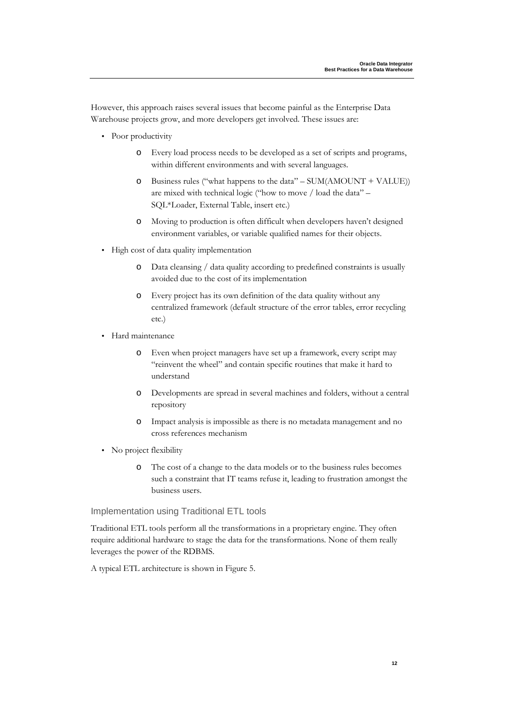However, this approach raises several issues that become painful as the Enterprise Data Warehouse projects grow, and more developers get involved. These issues are:

- Poor productivity
  - Every load process needs to be developed as a set of scripts and programs, within different environments and with several languages.
  - Business rules ("what happens to the data" – SUM(AMOUNT + VALUE)) are mixed with technical logic ("how to move / load the data" – SQL*Loader, External Table, insert etc.)
  - Moving to production is often difficult when developers haven't designed environment variables, or variable qualified names for their objects.
- High cost of data quality implementation
  - Data cleansing / data quality according to predefined constraints is usually avoided due to the cost of its implementation
  - Every project has its own definition of the data quality without any centralized framework (default structure of the error tables, error recycling etc.)
- Hard maintenance
  - Even when project managers have set up a framework, every script may "reinvent the wheel" and contain specific routines that make it hard to understand
  - Developments are spread in several machines and folders, without a central repository
  - Impact analysis is impossible as there is no metadata management and no cross references mechanism
- No project flexibility
  - The cost of a change to the data models or to the business rules becomes such a constraint that IT teams refuse it, leading to frustration amongst the business users.

### Implementation using Traditional ETL tools

Traditional ETL tools perform all the transformations in a proprietary engine. They often require additional hardware to stage the data for the transformations. None of them really leverages the power of the RDBMS.

A typical ETL architecture is shown in Figure 5.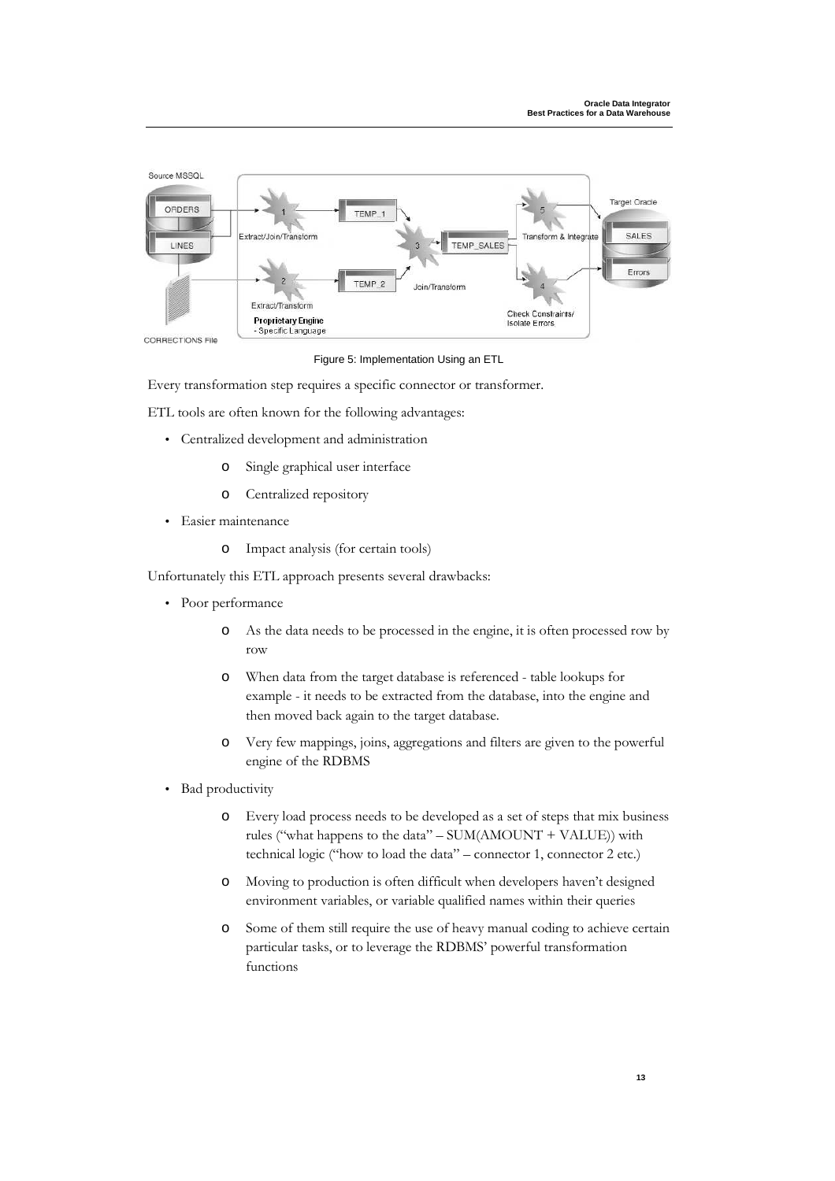Figure 5: Implementation Using an ETL

Every transformation step requires a specific connector or transformer.

ETL tools are often known for the following advantages:

- Centralized development and administration
    - Single graphical user interface
    - Centralized repository
- Easier maintenance
    - Impact analysis (for certain tools)

Unfortunately this ETL approach presents several drawbacks:

- Poor performance
    - As the data needs to be processed in the engine, it is often processed row by row
    - When data from the target database is referenced - table lookups for example - it needs to be extracted from the database, into the engine and then moved back again to the target database.
    - Very few mappings, joins, aggregations and filters are given to the powerful engine of the RDBMS
- Bad productivity
    - Every load process needs to be developed as a set of steps that mix business rules ("what happens to the data" – SUM(AMOUNT + VALUE)) with technical logic ("how to load the data" – connector 1, connector 2 etc.)
    - Moving to production is often difficult when developers haven't designed environment variables, or variable qualified names within their queries
    - Some of them still require the use of heavy manual coding to achieve certain particular tasks, or to leverage the RDBMS' powerful transformation functions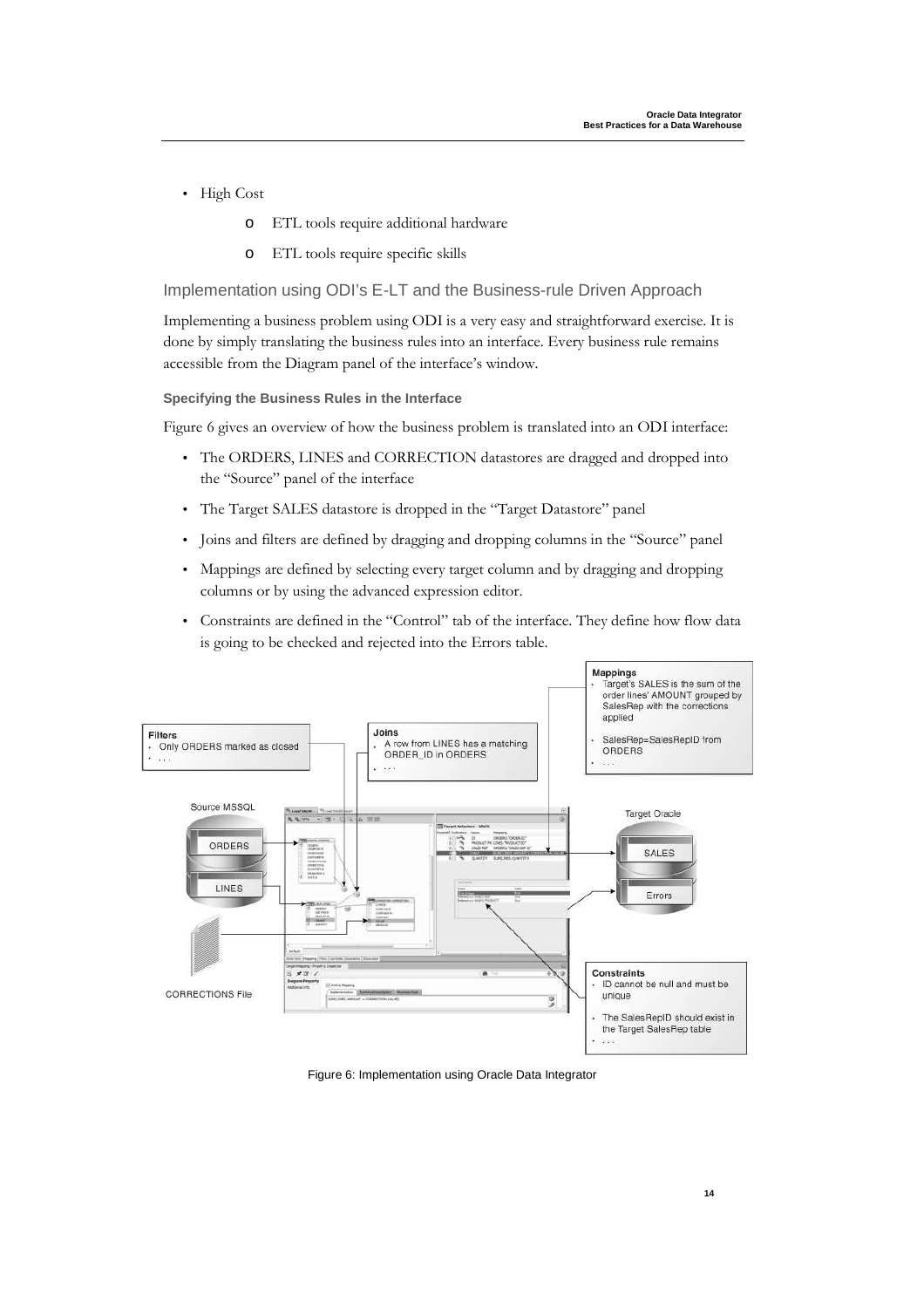- High Cost
  - ETL tools require additional hardware
  - ETL tools require specific skills

## Implementation using ODI's E-LT and the Business-rule Driven Approach

Implementing a business problem using ODI is a very easy and straightforward exercise. It is done by simply translating the business rules into an interface. Every business rule remains accessible from the Diagram panel of the interface's window.

### Specifying the Business Rules in the Interface

Figure 6 gives an overview of how the business problem is translated into an ODI interface:

- The ORDERS, LINES and CORRECTION datastores are dragged and dropped into the "Source" panel of the interface
- The Target SALES datastore is dropped in the "Target Datastore" panel
- Joins and filters are defined by dragging and dropping columns in the "Source" panel
- Mappings are defined by selecting every target column and by dragging and dropping columns or by using the advanced expression editor.
- Constraints are defined in the "Control" tab of the interface. They define how flow data is going to be checked and rejected into the Errors table.

**Filters**
- Only ORDERS marked as closed
- . . .

**Joins**
- A row from LINES has a matching ORDER_ID in ORDERS
- . . .

**Mappings**
- Target's SALES is the sum of the order lines' AMOUNT grouped by SalesRep with the corrections applied
- SalesRep=SalesRepID from ORDERS
- . . .

Source MSSQL: ORDERS, LINES

CORRECTIONS File

Target Oracle: SALES, Errors

**Constraints**
- ID cannot be null and must be unique
- The SalesRepID should exist in the Target SalesRep table
- . . .

Figure 6: Implementation using Oracle Data Integrator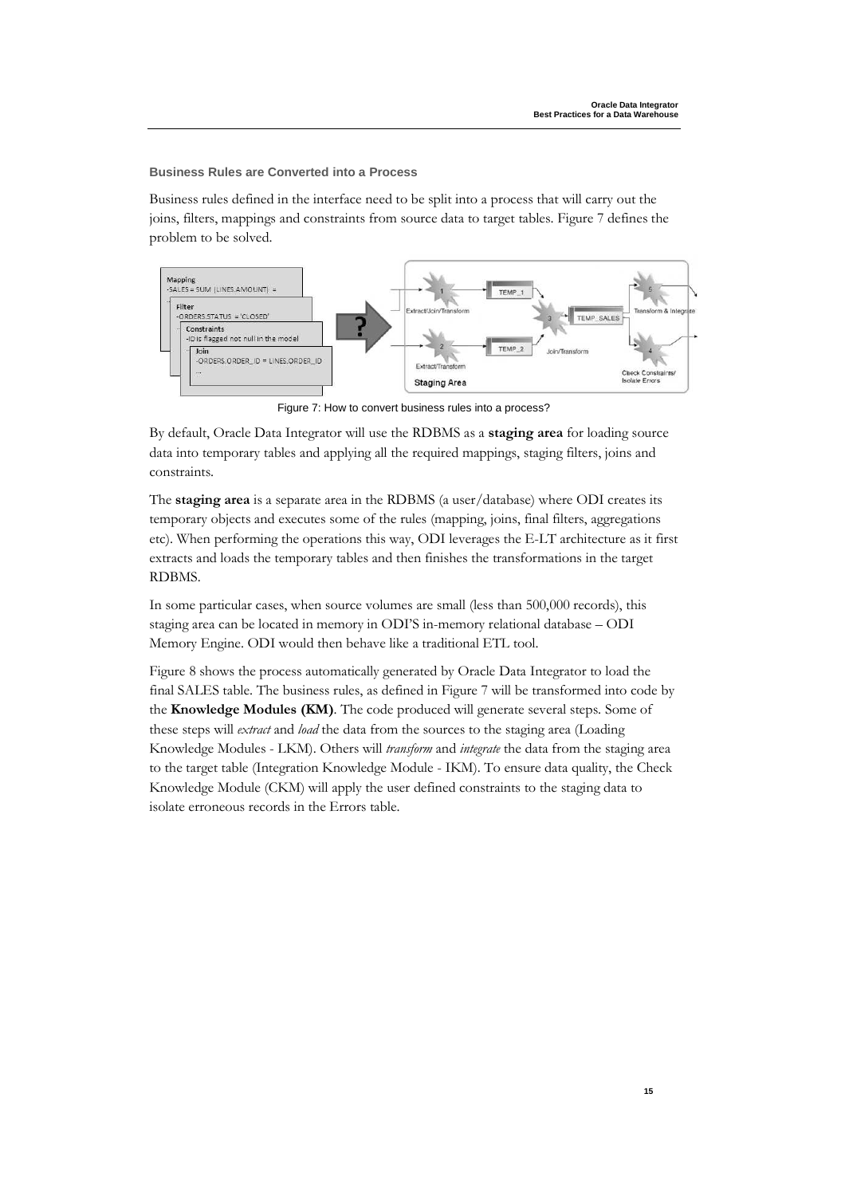### Business Rules are Converted into a Process

Business rules defined in the interface need to be split into a process that will carry out the joins, filters, mappings and constraints from source data to target tables. Figure 7 defines the problem to be solved.

Figure 7: How to convert business rules into a process?

By default, Oracle Data Integrator will use the RDBMS as a **staging area** for loading source data into temporary tables and applying all the required mappings, staging filters, joins and constraints.

The **staging area** is a separate area in the RDBMS (a user/database) where ODI creates its temporary objects and executes some of the rules (mapping, joins, final filters, aggregations etc). When performing the operations this way, ODI leverages the E-LT architecture as it first extracts and loads the temporary tables and then finishes the transformations in the target RDBMS.

In some particular cases, when source volumes are small (less than 500,000 records), this staging area can be located in memory in ODI'S in-memory relational database – ODI Memory Engine. ODI would then behave like a traditional ETL tool.

Figure 8 shows the process automatically generated by Oracle Data Integrator to load the final SALES table. The business rules, as defined in Figure 7 will be transformed into code by the **Knowledge Modules (KM)**. The code produced will generate several steps. Some of these steps will *extract* and *load* the data from the sources to the staging area (Loading Knowledge Modules - LKM). Others will *transform* and *integrate* the data from the staging area to the target table (Integration Knowledge Module - IKM). To ensure data quality, the Check Knowledge Module (CKM) will apply the user defined constraints to the staging data to isolate erroneous records in the Errors table.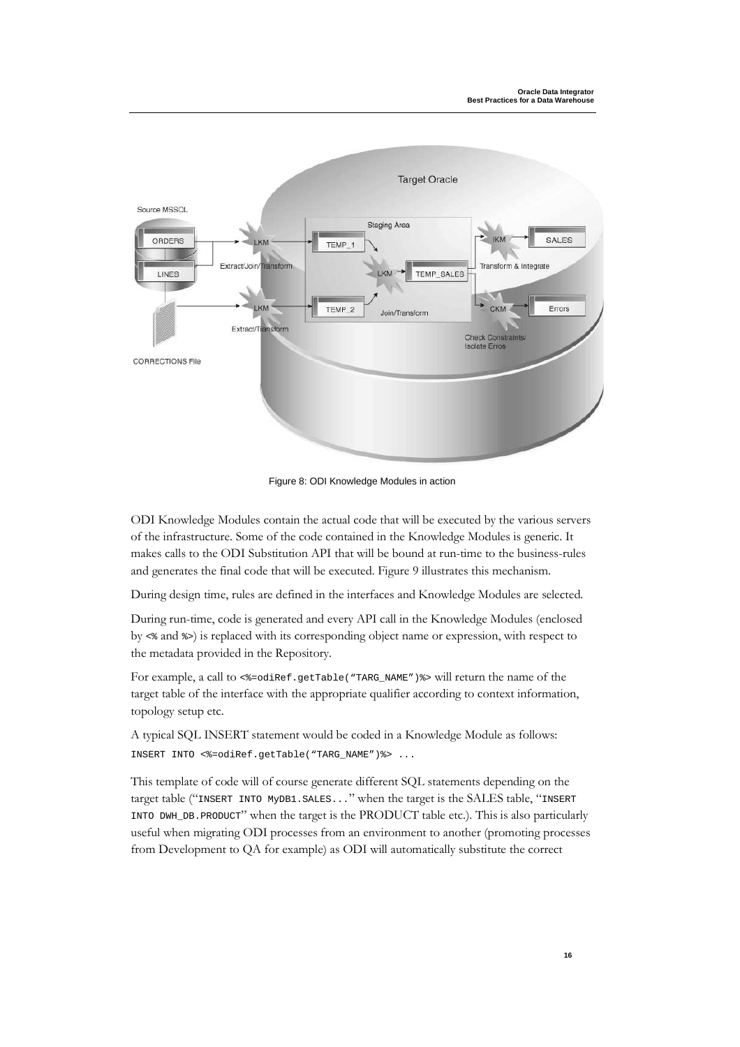Figure 8: ODI Knowledge Modules in action

ODI Knowledge Modules contain the actual code that will be executed by the various servers of the infrastructure. Some of the code contained in the Knowledge Modules is generic. It makes calls to the ODI Substitution API that will be bound at run-time to the business-rules and generates the final code that will be executed. Figure 9 illustrates this mechanism.

During design time, rules are defined in the interfaces and Knowledge Modules are selected.

During run-time, code is generated and every API call in the Knowledge Modules (enclosed by `<%` and `%>`) is replaced with its corresponding object name or expression, with respect to the metadata provided in the Repository.

For example, a call to `<%=odiRef.getTable("TARG_NAME")%>` will return the name of the target table of the interface with the appropriate qualifier according to context information, topology setup etc.

A typical SQL INSERT statement would be coded in a Knowledge Module as follows:

```
INSERT INTO <%=odiRef.getTable("TARG_NAME")%> ...
```

This template of code will of course generate different SQL statements depending on the target table ("`INSERT INTO MyDB1.SALES...`" when the target is the SALES table, "`INSERT INTO DWH_DB.PRODUCT`" when the target is the PRODUCT table etc.). This is also particularly useful when migrating ODI processes from an environment to another (promoting processes from Development to QA for example) as ODI will automatically substitute the correct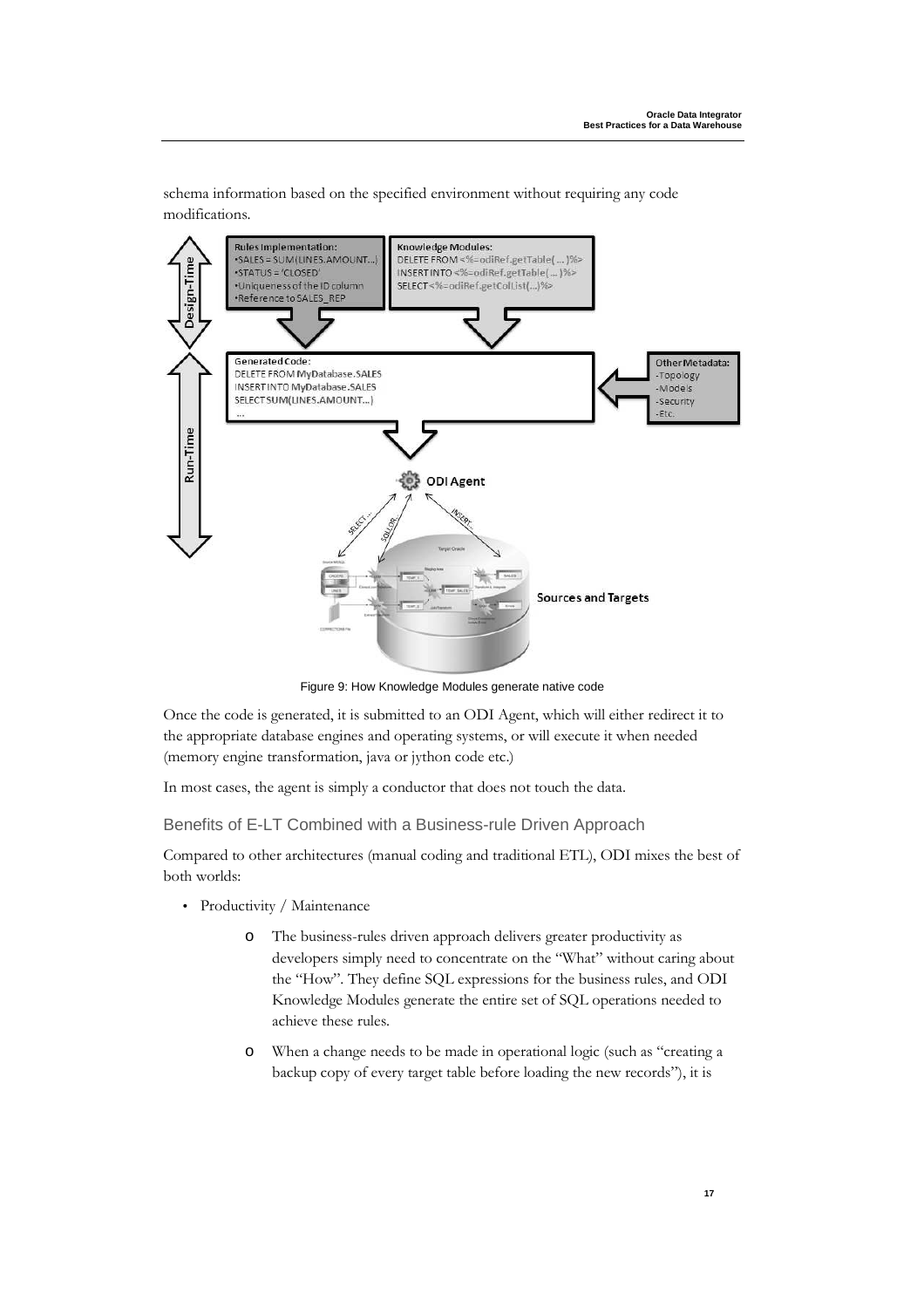schema information based on the specified environment without requiring any code modifications.

Figure 9: How Knowledge Modules generate native code

Once the code is generated, it is submitted to an ODI Agent, which will either redirect it to the appropriate database engines and operating systems, or will execute it when needed (memory engine transformation, java or jython code etc.)

In most cases, the agent is simply a conductor that does not touch the data.

### Benefits of E-LT Combined with a Business-rule Driven Approach

Compared to other architectures (manual coding and traditional ETL), ODI mixes the best of both worlds:

- Productivity / Maintenance
  - The business-rules driven approach delivers greater productivity as developers simply need to concentrate on the "What" without caring about the "How". They define SQL expressions for the business rules, and ODI Knowledge Modules generate the entire set of SQL operations needed to achieve these rules.
  - When a change needs to be made in operational logic (such as "creating a backup copy of every target table before loading the new records"), it is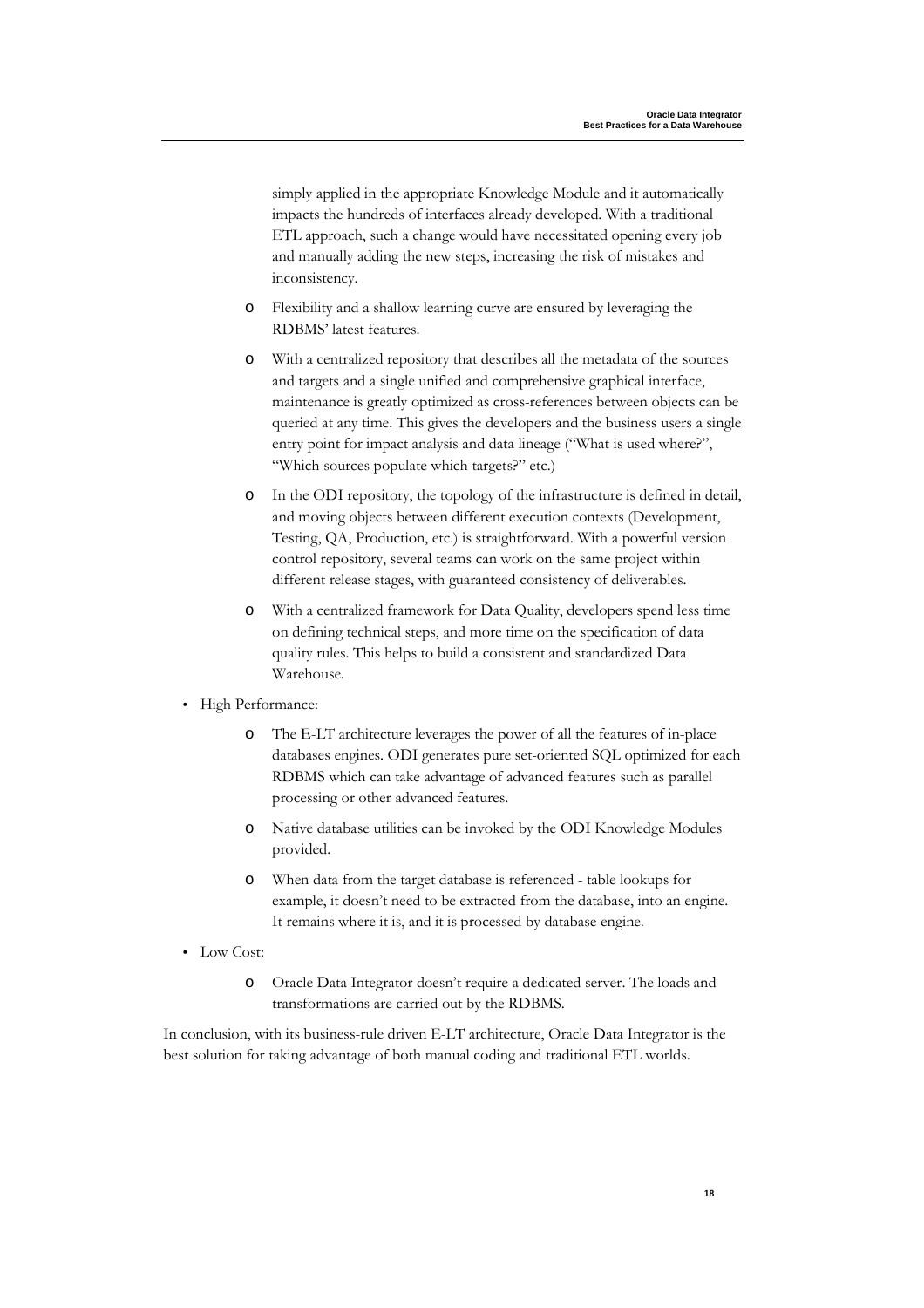simply applied in the appropriate Knowledge Module and it automatically impacts the hundreds of interfaces already developed. With a traditional ETL approach, such a change would have necessitated opening every job and manually adding the new steps, increasing the risk of mistakes and inconsistency.

  - Flexibility and a shallow learning curve are ensured by leveraging the RDBMS' latest features.
  - With a centralized repository that describes all the metadata of the sources and targets and a single unified and comprehensive graphical interface, maintenance is greatly optimized as cross-references between objects can be queried at any time. This gives the developers and the business users a single entry point for impact analysis and data lineage ("What is used where?", "Which sources populate which targets?" etc.)
  - In the ODI repository, the topology of the infrastructure is defined in detail, and moving objects between different execution contexts (Development, Testing, QA, Production, etc.) is straightforward. With a powerful version control repository, several teams can work on the same project within different release stages, with guaranteed consistency of deliverables.
  - With a centralized framework for Data Quality, developers spend less time on defining technical steps, and more time on the specification of data quality rules. This helps to build a consistent and standardized Data Warehouse.

- High Performance:
  - The E-LT architecture leverages the power of all the features of in-place databases engines. ODI generates pure set-oriented SQL optimized for each RDBMS which can take advantage of advanced features such as parallel processing or other advanced features.
  - Native database utilities can be invoked by the ODI Knowledge Modules provided.
  - When data from the target database is referenced - table lookups for example, it doesn't need to be extracted from the database, into an engine. It remains where it is, and it is processed by database engine.
- Low Cost:
  - Oracle Data Integrator doesn't require a dedicated server. The loads and transformations are carried out by the RDBMS.

In conclusion, with its business-rule driven E-LT architecture, Oracle Data Integrator is the best solution for taking advantage of both manual coding and traditional ETL worlds.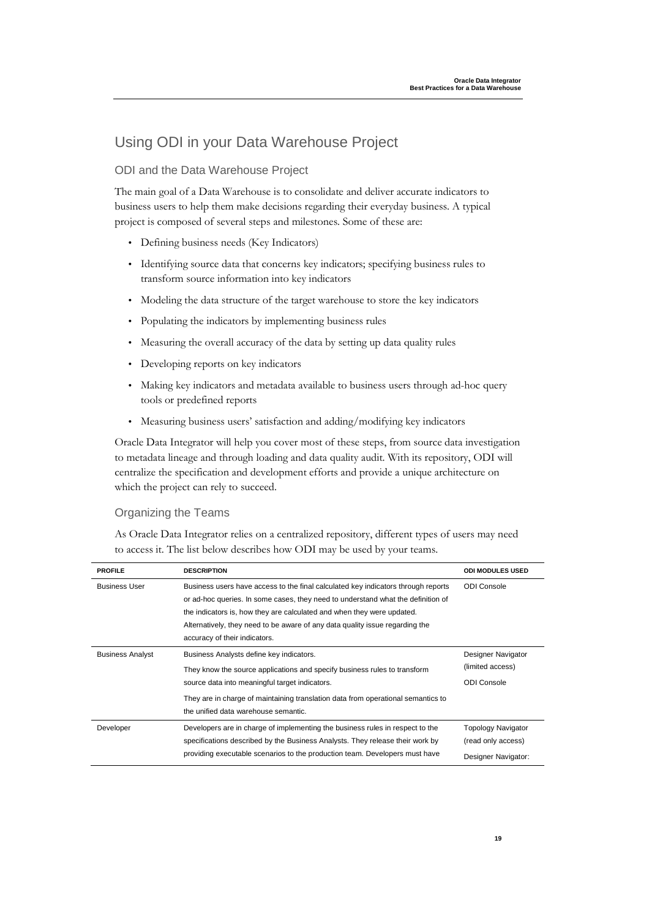# Using ODI in your Data Warehouse Project

## ODI and the Data Warehouse Project

The main goal of a Data Warehouse is to consolidate and deliver accurate indicators to business users to help them make decisions regarding their everyday business. A typical project is composed of several steps and milestones. Some of these are:

- Defining business needs (Key Indicators)
- Identifying source data that concerns key indicators; specifying business rules to transform source information into key indicators
- Modeling the data structure of the target warehouse to store the key indicators
- Populating the indicators by implementing business rules
- Measuring the overall accuracy of the data by setting up data quality rules
- Developing reports on key indicators
- Making key indicators and metadata available to business users through ad-hoc query tools or predefined reports
- Measuring business users' satisfaction and adding/modifying key indicators

Oracle Data Integrator will help you cover most of these steps, from source data investigation to metadata lineage and through loading and data quality audit. With its repository, ODI will centralize the specification and development efforts and provide a unique architecture on which the project can rely to succeed.

## Organizing the Teams

As Oracle Data Integrator relies on a centralized repository, different types of users may need to access it. The list below describes how ODI may be used by your teams.

| PROFILE | DESCRIPTION | ODI MODULES USED |
|---|---|---|
| Business User | Business users have access to the final calculated key indicators through reports or ad-hoc queries. In some cases, they need to understand what the definition of the indicators is, how they are calculated and when they were updated. Alternatively, they need to be aware of any data quality issue regarding the accuracy of their indicators. | ODI Console |
| Business Analyst | Business Analysts define key indicators.<br>They know the source applications and specify business rules to transform source data into meaningful target indicators.<br>They are in charge of maintaining translation data from operational semantics to the unified data warehouse semantic. | Designer Navigator (limited access)<br>ODI Console |
| Developer | Developers are in charge of implementing the business rules in respect to the specifications described by the Business Analysts. They release their work by providing executable scenarios to the production team. Developers must have | Topology Navigator (read only access)<br>Designer Navigator: |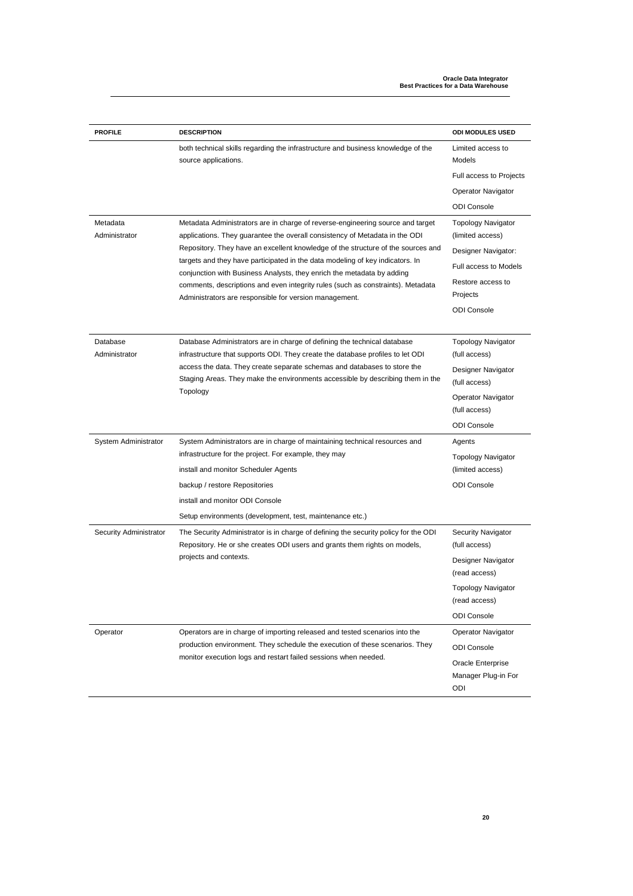| PROFILE | DESCRIPTION | ODI MODULES USED |
|---|---|---|
| | both technical skills regarding the infrastructure and business knowledge of the source applications. | Limited access to Models<br>Full access to Projects<br>Operator Navigator<br>ODI Console |
| Metadata Administrator | Metadata Administrators are in charge of reverse-engineering source and target applications. They guarantee the overall consistency of Metadata in the ODI Repository. They have an excellent knowledge of the structure of the sources and targets and they have participated in the data modeling of key indicators. In conjunction with Business Analysts, they enrich the metadata by adding comments, descriptions and even integrity rules (such as constraints). Metadata Administrators are responsible for version management. | Topology Navigator (limited access)<br>Designer Navigator:<br>Full access to Models<br>Restore access to Projects<br>ODI Console |
| Database Administrator | Database Administrators are in charge of defining the technical database infrastructure that supports ODI. They create the database profiles to let ODI access the data. They create separate schemas and databases to store the Staging Areas. They make the environments accessible by describing them in the Topology | Topology Navigator (full access)<br>Designer Navigator (full access)<br>Operator Navigator (full access)<br>ODI Console |
| System Administrator | System Administrators are in charge of maintaining technical resources and infrastructure for the project. For example, they may<br>install and monitor Scheduler Agents<br>backup / restore Repositories<br>install and monitor ODI Console<br>Setup environments (development, test, maintenance etc.) | Agents<br>Topology Navigator (limited access)<br>ODI Console |
| Security Administrator | The Security Administrator is in charge of defining the security policy for the ODI Repository. He or she creates ODI users and grants them rights on models, projects and contexts. | Security Navigator (full access)<br>Designer Navigator (read access)<br>Topology Navigator (read access)<br>ODI Console |
| Operator | Operators are in charge of importing released and tested scenarios into the production environment. They schedule the execution of these scenarios. They monitor execution logs and restart failed sessions when needed. | Operator Navigator<br>ODI Console<br>Oracle Enterprise Manager Plug-in For ODI |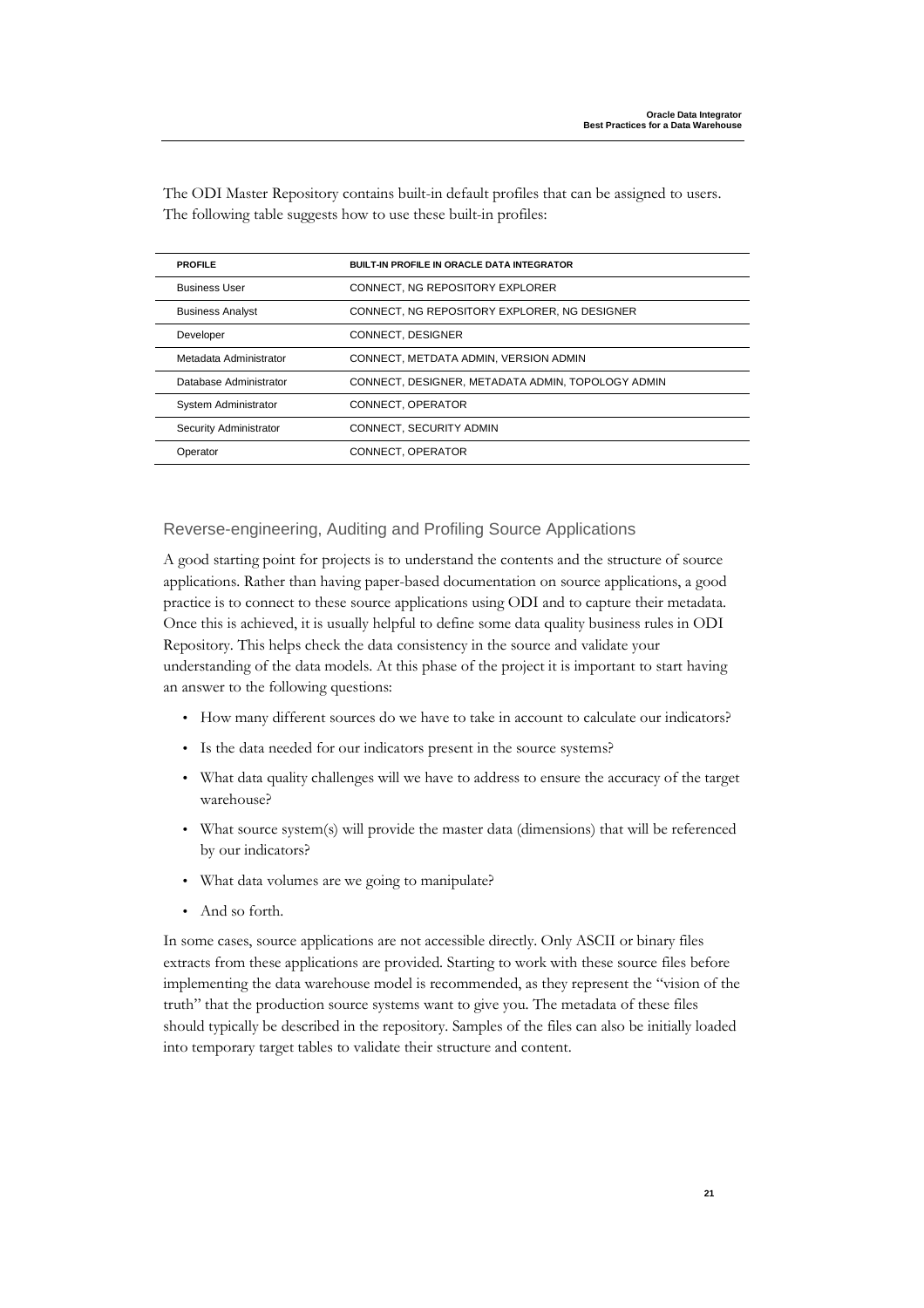The ODI Master Repository contains built-in default profiles that can be assigned to users. The following table suggests how to use these built-in profiles:

| PROFILE | BUILT-IN PROFILE IN ORACLE DATA INTEGRATOR |
|---|---|
| Business User | CONNECT, NG REPOSITORY EXPLORER |
| Business Analyst | CONNECT, NG REPOSITORY EXPLORER, NG DESIGNER |
| Developer | CONNECT, DESIGNER |
| Metadata Administrator | CONNECT, METDATA ADMIN, VERSION ADMIN |
| Database Administrator | CONNECT, DESIGNER, METADATA ADMIN, TOPOLOGY ADMIN |
| System Administrator | CONNECT, OPERATOR |
| Security Administrator | CONNECT, SECURITY ADMIN |
| Operator | CONNECT, OPERATOR |

## Reverse-engineering, Auditing and Profiling Source Applications

A good starting point for projects is to understand the contents and the structure of source applications. Rather than having paper-based documentation on source applications, a good practice is to connect to these source applications using ODI and to capture their metadata. Once this is achieved, it is usually helpful to define some data quality business rules in ODI Repository. This helps check the data consistency in the source and validate your understanding of the data models. At this phase of the project it is important to start having an answer to the following questions:

- How many different sources do we have to take in account to calculate our indicators?
- Is the data needed for our indicators present in the source systems?
- What data quality challenges will we have to address to ensure the accuracy of the target warehouse?
- What source system(s) will provide the master data (dimensions) that will be referenced by our indicators?
- What data volumes are we going to manipulate?
- And so forth.

In some cases, source applications are not accessible directly. Only ASCII or binary files extracts from these applications are provided. Starting to work with these source files before implementing the data warehouse model is recommended, as they represent the "vision of the truth" that the production source systems want to give you. The metadata of these files should typically be described in the repository. Samples of the files can also be initially loaded into temporary target tables to validate their structure and content.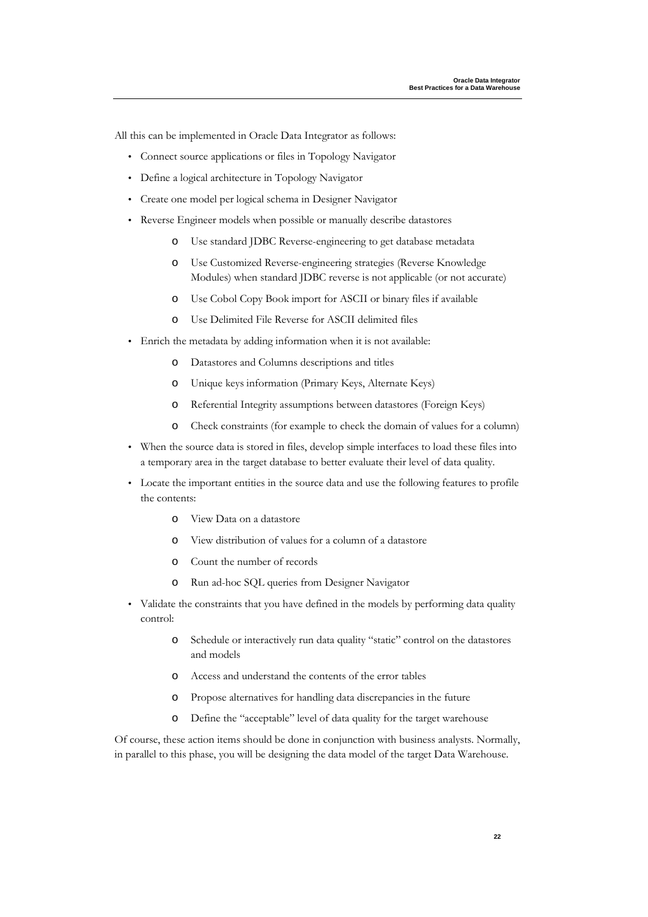All this can be implemented in Oracle Data Integrator as follows:

- Connect source applications or files in Topology Navigator
- Define a logical architecture in Topology Navigator
- Create one model per logical schema in Designer Navigator
- Reverse Engineer models when possible or manually describe datastores
  - Use standard JDBC Reverse-engineering to get database metadata
  - Use Customized Reverse-engineering strategies (Reverse Knowledge Modules) when standard JDBC reverse is not applicable (or not accurate)
  - Use Cobol Copy Book import for ASCII or binary files if available
  - Use Delimited File Reverse for ASCII delimited files
- Enrich the metadata by adding information when it is not available:
  - Datastores and Columns descriptions and titles
  - Unique keys information (Primary Keys, Alternate Keys)
  - Referential Integrity assumptions between datastores (Foreign Keys)
  - Check constraints (for example to check the domain of values for a column)
- When the source data is stored in files, develop simple interfaces to load these files into a temporary area in the target database to better evaluate their level of data quality.
- Locate the important entities in the source data and use the following features to profile the contents:
  - View Data on a datastore
  - View distribution of values for a column of a datastore
  - Count the number of records
  - Run ad-hoc SQL queries from Designer Navigator
- Validate the constraints that you have defined in the models by performing data quality control:
  - Schedule or interactively run data quality "static" control on the datastores and models
  - Access and understand the contents of the error tables
  - Propose alternatives for handling data discrepancies in the future
  - Define the "acceptable" level of data quality for the target warehouse

Of course, these action items should be done in conjunction with business analysts. Normally, in parallel to this phase, you will be designing the data model of the target Data Warehouse.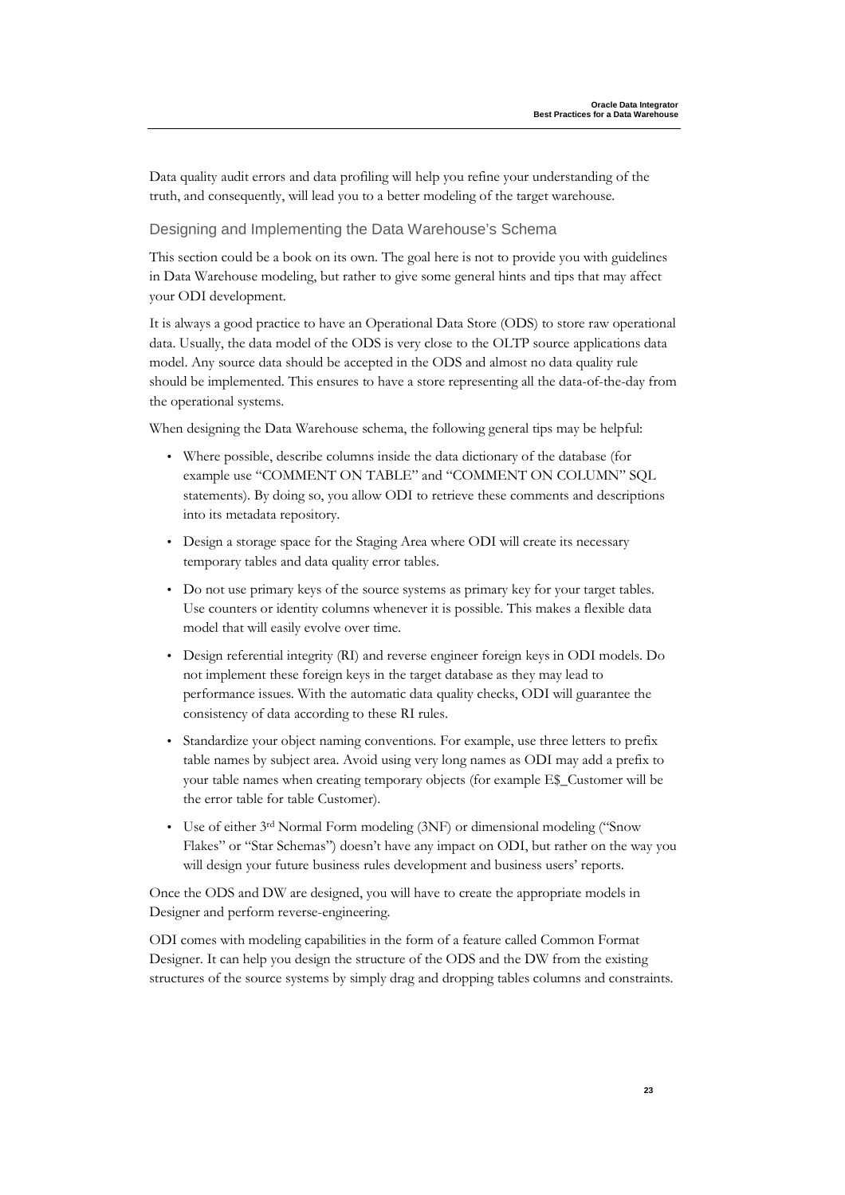Data quality audit errors and data profiling will help you refine your understanding of the truth, and consequently, will lead you to a better modeling of the target warehouse.

### Designing and Implementing the Data Warehouse's Schema

This section could be a book on its own. The goal here is not to provide you with guidelines in Data Warehouse modeling, but rather to give some general hints and tips that may affect your ODI development.

It is always a good practice to have an Operational Data Store (ODS) to store raw operational data. Usually, the data model of the ODS is very close to the OLTP source applications data model. Any source data should be accepted in the ODS and almost no data quality rule should be implemented. This ensures to have a store representing all the data-of-the-day from the operational systems.

When designing the Data Warehouse schema, the following general tips may be helpful:

- Where possible, describe columns inside the data dictionary of the database (for example use "COMMENT ON TABLE" and "COMMENT ON COLUMN" SQL statements). By doing so, you allow ODI to retrieve these comments and descriptions into its metadata repository.
- Design a storage space for the Staging Area where ODI will create its necessary temporary tables and data quality error tables.
- Do not use primary keys of the source systems as primary key for your target tables. Use counters or identity columns whenever it is possible. This makes a flexible data model that will easily evolve over time.
- Design referential integrity (RI) and reverse engineer foreign keys in ODI models. Do not implement these foreign keys in the target database as they may lead to performance issues. With the automatic data quality checks, ODI will guarantee the consistency of data according to these RI rules.
- Standardize your object naming conventions. For example, use three letters to prefix table names by subject area. Avoid using very long names as ODI may add a prefix to your table names when creating temporary objects (for example E$_Customer will be the error table for table Customer).
- Use of either 3rd Normal Form modeling (3NF) or dimensional modeling ("Snow Flakes" or "Star Schemas") doesn't have any impact on ODI, but rather on the way you will design your future business rules development and business users' reports.

Once the ODS and DW are designed, you will have to create the appropriate models in Designer and perform reverse-engineering.

ODI comes with modeling capabilities in the form of a feature called Common Format Designer. It can help you design the structure of the ODS and the DW from the existing structures of the source systems by simply drag and dropping tables columns and constraints.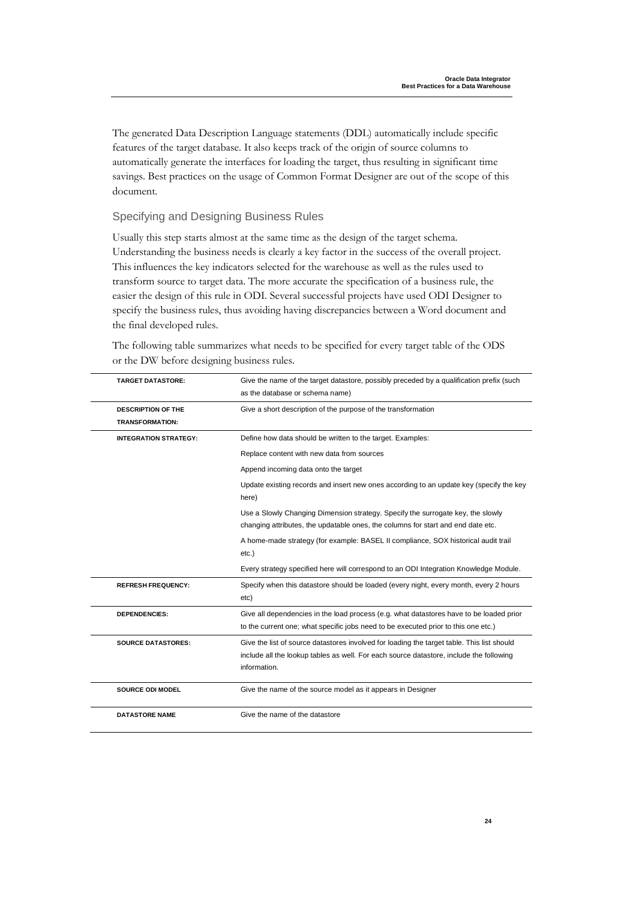The generated Data Description Language statements (DDL) automatically include specific features of the target database. It also keeps track of the origin of source columns to automatically generate the interfaces for loading the target, thus resulting in significant time savings. Best practices on the usage of Common Format Designer are out of the scope of this document.

### Specifying and Designing Business Rules

Usually this step starts almost at the same time as the design of the target schema. Understanding the business needs is clearly a key factor in the success of the overall project. This influences the key indicators selected for the warehouse as well as the rules used to transform source to target data. The more accurate the specification of a business rule, the easier the design of this rule in ODI. Several successful projects have used ODI Designer to specify the business rules, thus avoiding having discrepancies between a Word document and the final developed rules.

The following table summarizes what needs to be specified for every target table of the ODS or the DW before designing business rules.

| | |
|---|---|
| **TARGET DATASTORE:** | Give the name of the target datastore, possibly preceded by a qualification prefix (such as the database or schema name) |
| **DESCRIPTION OF THE TRANSFORMATION:** | Give a short description of the purpose of the transformation |
| **INTEGRATION STRATEGY:** | Define how data should be written to the target. Examples:<br>Replace content with new data from sources<br>Append incoming data onto the target<br>Update existing records and insert new ones according to an update key (specify the key here)<br>Use a Slowly Changing Dimension strategy. Specify the surrogate key, the slowly changing attributes, the updatable ones, the columns for start and end date etc.<br>A home-made strategy (for example: BASEL II compliance, SOX historical audit trail etc.)<br>Every strategy specified here will correspond to an ODI Integration Knowledge Module. |
| **REFRESH FREQUENCY:** | Specify when this datastore should be loaded (every night, every month, every 2 hours etc) |
| **DEPENDENCIES:** | Give all dependencies in the load process (e.g. what datastores have to be loaded prior to the current one; what specific jobs need to be executed prior to this one etc.) |
| **SOURCE DATASTORES:** | Give the list of source datastores involved for loading the target table. This list should include all the lookup tables as well. For each source datastore, include the following information. |
| **SOURCE ODI MODEL** | Give the name of the source model as it appears in Designer |
| **DATASTORE NAME** | Give the name of the datastore |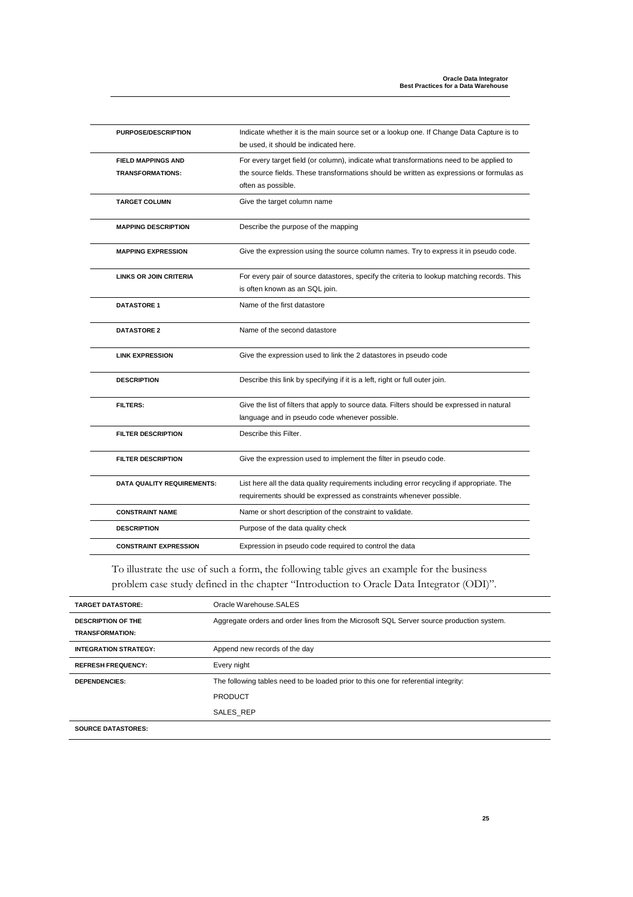| | |
|---|---|
| **PURPOSE/DESCRIPTION** | Indicate whether it is the main source set or a lookup one. If Change Data Capture is to be used, it should be indicated here. |
| **FIELD MAPPINGS AND TRANSFORMATIONS:** | For every target field (or column), indicate what transformations need to be applied to the source fields. These transformations should be written as expressions or formulas as often as possible. |
| **TARGET COLUMN** | Give the target column name |
| **MAPPING DESCRIPTION** | Describe the purpose of the mapping |
| **MAPPING EXPRESSION** | Give the expression using the source column names. Try to express it in pseudo code. |
| **LINKS OR JOIN CRITERIA** | For every pair of source datastores, specify the criteria to lookup matching records. This is often known as an SQL join. |
| **DATASTORE 1** | Name of the first datastore |
| **DATASTORE 2** | Name of the second datastore |
| **LINK EXPRESSION** | Give the expression used to link the 2 datastores in pseudo code |
| **DESCRIPTION** | Describe this link by specifying if it is a left, right or full outer join. |
| **FILTERS:** | Give the list of filters that apply to source data. Filters should be expressed in natural language and in pseudo code whenever possible. |
| **FILTER DESCRIPTION** | Describe this Filter. |
| **FILTER DESCRIPTION** | Give the expression used to implement the filter in pseudo code. |
| **DATA QUALITY REQUIREMENTS:** | List here all the data quality requirements including error recycling if appropriate. The requirements should be expressed as constraints whenever possible. |
| **CONSTRAINT NAME** | Name or short description of the constraint to validate. |
| **DESCRIPTION** | Purpose of the data quality check |
| **CONSTRAINT EXPRESSION** | Expression in pseudo code required to control the data |

To illustrate the use of such a form, the following table gives an example for the business problem case study defined in the chapter "Introduction to Oracle Data Integrator (ODI)".

| | |
|---|---|
| **TARGET DATASTORE:** | Oracle Warehouse.SALES |
| **DESCRIPTION OF THE TRANSFORMATION:** | Aggregate orders and order lines from the Microsoft SQL Server source production system. |
| **INTEGRATION STRATEGY:** | Append new records of the day |
| **REFRESH FREQUENCY:** | Every night |
| **DEPENDENCIES:** | The following tables need to be loaded prior to this one for referential integrity:<br>PRODUCT<br>SALES_REP |
| **SOURCE DATASTORES:** | |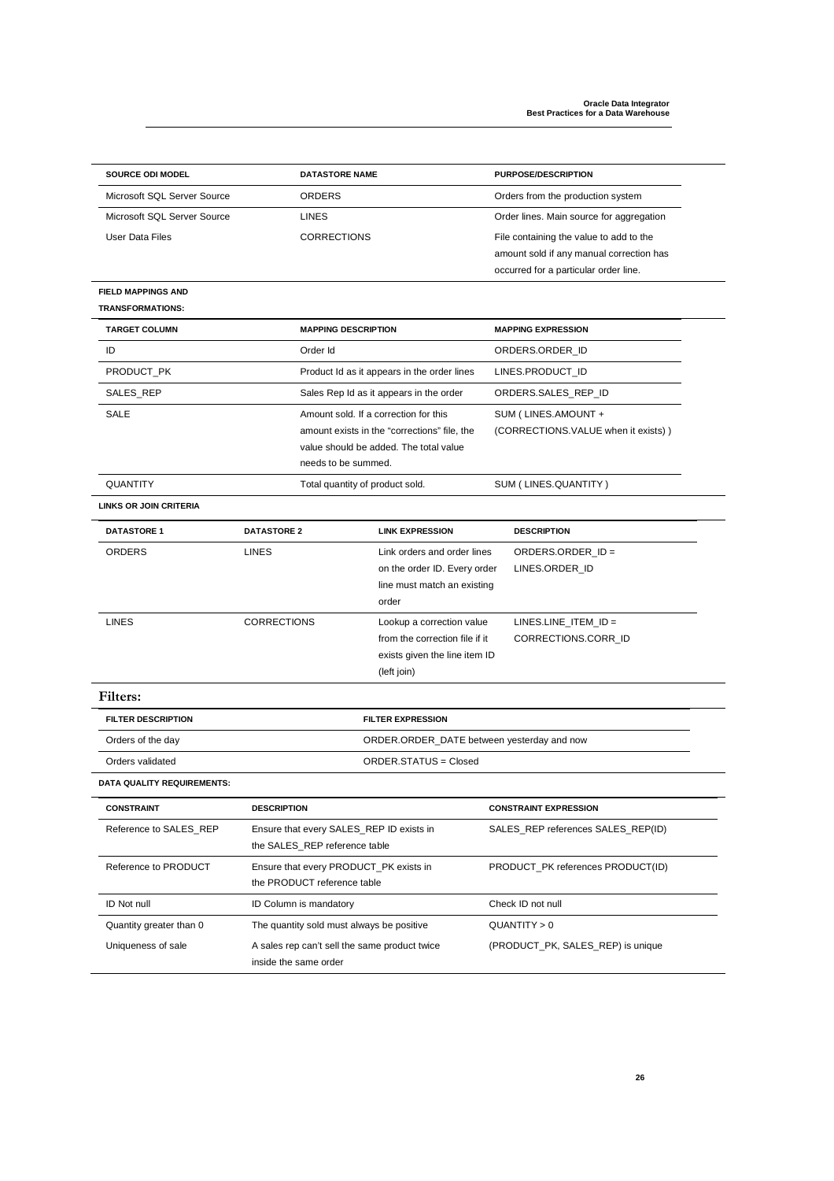| SOURCE ODI MODEL | DATASTORE NAME | PURPOSE/DESCRIPTION |
|---|---|---|
| Microsoft SQL Server Source | ORDERS | Orders from the production system |
| Microsoft SQL Server Source | LINES | Order lines. Main source for aggregation |
| User Data Files | CORRECTIONS | File containing the value to add to the amount sold if any manual correction has occurred for a particular order line. |

**FIELD MAPPINGS AND TRANSFORMATIONS:**

| TARGET COLUMN | MAPPING DESCRIPTION | MAPPING EXPRESSION |
|---|---|---|
| ID | Order Id | ORDERS.ORDER_ID |
| PRODUCT_PK | Product Id as it appears in the order lines | LINES.PRODUCT_ID |
| SALES_REP | Sales Rep Id as it appears in the order | ORDERS.SALES_REP_ID |
| SALE | Amount sold. If a correction for this amount exists in the "corrections" file, the value should be added. The total value needs to be summed. | SUM ( LINES.AMOUNT + (CORRECTIONS.VALUE when it exists) ) |
| QUANTITY | Total quantity of product sold. | SUM ( LINES.QUANTITY ) |

**LINKS OR JOIN CRITERIA**

| DATASTORE 1 | DATASTORE 2 | LINK EXPRESSION | DESCRIPTION |
|---|---|---|---|
| ORDERS | LINES | Link orders and order lines on the order ID. Every order line must match an existing order | ORDERS.ORDER_ID = LINES.ORDER_ID |
| LINES | CORRECTIONS | Lookup a correction value from the correction file if it exists given the line item ID (left join) | LINES.LINE_ITEM_ID = CORRECTIONS.CORR_ID |

**Filters:**

| FILTER DESCRIPTION | FILTER EXPRESSION |
|---|---|
| Orders of the day | ORDER.ORDER_DATE between yesterday and now |
| Orders validated | ORDER.STATUS = Closed |

**DATA QUALITY REQUIREMENTS:**

| CONSTRAINT | DESCRIPTION | CONSTRAINT EXPRESSION |
|---|---|---|
| Reference to SALES_REP | Ensure that every SALES_REP ID exists in the SALES_REP reference table | SALES_REP references SALES_REP(ID) |
| Reference to PRODUCT | Ensure that every PRODUCT_PK exists in the PRODUCT reference table | PRODUCT_PK references PRODUCT(ID) |
| ID Not null | ID Column is mandatory | Check ID not null |
| Quantity greater than 0 | The quantity sold must always be positive | QUANTITY > 0 |
| Uniqueness of sale | A sales rep can't sell the same product twice inside the same order | (PRODUCT_PK, SALES_REP) is unique |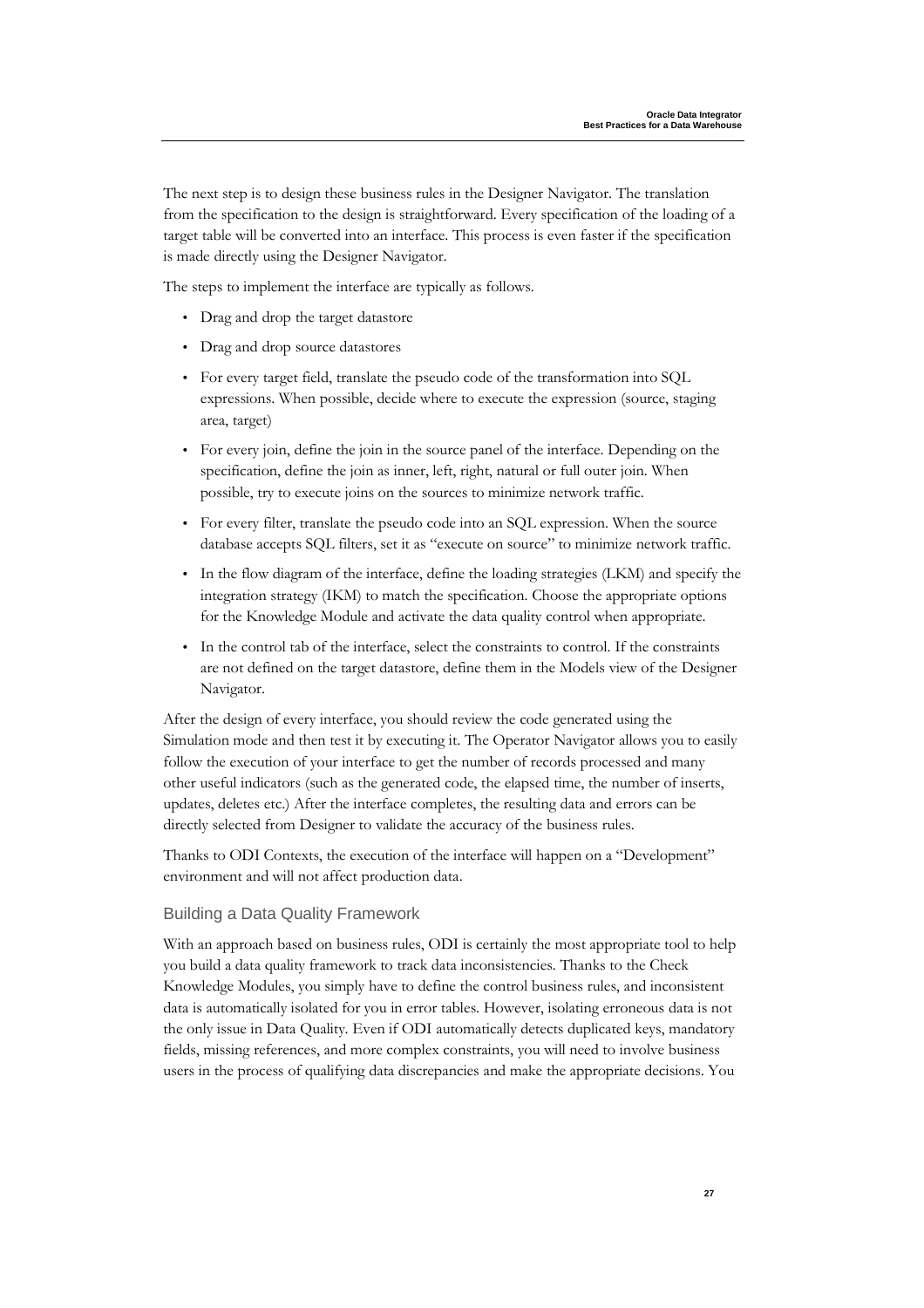The next step is to design these business rules in the Designer Navigator. The translation from the specification to the design is straightforward. Every specification of the loading of a target table will be converted into an interface. This process is even faster if the specification is made directly using the Designer Navigator.

The steps to implement the interface are typically as follows.

- Drag and drop the target datastore
- Drag and drop source datastores
- For every target field, translate the pseudo code of the transformation into SQL expressions. When possible, decide where to execute the expression (source, staging area, target)
- For every join, define the join in the source panel of the interface. Depending on the specification, define the join as inner, left, right, natural or full outer join. When possible, try to execute joins on the sources to minimize network traffic.
- For every filter, translate the pseudo code into an SQL expression. When the source database accepts SQL filters, set it as "execute on source" to minimize network traffic.
- In the flow diagram of the interface, define the loading strategies (LKM) and specify the integration strategy (IKM) to match the specification. Choose the appropriate options for the Knowledge Module and activate the data quality control when appropriate.
- In the control tab of the interface, select the constraints to control. If the constraints are not defined on the target datastore, define them in the Models view of the Designer Navigator.

After the design of every interface, you should review the code generated using the Simulation mode and then test it by executing it. The Operator Navigator allows you to easily follow the execution of your interface to get the number of records processed and many other useful indicators (such as the generated code, the elapsed time, the number of inserts, updates, deletes etc.) After the interface completes, the resulting data and errors can be directly selected from Designer to validate the accuracy of the business rules.

Thanks to ODI Contexts, the execution of the interface will happen on a "Development" environment and will not affect production data.

### Building a Data Quality Framework

With an approach based on business rules, ODI is certainly the most appropriate tool to help you build a data quality framework to track data inconsistencies. Thanks to the Check Knowledge Modules, you simply have to define the control business rules, and inconsistent data is automatically isolated for you in error tables. However, isolating erroneous data is not the only issue in Data Quality. Even if ODI automatically detects duplicated keys, mandatory fields, missing references, and more complex constraints, you will need to involve business users in the process of qualifying data discrepancies and make the appropriate decisions. You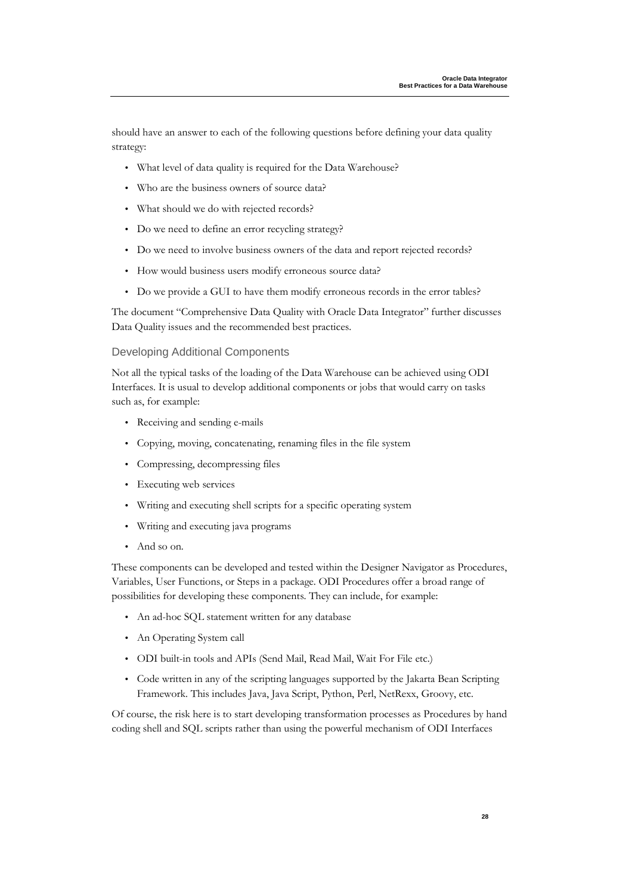should have an answer to each of the following questions before defining your data quality strategy:

- What level of data quality is required for the Data Warehouse?
- Who are the business owners of source data?
- What should we do with rejected records?
- Do we need to define an error recycling strategy?
- Do we need to involve business owners of the data and report rejected records?
- How would business users modify erroneous source data?
- Do we provide a GUI to have them modify erroneous records in the error tables?

The document "Comprehensive Data Quality with Oracle Data Integrator" further discusses Data Quality issues and the recommended best practices.

### Developing Additional Components

Not all the typical tasks of the loading of the Data Warehouse can be achieved using ODI Interfaces. It is usual to develop additional components or jobs that would carry on tasks such as, for example:

- Receiving and sending e-mails
- Copying, moving, concatenating, renaming files in the file system
- Compressing, decompressing files
- Executing web services
- Writing and executing shell scripts for a specific operating system
- Writing and executing java programs
- And so on.

These components can be developed and tested within the Designer Navigator as Procedures, Variables, User Functions, or Steps in a package. ODI Procedures offer a broad range of possibilities for developing these components. They can include, for example:

- An ad-hoc SQL statement written for any database
- An Operating System call
- ODI built-in tools and APIs (Send Mail, Read Mail, Wait For File etc.)
- Code written in any of the scripting languages supported by the Jakarta Bean Scripting Framework. This includes Java, Java Script, Python, Perl, NetRexx, Groovy, etc.

Of course, the risk here is to start developing transformation processes as Procedures by hand coding shell and SQL scripts rather than using the powerful mechanism of ODI Interfaces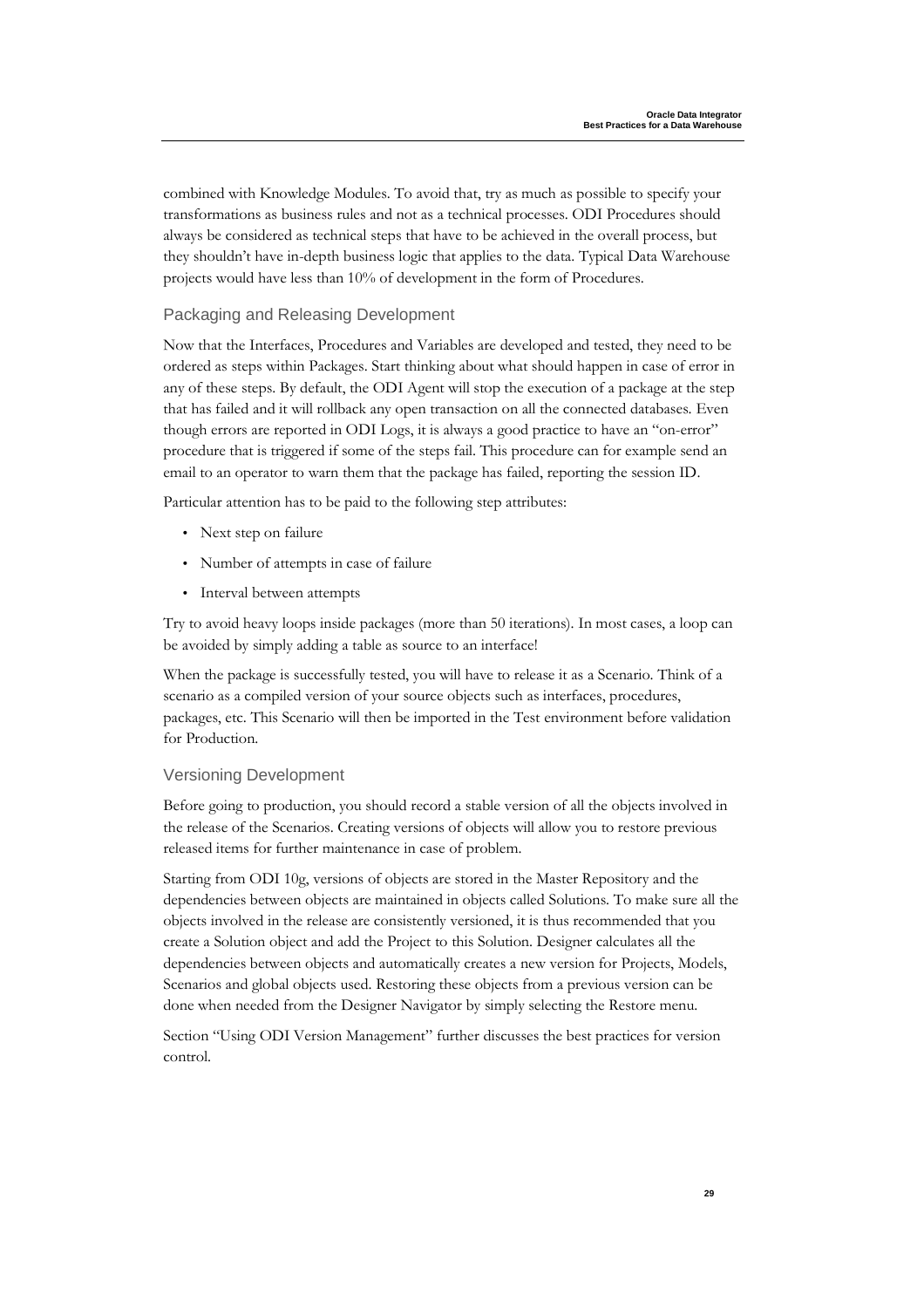combined with Knowledge Modules. To avoid that, try as much as possible to specify your transformations as business rules and not as a technical processes. ODI Procedures should always be considered as technical steps that have to be achieved in the overall process, but they shouldn't have in-depth business logic that applies to the data. Typical Data Warehouse projects would have less than 10% of development in the form of Procedures.

### Packaging and Releasing Development

Now that the Interfaces, Procedures and Variables are developed and tested, they need to be ordered as steps within Packages. Start thinking about what should happen in case of error in any of these steps. By default, the ODI Agent will stop the execution of a package at the step that has failed and it will rollback any open transaction on all the connected databases. Even though errors are reported in ODI Logs, it is always a good practice to have an "on-error" procedure that is triggered if some of the steps fail. This procedure can for example send an email to an operator to warn them that the package has failed, reporting the session ID.

Particular attention has to be paid to the following step attributes:

- Next step on failure
- Number of attempts in case of failure
- Interval between attempts

Try to avoid heavy loops inside packages (more than 50 iterations). In most cases, a loop can be avoided by simply adding a table as source to an interface!

When the package is successfully tested, you will have to release it as a Scenario. Think of a scenario as a compiled version of your source objects such as interfaces, procedures, packages, etc. This Scenario will then be imported in the Test environment before validation for Production.

### Versioning Development

Before going to production, you should record a stable version of all the objects involved in the release of the Scenarios. Creating versions of objects will allow you to restore previous released items for further maintenance in case of problem.

Starting from ODI 10g, versions of objects are stored in the Master Repository and the dependencies between objects are maintained in objects called Solutions. To make sure all the objects involved in the release are consistently versioned, it is thus recommended that you create a Solution object and add the Project to this Solution. Designer calculates all the dependencies between objects and automatically creates a new version for Projects, Models, Scenarios and global objects used. Restoring these objects from a previous version can be done when needed from the Designer Navigator by simply selecting the Restore menu.

Section "Using ODI Version Management" further discusses the best practices for version control.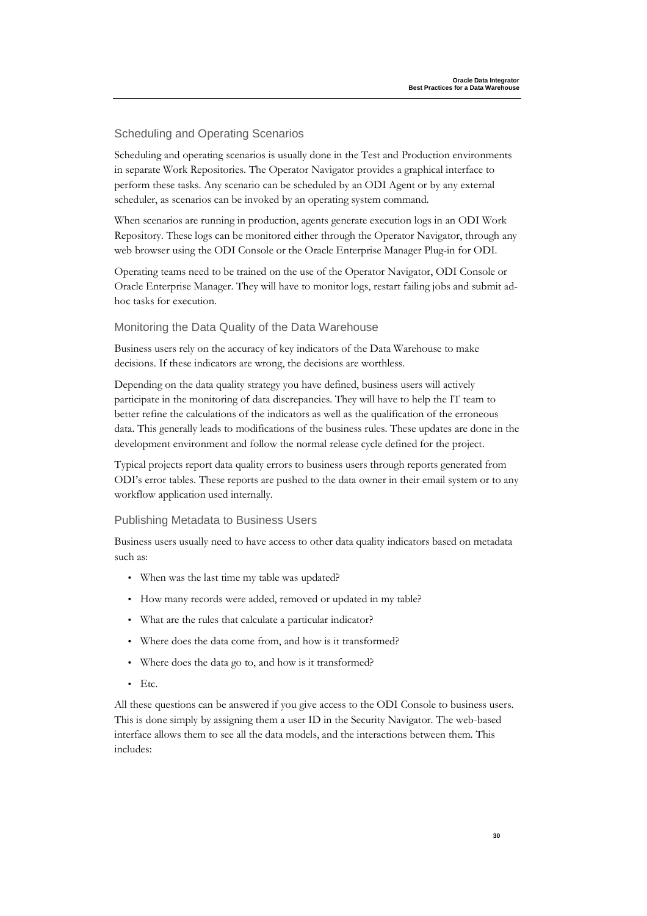### Scheduling and Operating Scenarios

Scheduling and operating scenarios is usually done in the Test and Production environments in separate Work Repositories. The Operator Navigator provides a graphical interface to perform these tasks. Any scenario can be scheduled by an ODI Agent or by any external scheduler, as scenarios can be invoked by an operating system command.

When scenarios are running in production, agents generate execution logs in an ODI Work Repository. These logs can be monitored either through the Operator Navigator, through any web browser using the ODI Console or the Oracle Enterprise Manager Plug-in for ODI.

Operating teams need to be trained on the use of the Operator Navigator, ODI Console or Oracle Enterprise Manager. They will have to monitor logs, restart failing jobs and submit ad-hoc tasks for execution.

### Monitoring the Data Quality of the Data Warehouse

Business users rely on the accuracy of key indicators of the Data Warehouse to make decisions. If these indicators are wrong, the decisions are worthless.

Depending on the data quality strategy you have defined, business users will actively participate in the monitoring of data discrepancies. They will have to help the IT team to better refine the calculations of the indicators as well as the qualification of the erroneous data. This generally leads to modifications of the business rules. These updates are done in the development environment and follow the normal release cycle defined for the project.

Typical projects report data quality errors to business users through reports generated from ODI's error tables. These reports are pushed to the data owner in their email system or to any workflow application used internally.

### Publishing Metadata to Business Users

Business users usually need to have access to other data quality indicators based on metadata such as:

- When was the last time my table was updated?
- How many records were added, removed or updated in my table?
- What are the rules that calculate a particular indicator?
- Where does the data come from, and how is it transformed?
- Where does the data go to, and how is it transformed?
- Etc.

All these questions can be answered if you give access to the ODI Console to business users. This is done simply by assigning them a user ID in the Security Navigator. The web-based interface allows them to see all the data models, and the interactions between them. This includes: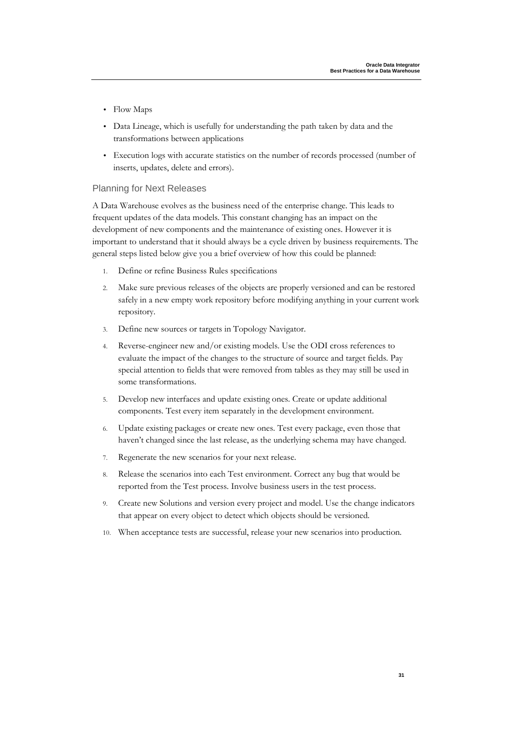- Flow Maps
- Data Lineage, which is usefully for understanding the path taken by data and the transformations between applications
- Execution logs with accurate statistics on the number of records processed (number of inserts, updates, delete and errors).

## Planning for Next Releases

A Data Warehouse evolves as the business need of the enterprise change. This leads to frequent updates of the data models. This constant changing has an impact on the development of new components and the maintenance of existing ones. However it is important to understand that it should always be a cycle driven by business requirements. The general steps listed below give you a brief overview of how this could be planned:

1. Define or refine Business Rules specifications
2. Make sure previous releases of the objects are properly versioned and can be restored safely in a new empty work repository before modifying anything in your current work repository.
3. Define new sources or targets in Topology Navigator.
4. Reverse-engineer new and/or existing models. Use the ODI cross references to evaluate the impact of the changes to the structure of source and target fields. Pay special attention to fields that were removed from tables as they may still be used in some transformations.
5. Develop new interfaces and update existing ones. Create or update additional components. Test every item separately in the development environment.
6. Update existing packages or create new ones. Test every package, even those that haven't changed since the last release, as the underlying schema may have changed.
7. Regenerate the new scenarios for your next release.
8. Release the scenarios into each Test environment. Correct any bug that would be reported from the Test process. Involve business users in the test process.
9. Create new Solutions and version every project and model. Use the change indicators that appear on every object to detect which objects should be versioned.
10. When acceptance tests are successful, release your new scenarios into production.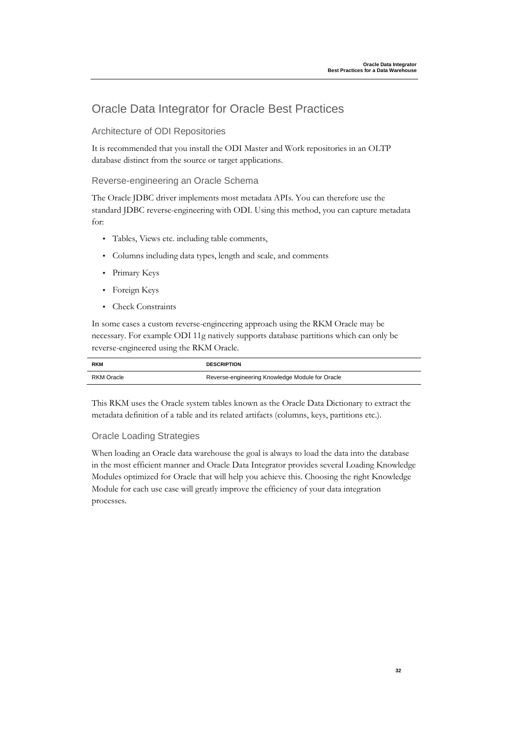# Oracle Data Integrator for Oracle Best Practices

## Architecture of ODI Repositories

It is recommended that you install the ODI Master and Work repositories in an OLTP database distinct from the source or target applications.

## Reverse-engineering an Oracle Schema

The Oracle JDBC driver implements most metadata APIs. You can therefore use the standard JDBC reverse-engineering with ODI. Using this method, you can capture metadata for:

- Tables, Views etc. including table comments,
- Columns including data types, length and scale, and comments
- Primary Keys
- Foreign Keys
- Check Constraints

In some cases a custom reverse-engineering approach using the RKM Oracle may be necessary. For example ODI 11g natively supports database partitions which can only be reverse-engineered using the RKM Oracle.

| RKM | DESCRIPTION |
| --- | --- |
| RKM Oracle | Reverse-engineering Knowledge Module for Oracle |

This RKM uses the Oracle system tables known as the Oracle Data Dictionary to extract the metadata definition of a table and its related artifacts (columns, keys, partitions etc.).

## Oracle Loading Strategies

When loading an Oracle data warehouse the goal is always to load the data into the database in the most efficient manner and Oracle Data Integrator provides several Loading Knowledge Modules optimized for Oracle that will help you achieve this. Choosing the right Knowledge Module for each use case will greatly improve the efficiency of your data integration processes.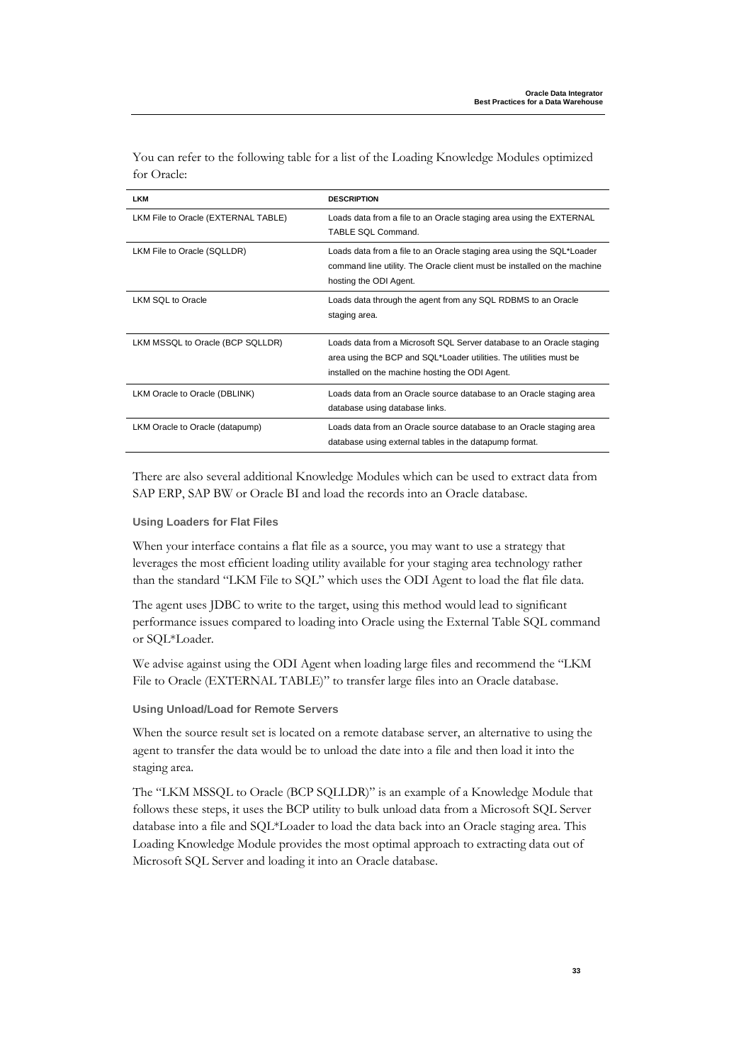You can refer to the following table for a list of the Loading Knowledge Modules optimized for Oracle:

| LKM | DESCRIPTION |
| --- | --- |
| LKM File to Oracle (EXTERNAL TABLE) | Loads data from a file to an Oracle staging area using the EXTERNAL TABLE SQL Command. |
| LKM File to Oracle (SQLLDR) | Loads data from a file to an Oracle staging area using the SQL*Loader command line utility. The Oracle client must be installed on the machine hosting the ODI Agent. |
| LKM SQL to Oracle | Loads data through the agent from any SQL RDBMS to an Oracle staging area. |
| LKM MSSQL to Oracle (BCP SQLLDR) | Loads data from a Microsoft SQL Server database to an Oracle staging area using the BCP and SQL*Loader utilities. The utilities must be installed on the machine hosting the ODI Agent. |
| LKM Oracle to Oracle (DBLINK) | Loads data from an Oracle source database to an Oracle staging area database using database links. |
| LKM Oracle to Oracle (datapump) | Loads data from an Oracle source database to an Oracle staging area database using external tables in the datapump format. |

There are also several additional Knowledge Modules which can be used to extract data from SAP ERP, SAP BW or Oracle BI and load the records into an Oracle database.

#### Using Loaders for Flat Files

When your interface contains a flat file as a source, you may want to use a strategy that leverages the most efficient loading utility available for your staging area technology rather than the standard "LKM File to SQL" which uses the ODI Agent to load the flat file data.

The agent uses JDBC to write to the target, using this method would lead to significant performance issues compared to loading into Oracle using the External Table SQL command or SQL*Loader.

We advise against using the ODI Agent when loading large files and recommend the "LKM File to Oracle (EXTERNAL TABLE)" to transfer large files into an Oracle database.

#### Using Unload/Load for Remote Servers

When the source result set is located on a remote database server, an alternative to using the agent to transfer the data would be to unload the date into a file and then load it into the staging area.

The "LKM MSSQL to Oracle (BCP SQLLDR)" is an example of a Knowledge Module that follows these steps, it uses the BCP utility to bulk unload data from a Microsoft SQL Server database into a file and SQL*Loader to load the data back into an Oracle staging area. This Loading Knowledge Module provides the most optimal approach to extracting data out of Microsoft SQL Server and loading it into an Oracle database.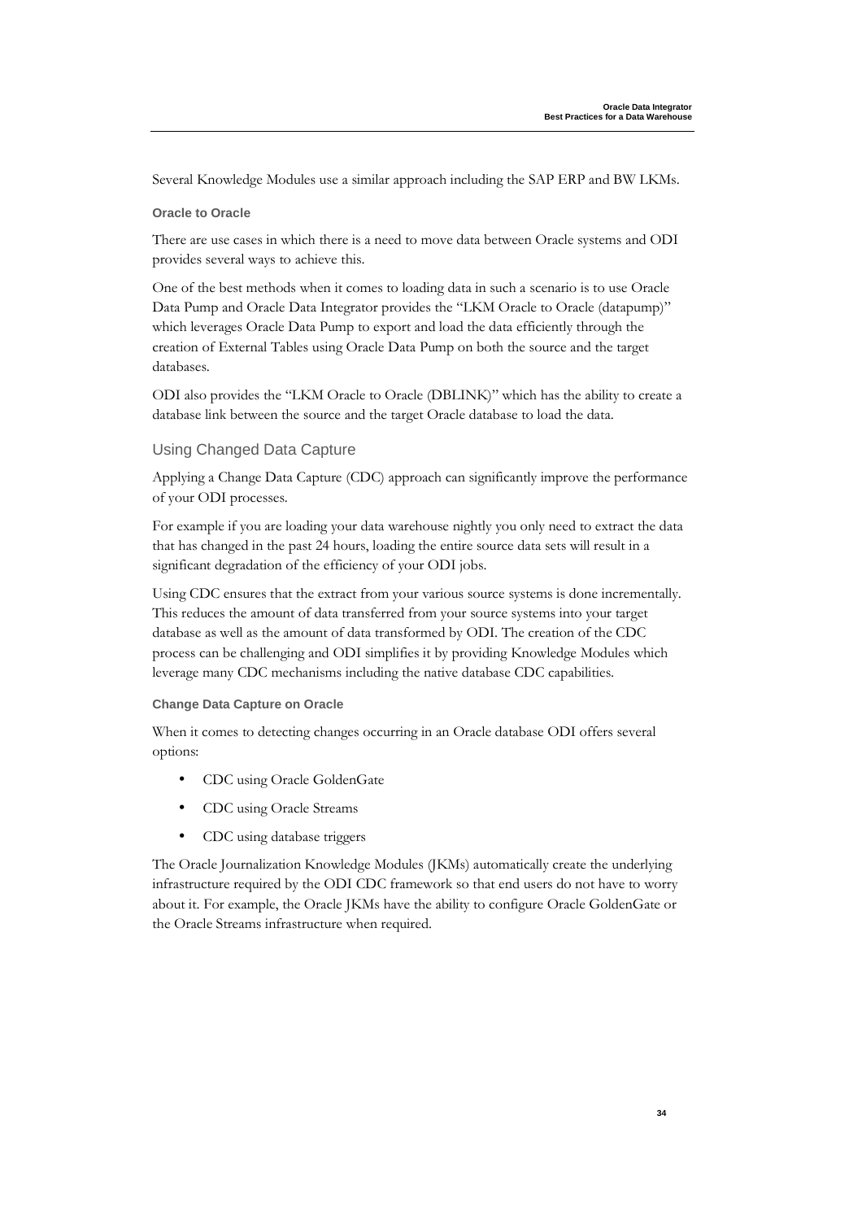Several Knowledge Modules use a similar approach including the SAP ERP and BW LKMs.

#### Oracle to Oracle

There are use cases in which there is a need to move data between Oracle systems and ODI provides several ways to achieve this.

One of the best methods when it comes to loading data in such a scenario is to use Oracle Data Pump and Oracle Data Integrator provides the "LKM Oracle to Oracle (datapump)" which leverages Oracle Data Pump to export and load the data efficiently through the creation of External Tables using Oracle Data Pump on both the source and the target databases.

ODI also provides the "LKM Oracle to Oracle (DBLINK)" which has the ability to create a database link between the source and the target Oracle database to load the data.

### Using Changed Data Capture

Applying a Change Data Capture (CDC) approach can significantly improve the performance of your ODI processes.

For example if you are loading your data warehouse nightly you only need to extract the data that has changed in the past 24 hours, loading the entire source data sets will result in a significant degradation of the efficiency of your ODI jobs.

Using CDC ensures that the extract from your various source systems is done incrementally. This reduces the amount of data transferred from your source systems into your target database as well as the amount of data transformed by ODI. The creation of the CDC process can be challenging and ODI simplifies it by providing Knowledge Modules which leverage many CDC mechanisms including the native database CDC capabilities.

#### Change Data Capture on Oracle

When it comes to detecting changes occurring in an Oracle database ODI offers several options:

- CDC using Oracle GoldenGate
- CDC using Oracle Streams
- CDC using database triggers

The Oracle Journalization Knowledge Modules (JKMs) automatically create the underlying infrastructure required by the ODI CDC framework so that end users do not have to worry about it. For example, the Oracle JKMs have the ability to configure Oracle GoldenGate or the Oracle Streams infrastructure when required.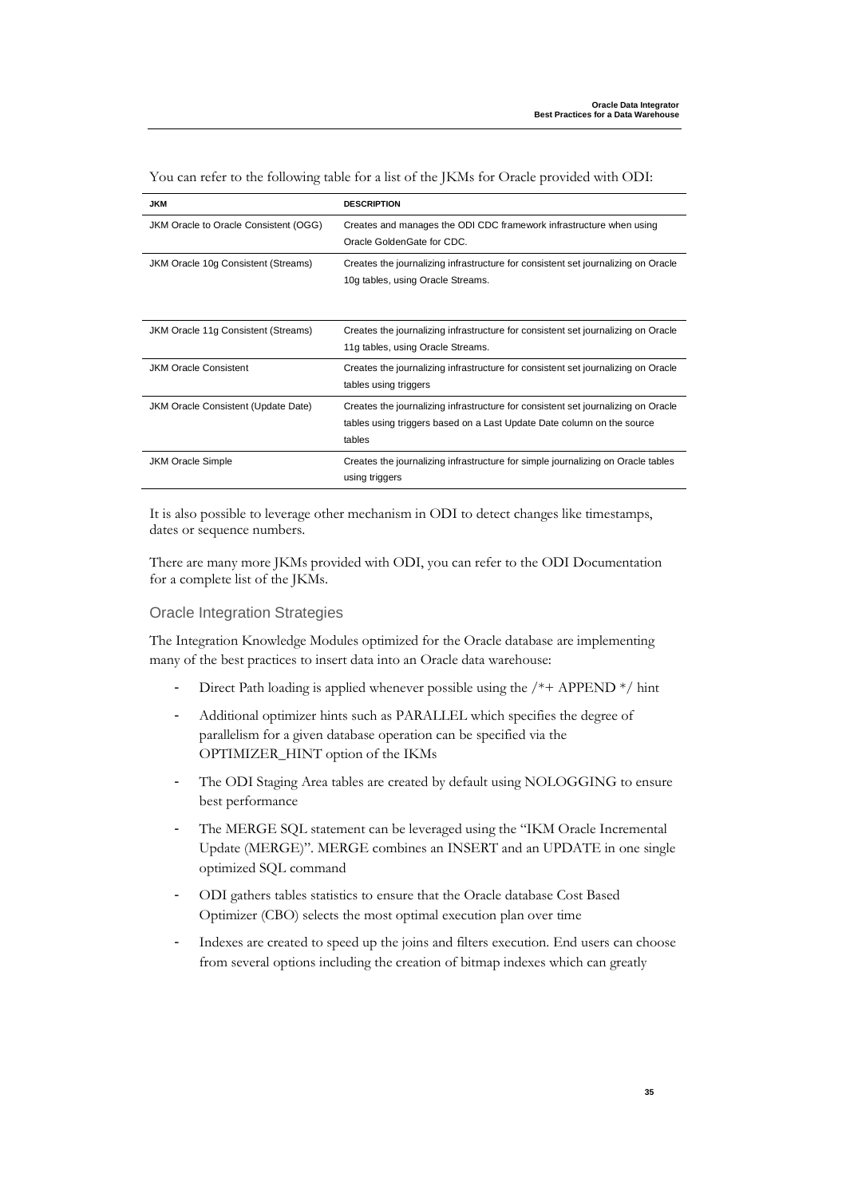You can refer to the following table for a list of the JKMs for Oracle provided with ODI:

| JKM | DESCRIPTION |
|---|---|
| JKM Oracle to Oracle Consistent (OGG) | Creates and manages the ODI CDC framework infrastructure when using Oracle GoldenGate for CDC. |
| JKM Oracle 10g Consistent (Streams) | Creates the journalizing infrastructure for consistent set journalizing on Oracle 10g tables, using Oracle Streams. |
| JKM Oracle 11g Consistent (Streams) | Creates the journalizing infrastructure for consistent set journalizing on Oracle 11g tables, using Oracle Streams. |
| JKM Oracle Consistent | Creates the journalizing infrastructure for consistent set journalizing on Oracle tables using triggers |
| JKM Oracle Consistent (Update Date) | Creates the journalizing infrastructure for consistent set journalizing on Oracle tables using triggers based on a Last Update Date column on the source tables |
| JKM Oracle Simple | Creates the journalizing infrastructure for simple journalizing on Oracle tables using triggers |

It is also possible to leverage other mechanism in ODI to detect changes like timestamps, dates or sequence numbers.

There are many more JKMs provided with ODI, you can refer to the ODI Documentation for a complete list of the JKMs.

### Oracle Integration Strategies

The Integration Knowledge Modules optimized for the Oracle database are implementing many of the best practices to insert data into an Oracle data warehouse:

- Direct Path loading is applied whenever possible using the /*+ APPEND */ hint
- Additional optimizer hints such as PARALLEL which specifies the degree of parallelism for a given database operation can be specified via the OPTIMIZER_HINT option of the IKMs
- The ODI Staging Area tables are created by default using NOLOGGING to ensure best performance
- The MERGE SQL statement can be leveraged using the "IKM Oracle Incremental Update (MERGE)". MERGE combines an INSERT and an UPDATE in one single optimized SQL command
- ODI gathers tables statistics to ensure that the Oracle database Cost Based Optimizer (CBO) selects the most optimal execution plan over time
- Indexes are created to speed up the joins and filters execution. End users can choose from several options including the creation of bitmap indexes which can greatly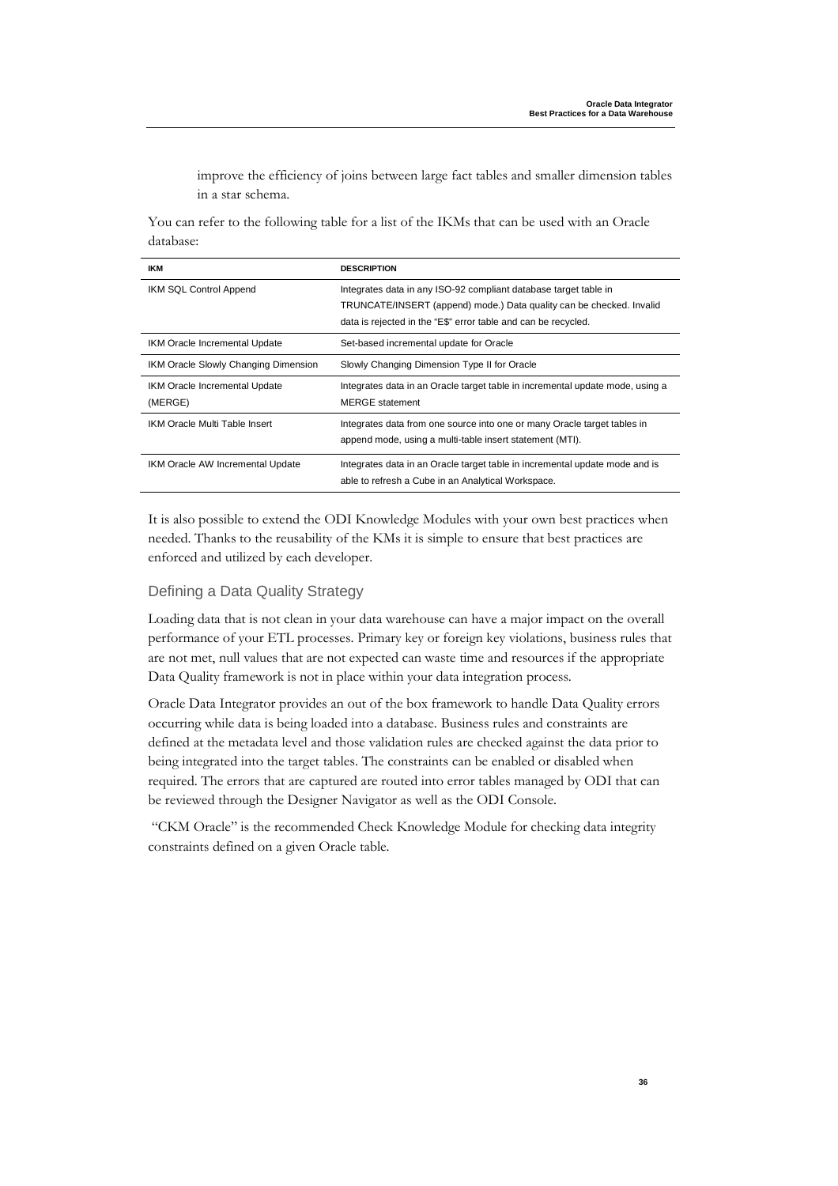improve the efficiency of joins between large fact tables and smaller dimension tables in a star schema.

You can refer to the following table for a list of the IKMs that can be used with an Oracle database:

| IKM | DESCRIPTION |
|---|---|
| IKM SQL Control Append | Integrates data in any ISO-92 compliant database target table in TRUNCATE/INSERT (append) mode.) Data quality can be checked. Invalid data is rejected in the "E$" error table and can be recycled. |
| IKM Oracle Incremental Update | Set-based incremental update for Oracle |
| IKM Oracle Slowly Changing Dimension | Slowly Changing Dimension Type II for Oracle |
| IKM Oracle Incremental Update (MERGE) | Integrates data in an Oracle target table in incremental update mode, using a MERGE statement |
| IKM Oracle Multi Table Insert | Integrates data from one source into one or many Oracle target tables in append mode, using a multi-table insert statement (MTI). |
| IKM Oracle AW Incremental Update | Integrates data in an Oracle target table in incremental update mode and is able to refresh a Cube in an Analytical Workspace. |

It is also possible to extend the ODI Knowledge Modules with your own best practices when needed. Thanks to the reusability of the KMs it is simple to ensure that best practices are enforced and utilized by each developer.

## Defining a Data Quality Strategy

Loading data that is not clean in your data warehouse can have a major impact on the overall performance of your ETL processes. Primary key or foreign key violations, business rules that are not met, null values that are not expected can waste time and resources if the appropriate Data Quality framework is not in place within your data integration process.

Oracle Data Integrator provides an out of the box framework to handle Data Quality errors occurring while data is being loaded into a database. Business rules and constraints are defined at the metadata level and those validation rules are checked against the data prior to being integrated into the target tables. The constraints can be enabled or disabled when required. The errors that are captured are routed into error tables managed by ODI that can be reviewed through the Designer Navigator as well as the ODI Console.

"CKM Oracle" is the recommended Check Knowledge Module for checking data integrity constraints defined on a given Oracle table.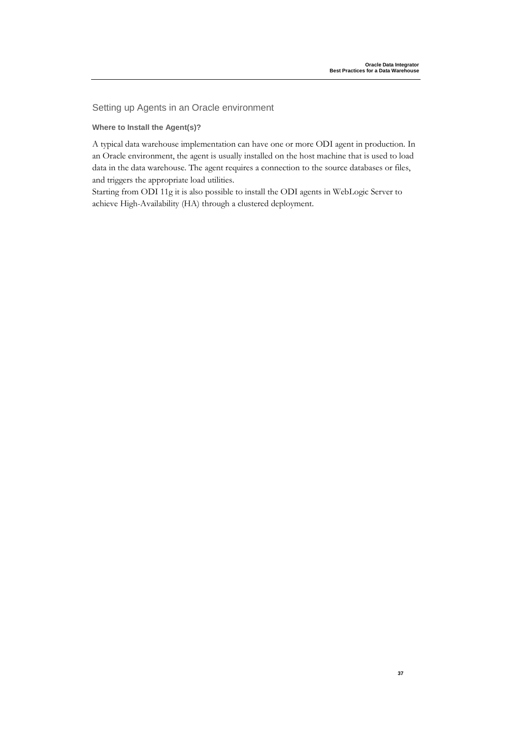## Setting up Agents in an Oracle environment

### Where to Install the Agent(s)?

A typical data warehouse implementation can have one or more ODI agent in production. In an Oracle environment, the agent is usually installed on the host machine that is used to load data in the data warehouse. The agent requires a connection to the source databases or files, and triggers the appropriate load utilities.

Starting from ODI 11g it is also possible to install the ODI agents in WebLogic Server to achieve High-Availability (HA) through a clustered deployment.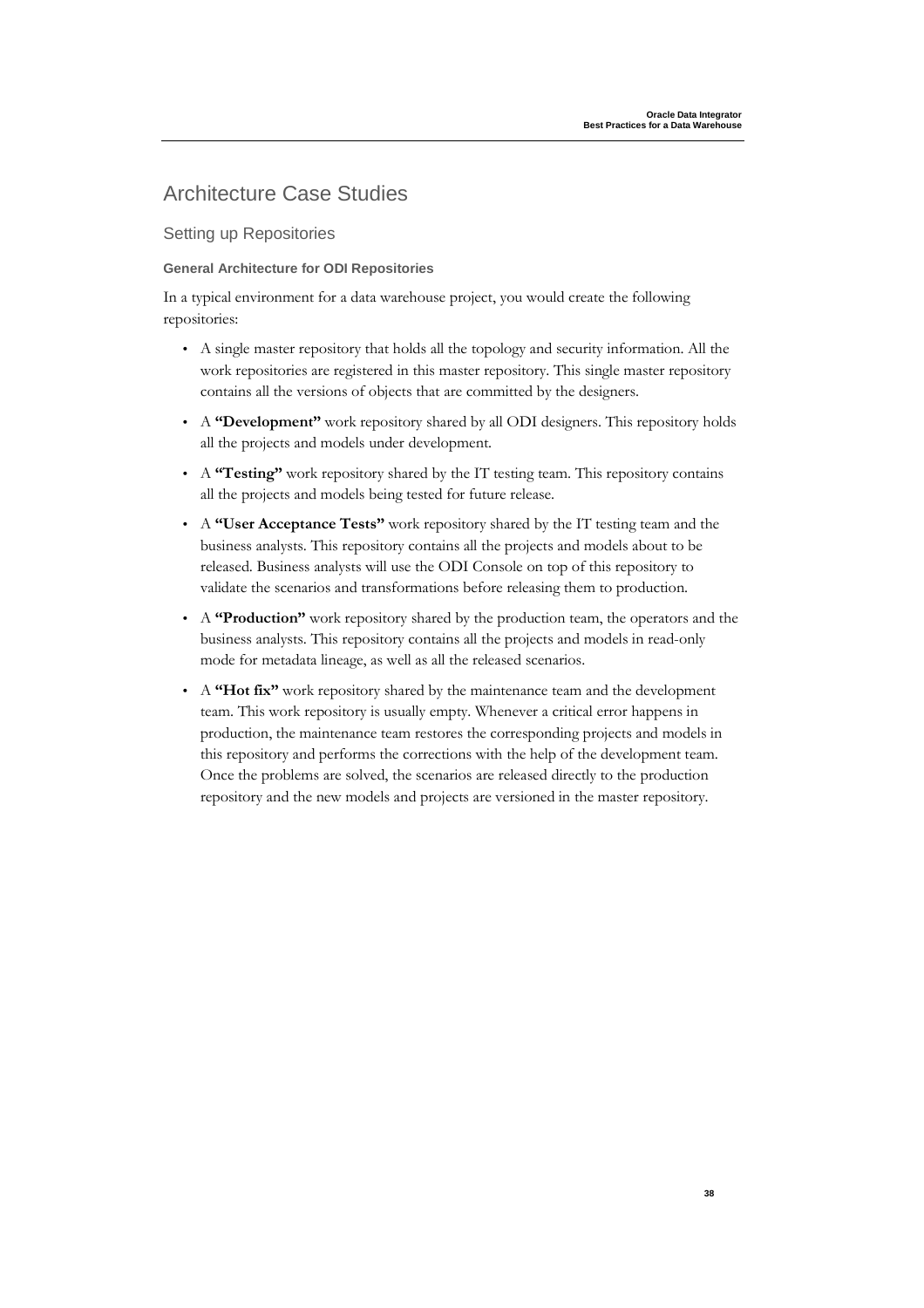# Architecture Case Studies

## Setting up Repositories

### General Architecture for ODI Repositories

In a typical environment for a data warehouse project, you would create the following repositories:

- A single master repository that holds all the topology and security information. All the work repositories are registered in this master repository. This single master repository contains all the versions of objects that are committed by the designers.
- A **"Development"** work repository shared by all ODI designers. This repository holds all the projects and models under development.
- A **"Testing"** work repository shared by the IT testing team. This repository contains all the projects and models being tested for future release.
- A **"User Acceptance Tests"** work repository shared by the IT testing team and the business analysts. This repository contains all the projects and models about to be released. Business analysts will use the ODI Console on top of this repository to validate the scenarios and transformations before releasing them to production.
- A **"Production"** work repository shared by the production team, the operators and the business analysts. This repository contains all the projects and models in read-only mode for metadata lineage, as well as all the released scenarios.
- A **"Hot fix"** work repository shared by the maintenance team and the development team. This work repository is usually empty. Whenever a critical error happens in production, the maintenance team restores the corresponding projects and models in this repository and performs the corrections with the help of the development team. Once the problems are solved, the scenarios are released directly to the production repository and the new models and projects are versioned in the master repository.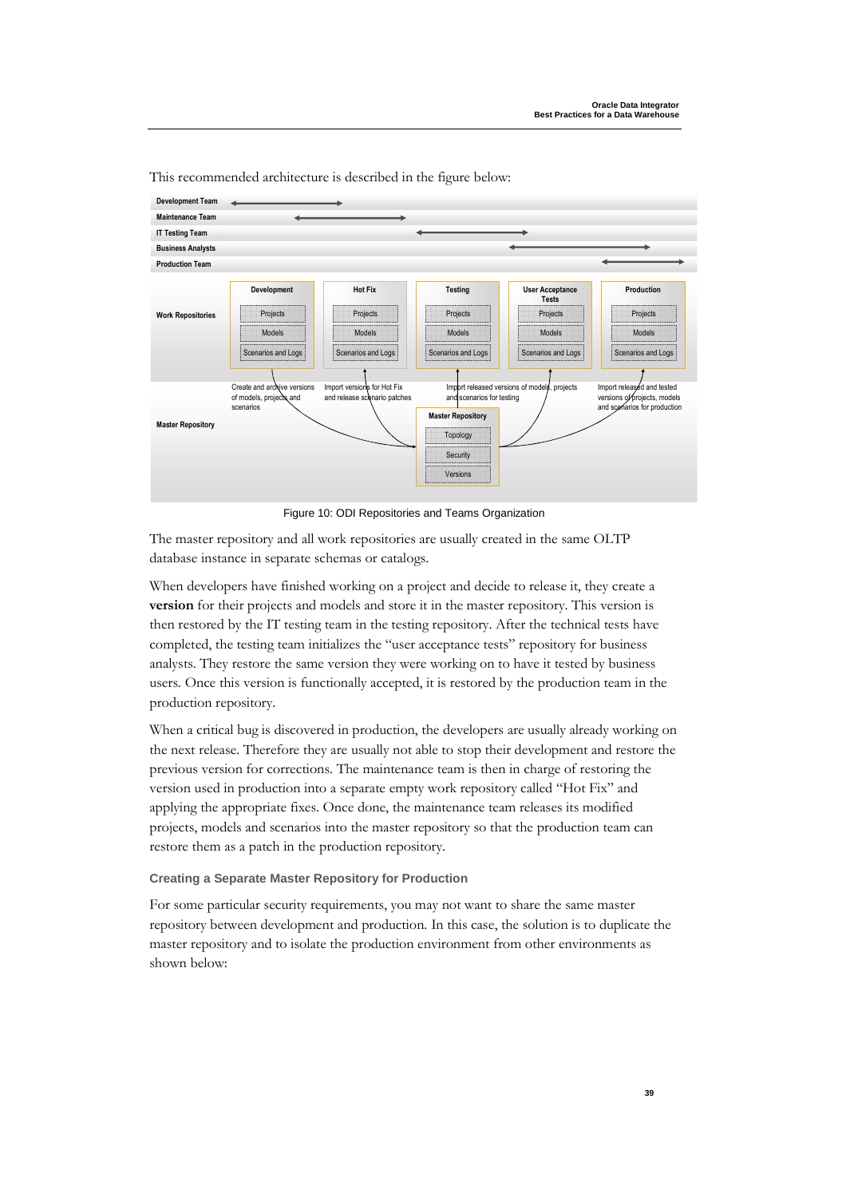This recommended architecture is described in the figure below:

Figure 10: ODI Repositories and Teams Organization

The master repository and all work repositories are usually created in the same OLTP database instance in separate schemas or catalogs.

When developers have finished working on a project and decide to release it, they create a **version** for their projects and models and store it in the master repository. This version is then restored by the IT testing team in the testing repository. After the technical tests have completed, the testing team initializes the “user acceptance tests” repository for business analysts. They restore the same version they were working on to have it tested by business users. Once this version is functionally accepted, it is restored by the production team in the production repository.

When a critical bug is discovered in production, the developers are usually already working on the next release. Therefore they are usually not able to stop their development and restore the previous version for corrections. The maintenance team is then in charge of restoring the version used in production into a separate empty work repository called “Hot Fix” and applying the appropriate fixes. Once done, the maintenance team releases its modified projects, models and scenarios into the master repository so that the production team can restore them as a patch in the production repository.

### Creating a Separate Master Repository for Production

For some particular security requirements, you may not want to share the same master repository between development and production. In this case, the solution is to duplicate the master repository and to isolate the production environment from other environments as shown below: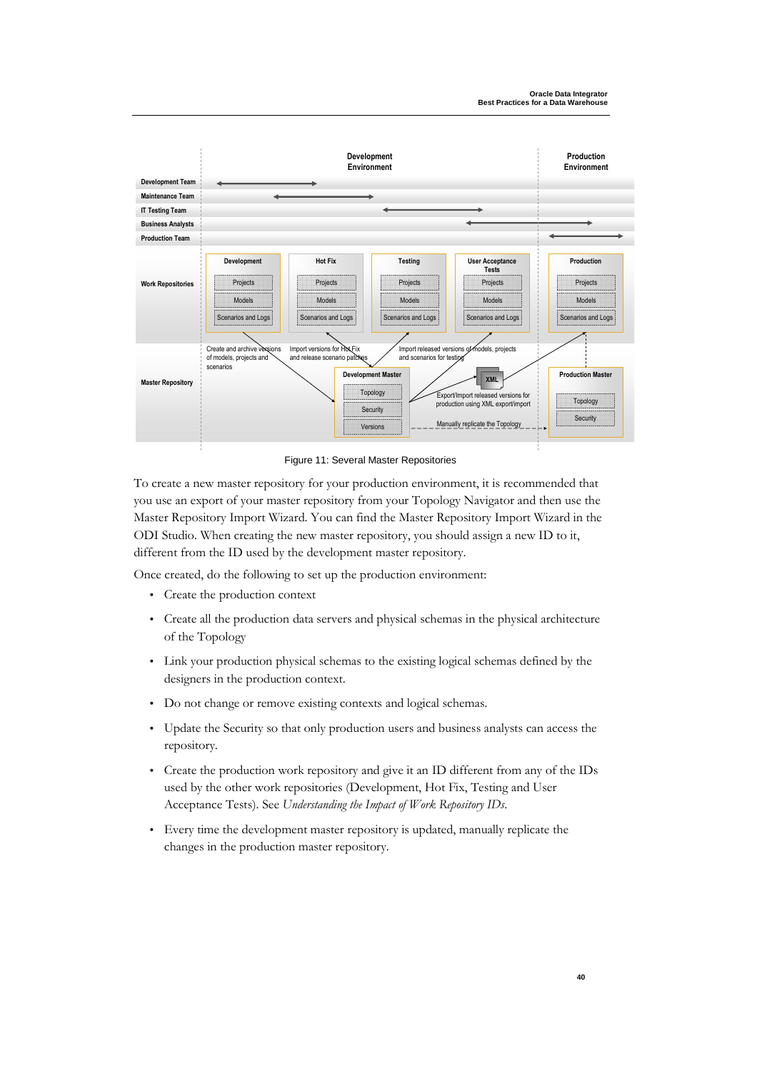Figure 11: Several Master Repositories

To create a new master repository for your production environment, it is recommended that you use an export of your master repository from your Topology Navigator and then use the Master Repository Import Wizard. You can find the Master Repository Import Wizard in the ODI Studio. When creating the new master repository, you should assign a new ID to it, different from the ID used by the development master repository.

Once created, do the following to set up the production environment:

- Create the production context
- Create all the production data servers and physical schemas in the physical architecture of the Topology
- Link your production physical schemas to the existing logical schemas defined by the designers in the production context.
- Do not change or remove existing contexts and logical schemas.
- Update the Security so that only production users and business analysts can access the repository.
- Create the production work repository and give it an ID different from any of the IDs used by the other work repositories (Development, Hot Fix, Testing and User Acceptance Tests). See *Understanding the Impact of Work Repository IDs*.
- Every time the development master repository is updated, manually replicate the changes in the production master repository.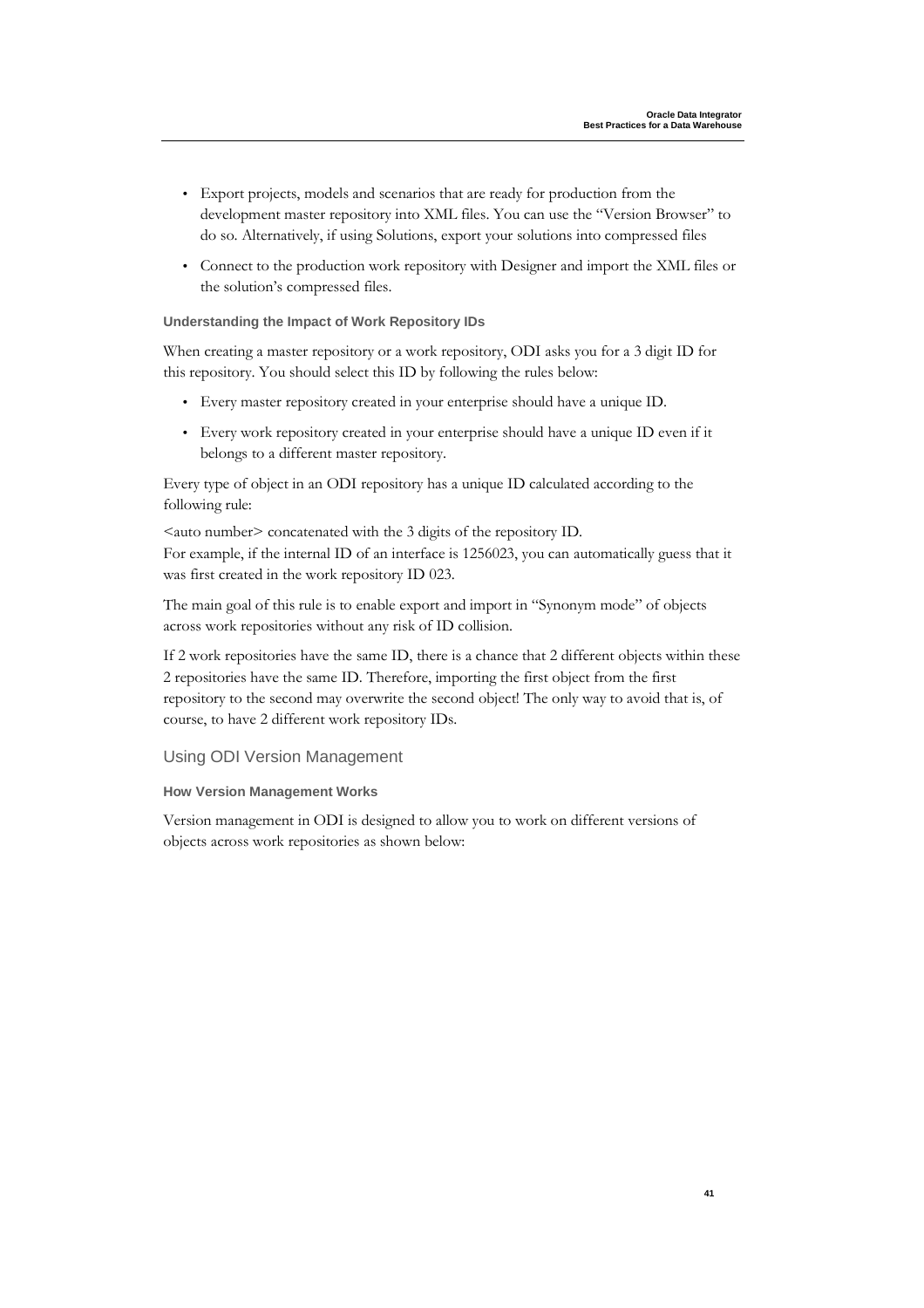- Export projects, models and scenarios that are ready for production from the development master repository into XML files. You can use the "Version Browser" to do so. Alternatively, if using Solutions, export your solutions into compressed files
- Connect to the production work repository with Designer and import the XML files or the solution's compressed files.

#### Understanding the Impact of Work Repository IDs

When creating a master repository or a work repository, ODI asks you for a 3 digit ID for this repository. You should select this ID by following the rules below:

- Every master repository created in your enterprise should have a unique ID.
- Every work repository created in your enterprise should have a unique ID even if it belongs to a different master repository.

Every type of object in an ODI repository has a unique ID calculated according to the following rule:

<auto number> concatenated with the 3 digits of the repository ID.
For example, if the internal ID of an interface is 1256023, you can automatically guess that it was first created in the work repository ID 023.

The main goal of this rule is to enable export and import in "Synonym mode" of objects across work repositories without any risk of ID collision.

If 2 work repositories have the same ID, there is a chance that 2 different objects within these 2 repositories have the same ID. Therefore, importing the first object from the first repository to the second may overwrite the second object! The only way to avoid that is, of course, to have 2 different work repository IDs.

### Using ODI Version Management

#### How Version Management Works

Version management in ODI is designed to allow you to work on different versions of objects across work repositories as shown below: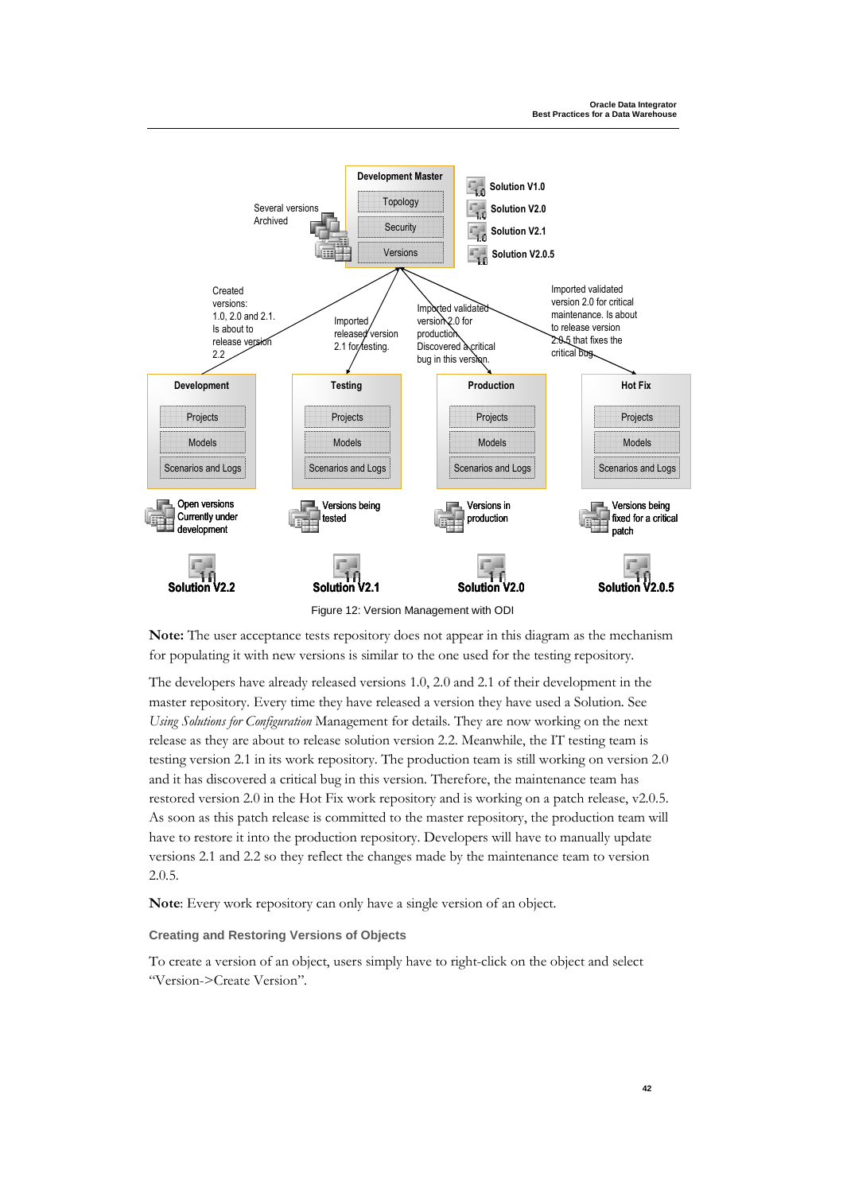Figure 12: Version Management with ODI

**Note:** The user acceptance tests repository does not appear in this diagram as the mechanism for populating it with new versions is similar to the one used for the testing repository.

The developers have already released versions 1.0, 2.0 and 2.1 of their development in the master repository. Every time they have released a version they have used a Solution. See *Using Solutions for Configuration* Management for details. They are now working on the next release as they are about to release solution version 2.2. Meanwhile, the IT testing team is testing version 2.1 in its work repository. The production team is still working on version 2.0 and it has discovered a critical bug in this version. Therefore, the maintenance team has restored version 2.0 in the Hot Fix work repository and is working on a patch release, v2.0.5. As soon as this patch release is committed to the master repository, the production team will have to restore it into the production repository. Developers will have to manually update versions 2.1 and 2.2 so they reflect the changes made by the maintenance team to version 2.0.5.

**Note**: Every work repository can only have a single version of an object.

### Creating and Restoring Versions of Objects

To create a version of an object, users simply have to right-click on the object and select "Version->Create Version".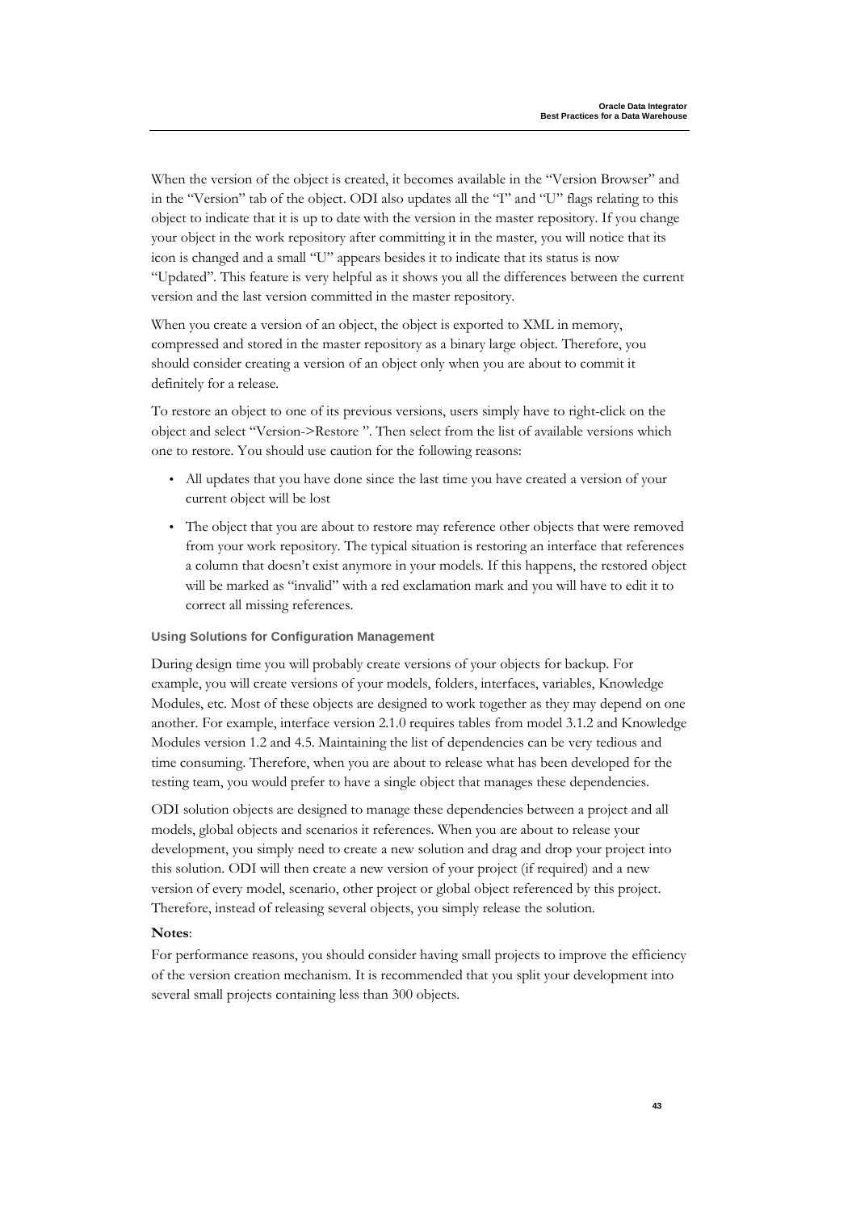When the version of the object is created, it becomes available in the "Version Browser" and in the "Version" tab of the object. ODI also updates all the "I" and "U" flags relating to this object to indicate that it is up to date with the version in the master repository. If you change your object in the work repository after committing it in the master, you will notice that its icon is changed and a small "U" appears besides it to indicate that its status is now "Updated". This feature is very helpful as it shows you all the differences between the current version and the last version committed in the master repository.

When you create a version of an object, the object is exported to XML in memory, compressed and stored in the master repository as a binary large object. Therefore, you should consider creating a version of an object only when you are about to commit it definitely for a release.

To restore an object to one of its previous versions, users simply have to right-click on the object and select "Version->Restore ". Then select from the list of available versions which one to restore. You should use caution for the following reasons:

- All updates that you have done since the last time you have created a version of your current object will be lost
- The object that you are about to restore may reference other objects that were removed from your work repository. The typical situation is restoring an interface that references a column that doesn't exist anymore in your models. If this happens, the restored object will be marked as "invalid" with a red exclamation mark and you will have to edit it to correct all missing references.

#### Using Solutions for Configuration Management

During design time you will probably create versions of your objects for backup. For example, you will create versions of your models, folders, interfaces, variables, Knowledge Modules, etc. Most of these objects are designed to work together as they may depend on one another. For example, interface version 2.1.0 requires tables from model 3.1.2 and Knowledge Modules version 1.2 and 4.5. Maintaining the list of dependencies can be very tedious and time consuming. Therefore, when you are about to release what has been developed for the testing team, you would prefer to have a single object that manages these dependencies.

ODI solution objects are designed to manage these dependencies between a project and all models, global objects and scenarios it references. When you are about to release your development, you simply need to create a new solution and drag and drop your project into this solution. ODI will then create a new version of your project (if required) and a new version of every model, scenario, other project or global object referenced by this project. Therefore, instead of releasing several objects, you simply release the solution.

**Notes**:
For performance reasons, you should consider having small projects to improve the efficiency of the version creation mechanism. It is recommended that you split your development into several small projects containing less than 300 objects.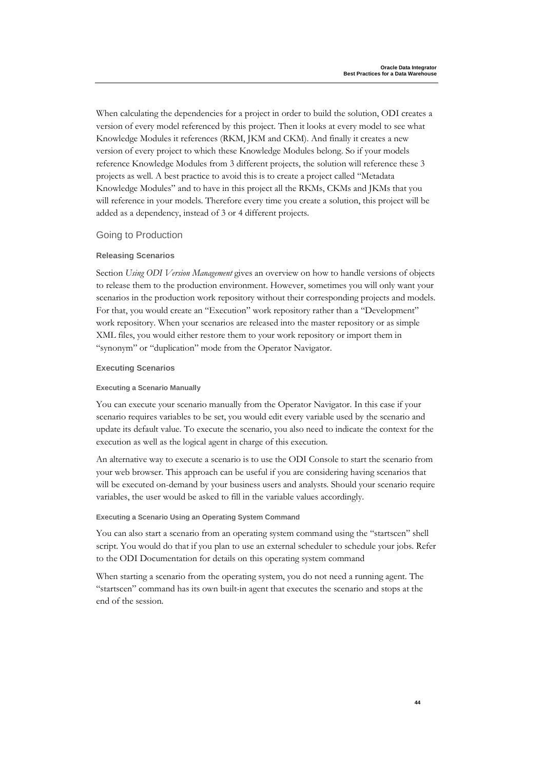When calculating the dependencies for a project in order to build the solution, ODI creates a version of every model referenced by this project. Then it looks at every model to see what Knowledge Modules it references (RKM, JKM and CKM). And finally it creates a new version of every project to which these Knowledge Modules belong. So if your models reference Knowledge Modules from 3 different projects, the solution will reference these 3 projects as well. A best practice to avoid this is to create a project called "Metadata Knowledge Modules" and to have in this project all the RKMs, CKMs and JKMs that you will reference in your models. Therefore every time you create a solution, this project will be added as a dependency, instead of 3 or 4 different projects.

## Going to Production

### Releasing Scenarios

Section *Using ODI Version Management* gives an overview on how to handle versions of objects to release them to the production environment. However, sometimes you will only want your scenarios in the production work repository without their corresponding projects and models. For that, you would create an "Execution" work repository rather than a "Development" work repository. When your scenarios are released into the master repository or as simple XML files, you would either restore them to your work repository or import them in "synonym" or "duplication" mode from the Operator Navigator.

### Executing Scenarios

#### Executing a Scenario Manually

You can execute your scenario manually from the Operator Navigator. In this case if your scenario requires variables to be set, you would edit every variable used by the scenario and update its default value. To execute the scenario, you also need to indicate the context for the execution as well as the logical agent in charge of this execution.

An alternative way to execute a scenario is to use the ODI Console to start the scenario from your web browser. This approach can be useful if you are considering having scenarios that will be executed on-demand by your business users and analysts. Should your scenario require variables, the user would be asked to fill in the variable values accordingly.

#### Executing a Scenario Using an Operating System Command

You can also start a scenario from an operating system command using the "startscen" shell script. You would do that if you plan to use an external scheduler to schedule your jobs. Refer to the ODI Documentation for details on this operating system command

When starting a scenario from the operating system, you do not need a running agent. The "startscen" command has its own built-in agent that executes the scenario and stops at the end of the session.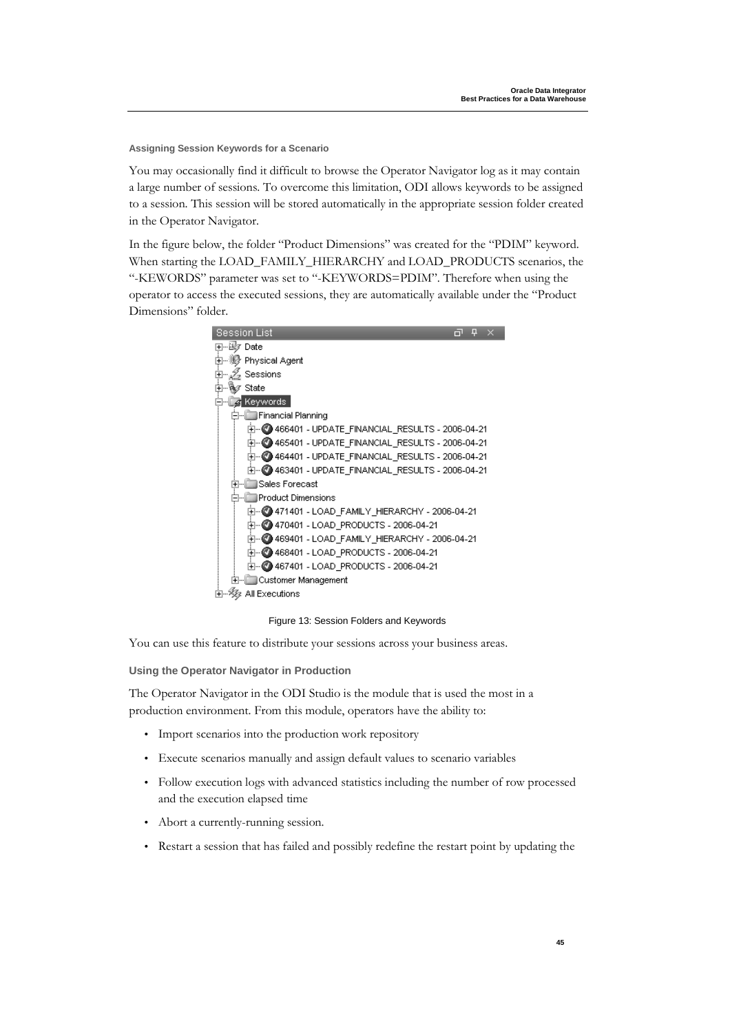### Assigning Session Keywords for a Scenario

You may occasionally find it difficult to browse the Operator Navigator log as it may contain a large number of sessions. To overcome this limitation, ODI allows keywords to be assigned to a session. This session will be stored automatically in the appropriate session folder created in the Operator Navigator.

In the figure below, the folder "Product Dimensions" was created for the "PDIM" keyword. When starting the LOAD_FAMILY_HIERARCHY and LOAD_PRODUCTS scenarios, the "-KEWORDS" parameter was set to "-KEYWORDS=PDIM". Therefore when using the operator to access the executed sessions, they are automatically available under the "Product Dimensions" folder.

Figure 13: Session Folders and Keywords

You can use this feature to distribute your sessions across your business areas.

### Using the Operator Navigator in Production

The Operator Navigator in the ODI Studio is the module that is used the most in a production environment. From this module, operators have the ability to:

- Import scenarios into the production work repository
- Execute scenarios manually and assign default values to scenario variables
- Follow execution logs with advanced statistics including the number of row processed and the execution elapsed time
- Abort a currently-running session.
- Restart a session that has failed and possibly redefine the restart point by updating the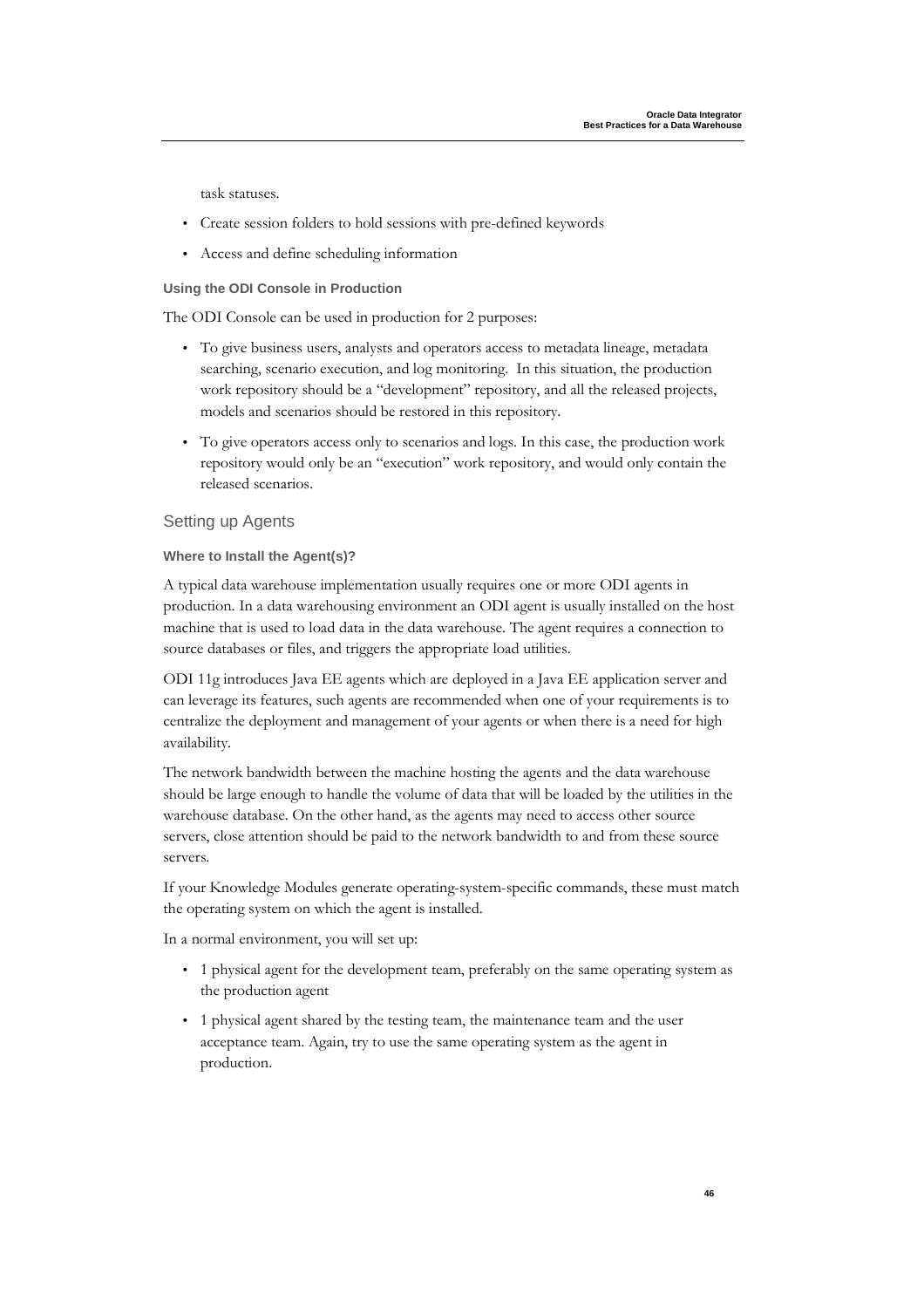task statuses.

- Create session folders to hold sessions with pre-defined keywords
- Access and define scheduling information

#### Using the ODI Console in Production

The ODI Console can be used in production for 2 purposes:

- To give business users, analysts and operators access to metadata lineage, metadata searching, scenario execution, and log monitoring. In this situation, the production work repository should be a "development" repository, and all the released projects, models and scenarios should be restored in this repository.
- To give operators access only to scenarios and logs. In this case, the production work repository would only be an "execution" work repository, and would only contain the released scenarios.

### Setting up Agents

#### Where to Install the Agent(s)?

A typical data warehouse implementation usually requires one or more ODI agents in production. In a data warehousing environment an ODI agent is usually installed on the host machine that is used to load data in the data warehouse. The agent requires a connection to source databases or files, and triggers the appropriate load utilities.

ODI 11g introduces Java EE agents which are deployed in a Java EE application server and can leverage its features, such agents are recommended when one of your requirements is to centralize the deployment and management of your agents or when there is a need for high availability.

The network bandwidth between the machine hosting the agents and the data warehouse should be large enough to handle the volume of data that will be loaded by the utilities in the warehouse database. On the other hand, as the agents may need to access other source servers, close attention should be paid to the network bandwidth to and from these source servers.

If your Knowledge Modules generate operating-system-specific commands, these must match the operating system on which the agent is installed.

In a normal environment, you will set up:

- 1 physical agent for the development team, preferably on the same operating system as the production agent
- 1 physical agent shared by the testing team, the maintenance team and the user acceptance team. Again, try to use the same operating system as the agent in production.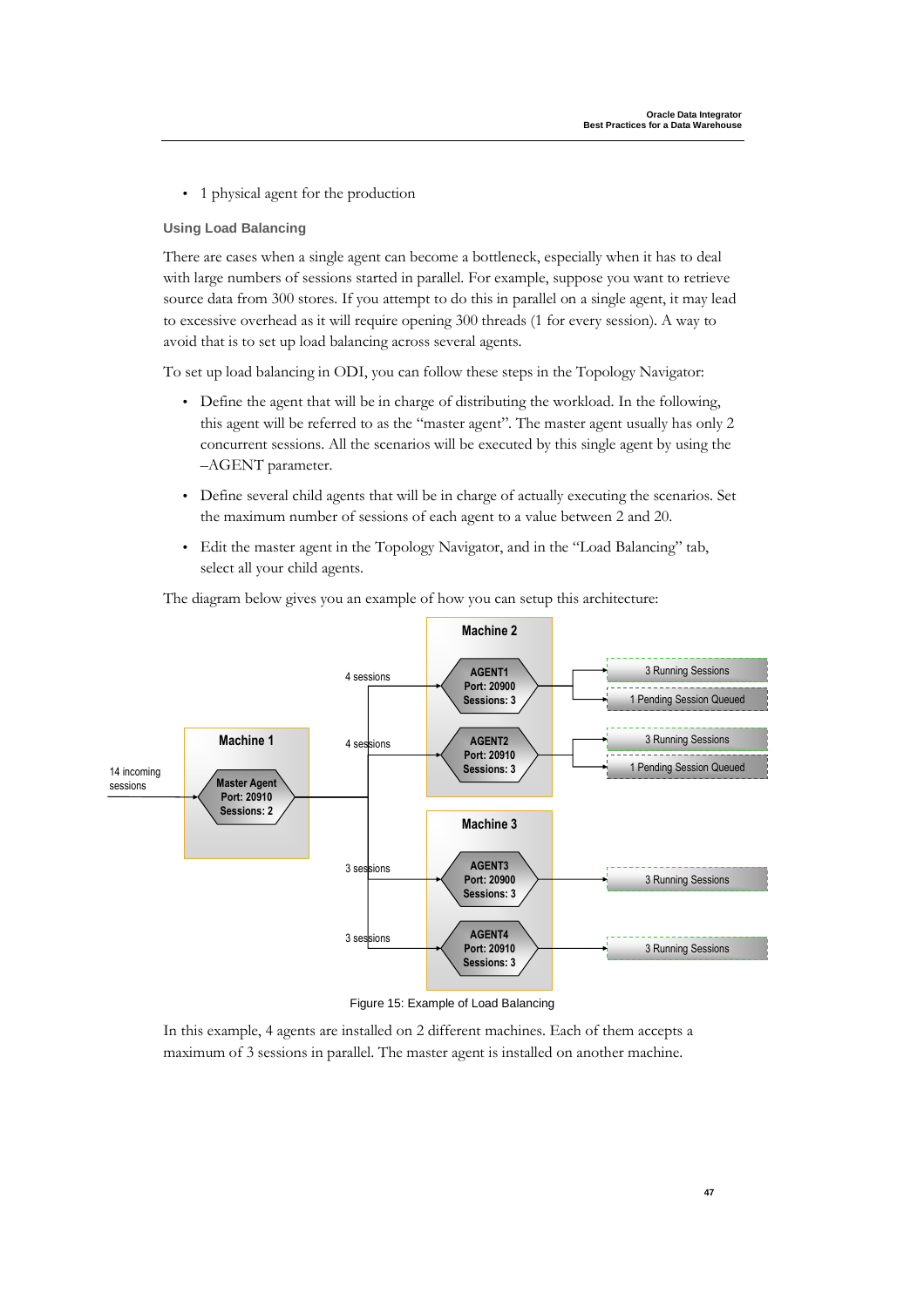- 1 physical agent for the production

### Using Load Balancing

There are cases when a single agent can become a bottleneck, especially when it has to deal with large numbers of sessions started in parallel. For example, suppose you want to retrieve source data from 300 stores. If you attempt to do this in parallel on a single agent, it may lead to excessive overhead as it will require opening 300 threads (1 for every session). A way to avoid that is to set up load balancing across several agents.

To set up load balancing in ODI, you can follow these steps in the Topology Navigator:

- Define the agent that will be in charge of distributing the workload. In the following, this agent will be referred to as the "master agent". The master agent usually has only 2 concurrent sessions. All the scenarios will be executed by this single agent by using the –AGENT parameter.
- Define several child agents that will be in charge of actually executing the scenarios. Set the maximum number of sessions of each agent to a value between 2 and 20.
- Edit the master agent in the Topology Navigator, and in the "Load Balancing" tab, select all your child agents.

The diagram below gives you an example of how you can setup this architecture:

Figure 15: Example of Load Balancing

In this example, 4 agents are installed on 2 different machines. Each of them accepts a maximum of 3 sessions in parallel. The master agent is installed on another machine.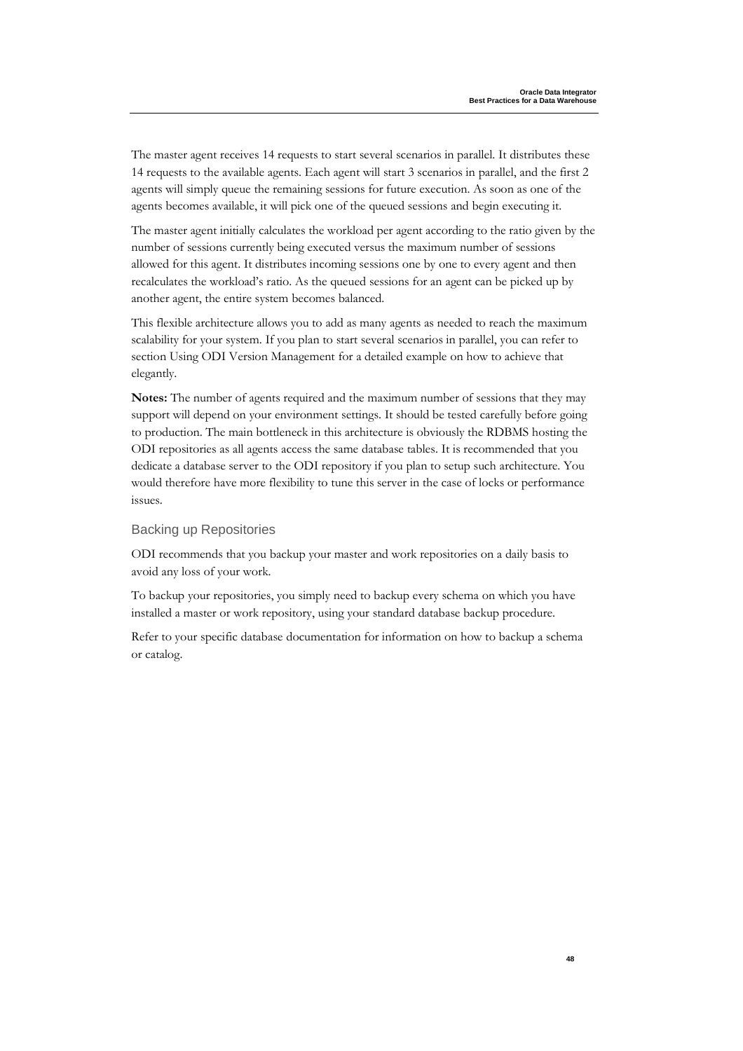The master agent receives 14 requests to start several scenarios in parallel. It distributes these 14 requests to the available agents. Each agent will start 3 scenarios in parallel, and the first 2 agents will simply queue the remaining sessions for future execution. As soon as one of the agents becomes available, it will pick one of the queued sessions and begin executing it.

The master agent initially calculates the workload per agent according to the ratio given by the number of sessions currently being executed versus the maximum number of sessions allowed for this agent. It distributes incoming sessions one by one to every agent and then recalculates the workload's ratio. As the queued sessions for an agent can be picked up by another agent, the entire system becomes balanced.

This flexible architecture allows you to add as many agents as needed to reach the maximum scalability for your system. If you plan to start several scenarios in parallel, you can refer to section Using ODI Version Management for a detailed example on how to achieve that elegantly.

**Notes:** The number of agents required and the maximum number of sessions that they may support will depend on your environment settings. It should be tested carefully before going to production. The main bottleneck in this architecture is obviously the RDBMS hosting the ODI repositories as all agents access the same database tables. It is recommended that you dedicate a database server to the ODI repository if you plan to setup such architecture. You would therefore have more flexibility to tune this server in the case of locks or performance issues.

## Backing up Repositories

ODI recommends that you backup your master and work repositories on a daily basis to avoid any loss of your work.

To backup your repositories, you simply need to backup every schema on which you have installed a master or work repository, using your standard database backup procedure.

Refer to your specific database documentation for information on how to backup a schema or catalog.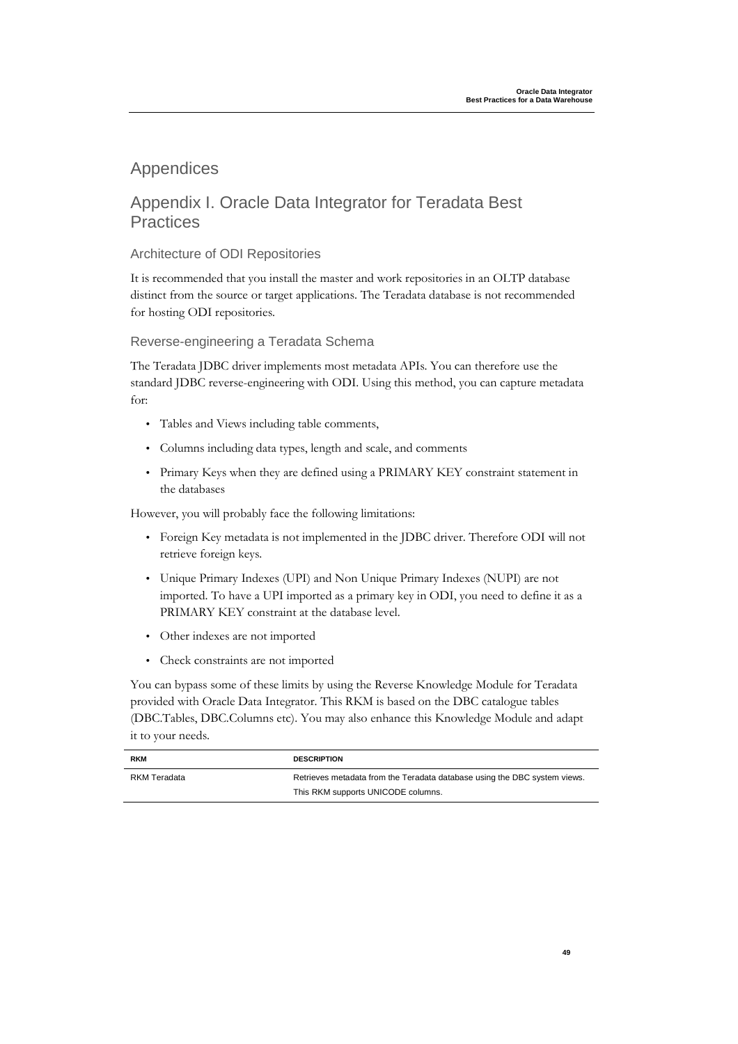# Appendices

## Appendix I. Oracle Data Integrator for Teradata Best Practices

### Architecture of ODI Repositories

It is recommended that you install the master and work repositories in an OLTP database distinct from the source or target applications. The Teradata database is not recommended for hosting ODI repositories.

### Reverse-engineering a Teradata Schema

The Teradata JDBC driver implements most metadata APIs. You can therefore use the standard JDBC reverse-engineering with ODI. Using this method, you can capture metadata for:

- Tables and Views including table comments,
- Columns including data types, length and scale, and comments
- Primary Keys when they are defined using a PRIMARY KEY constraint statement in the databases

However, you will probably face the following limitations:

- Foreign Key metadata is not implemented in the JDBC driver. Therefore ODI will not retrieve foreign keys.
- Unique Primary Indexes (UPI) and Non Unique Primary Indexes (NUPI) are not imported. To have a UPI imported as a primary key in ODI, you need to define it as a PRIMARY KEY constraint at the database level.
- Other indexes are not imported
- Check constraints are not imported

You can bypass some of these limits by using the Reverse Knowledge Module for Teradata provided with Oracle Data Integrator. This RKM is based on the DBC catalogue tables (DBC.Tables, DBC.Columns etc). You may also enhance this Knowledge Module and adapt it to your needs.

| RKM | DESCRIPTION |
|---|---|
| RKM Teradata | Retrieves metadata from the Teradata database using the DBC system views. This RKM supports UNICODE columns. |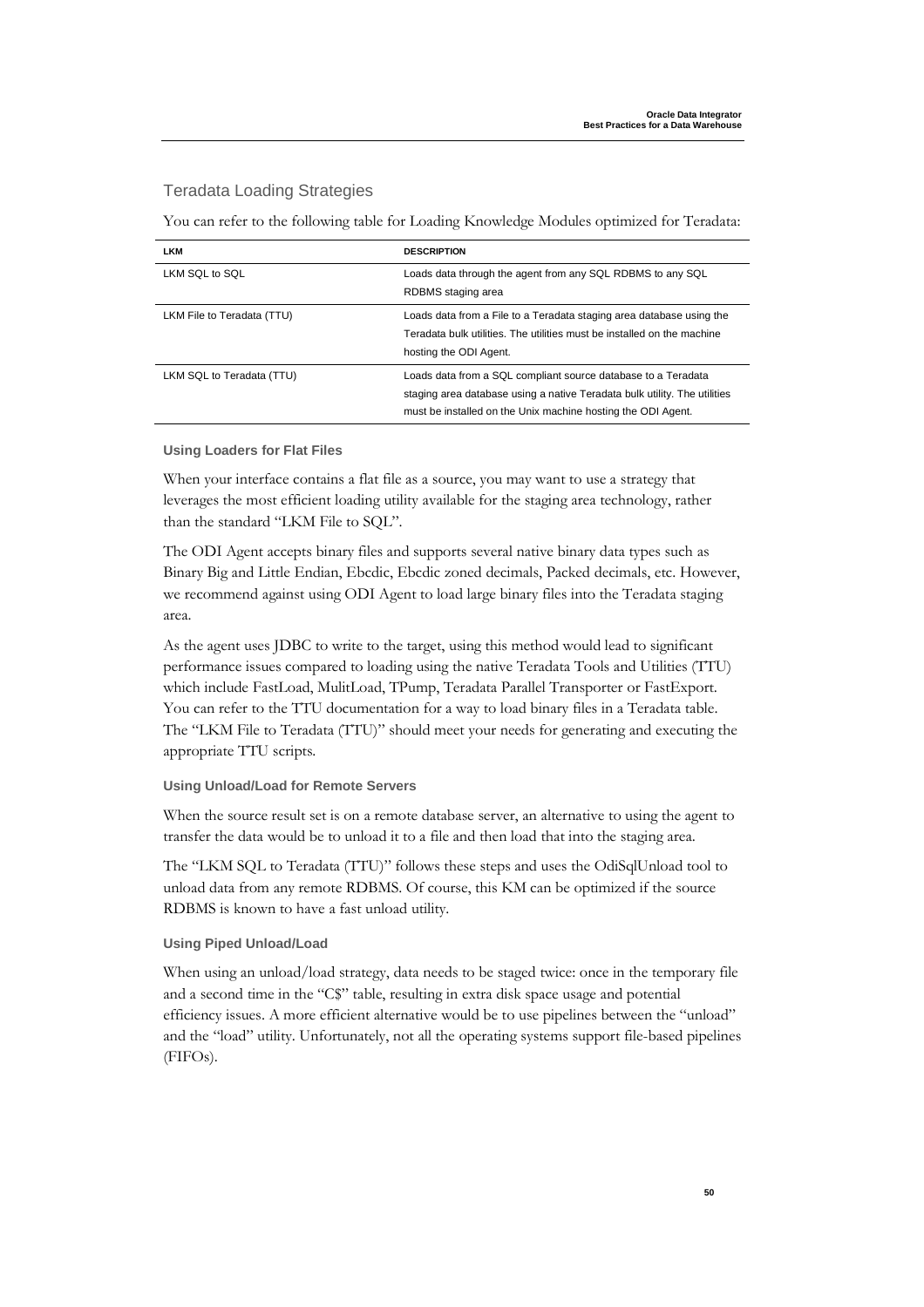## Teradata Loading Strategies

You can refer to the following table for Loading Knowledge Modules optimized for Teradata:

| LKM | DESCRIPTION |
| --- | --- |
| LKM SQL to SQL | Loads data through the agent from any SQL RDBMS to any SQL RDBMS staging area |
| LKM File to Teradata (TTU) | Loads data from a File to a Teradata staging area database using the Teradata bulk utilities. The utilities must be installed on the machine hosting the ODI Agent. |
| LKM SQL to Teradata (TTU) | Loads data from a SQL compliant source database to a Teradata staging area database using a native Teradata bulk utility. The utilities must be installed on the Unix machine hosting the ODI Agent. |

#### Using Loaders for Flat Files

When your interface contains a flat file as a source, you may want to use a strategy that leverages the most efficient loading utility available for the staging area technology, rather than the standard "LKM File to SQL".

The ODI Agent accepts binary files and supports several native binary data types such as Binary Big and Little Endian, Ebcdic, Ebcdic zoned decimals, Packed decimals, etc. However, we recommend against using ODI Agent to load large binary files into the Teradata staging area.

As the agent uses JDBC to write to the target, using this method would lead to significant performance issues compared to loading using the native Teradata Tools and Utilities (TTU) which include FastLoad, MulitLoad, TPump, Teradata Parallel Transporter or FastExport. You can refer to the TTU documentation for a way to load binary files in a Teradata table. The "LKM File to Teradata (TTU)" should meet your needs for generating and executing the appropriate TTU scripts.

#### Using Unload/Load for Remote Servers

When the source result set is on a remote database server, an alternative to using the agent to transfer the data would be to unload it to a file and then load that into the staging area.

The "LKM SQL to Teradata (TTU)" follows these steps and uses the OdiSqlUnload tool to unload data from any remote RDBMS. Of course, this KM can be optimized if the source RDBMS is known to have a fast unload utility.

#### Using Piped Unload/Load

When using an unload/load strategy, data needs to be staged twice: once in the temporary file and a second time in the "C$" table, resulting in extra disk space usage and potential efficiency issues. A more efficient alternative would be to use pipelines between the "unload" and the "load" utility. Unfortunately, not all the operating systems support file-based pipelines (FIFOs).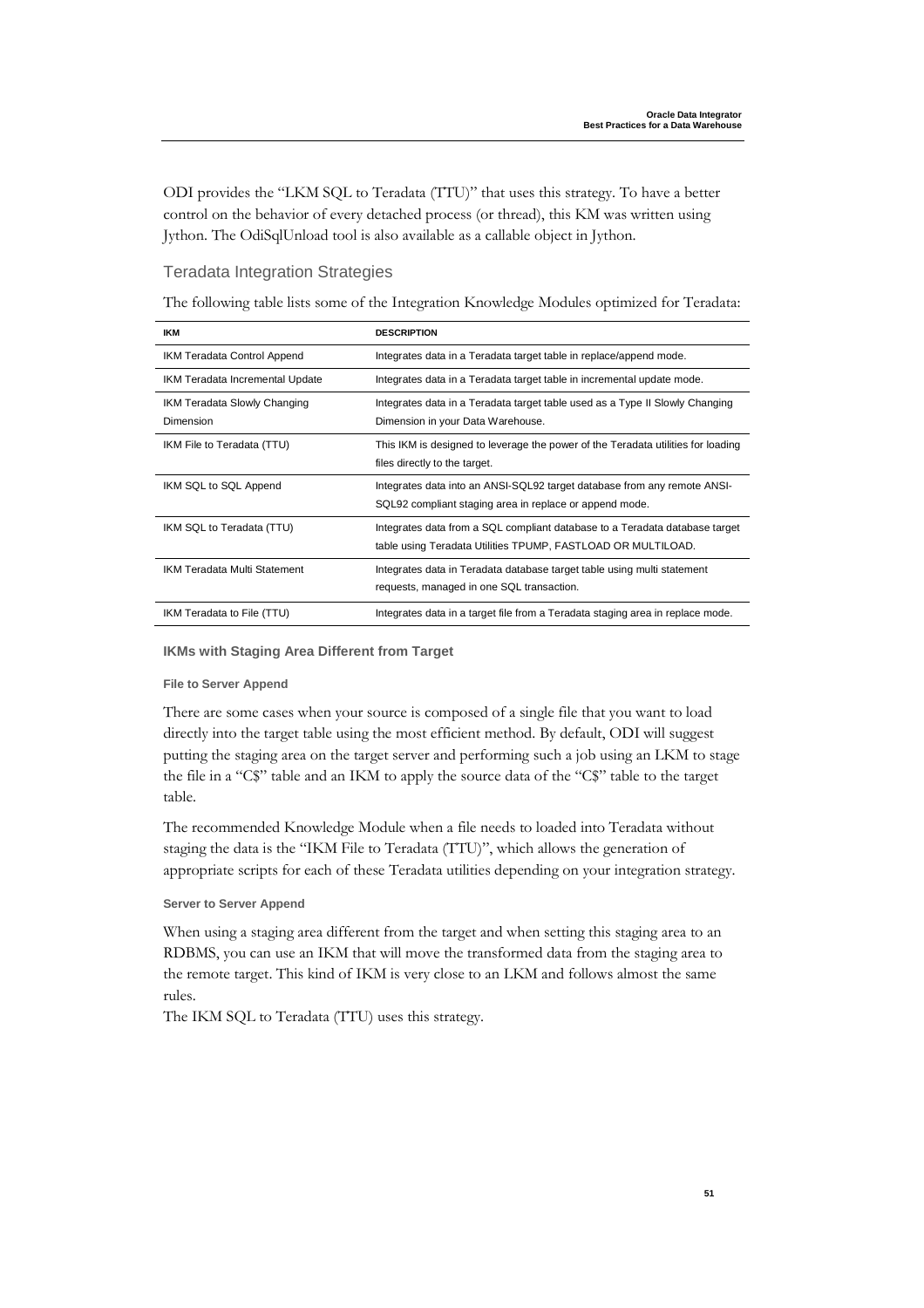ODI provides the "LKM SQL to Teradata (TTU)" that uses this strategy. To have a better control on the behavior of every detached process (or thread), this KM was written using Jython. The OdiSqlUnload tool is also available as a callable object in Jython.

## Teradata Integration Strategies

The following table lists some of the Integration Knowledge Modules optimized for Teradata:

| IKM | DESCRIPTION |
|---|---|
| IKM Teradata Control Append | Integrates data in a Teradata target table in replace/append mode. |
| IKM Teradata Incremental Update | Integrates data in a Teradata target table in incremental update mode. |
| IKM Teradata Slowly Changing Dimension | Integrates data in a Teradata target table used as a Type II Slowly Changing Dimension in your Data Warehouse. |
| IKM File to Teradata (TTU) | This IKM is designed to leverage the power of the Teradata utilities for loading files directly to the target. |
| IKM SQL to SQL Append | Integrates data into an ANSI-SQL92 target database from any remote ANSI-SQL92 compliant staging area in replace or append mode. |
| IKM SQL to Teradata (TTU) | Integrates data from a SQL compliant database to a Teradata database target table using Teradata Utilities TPUMP, FASTLOAD OR MULTILOAD. |
| IKM Teradata Multi Statement | Integrates data in Teradata database target table using multi statement requests, managed in one SQL transaction. |
| IKM Teradata to File (TTU) | Integrates data in a target file from a Teradata staging area in replace mode. |

### IKMs with Staging Area Different from Target

#### File to Server Append

There are some cases when your source is composed of a single file that you want to load directly into the target table using the most efficient method. By default, ODI will suggest putting the staging area on the target server and performing such a job using an LKM to stage the file in a "C$" table and an IKM to apply the source data of the "C$" table to the target table.

The recommended Knowledge Module when a file needs to loaded into Teradata without staging the data is the "IKM File to Teradata (TTU)", which allows the generation of appropriate scripts for each of these Teradata utilities depending on your integration strategy.

#### Server to Server Append

When using a staging area different from the target and when setting this staging area to an RDBMS, you can use an IKM that will move the transformed data from the staging area to the remote target. This kind of IKM is very close to an LKM and follows almost the same rules.

The IKM SQL to Teradata (TTU) uses this strategy.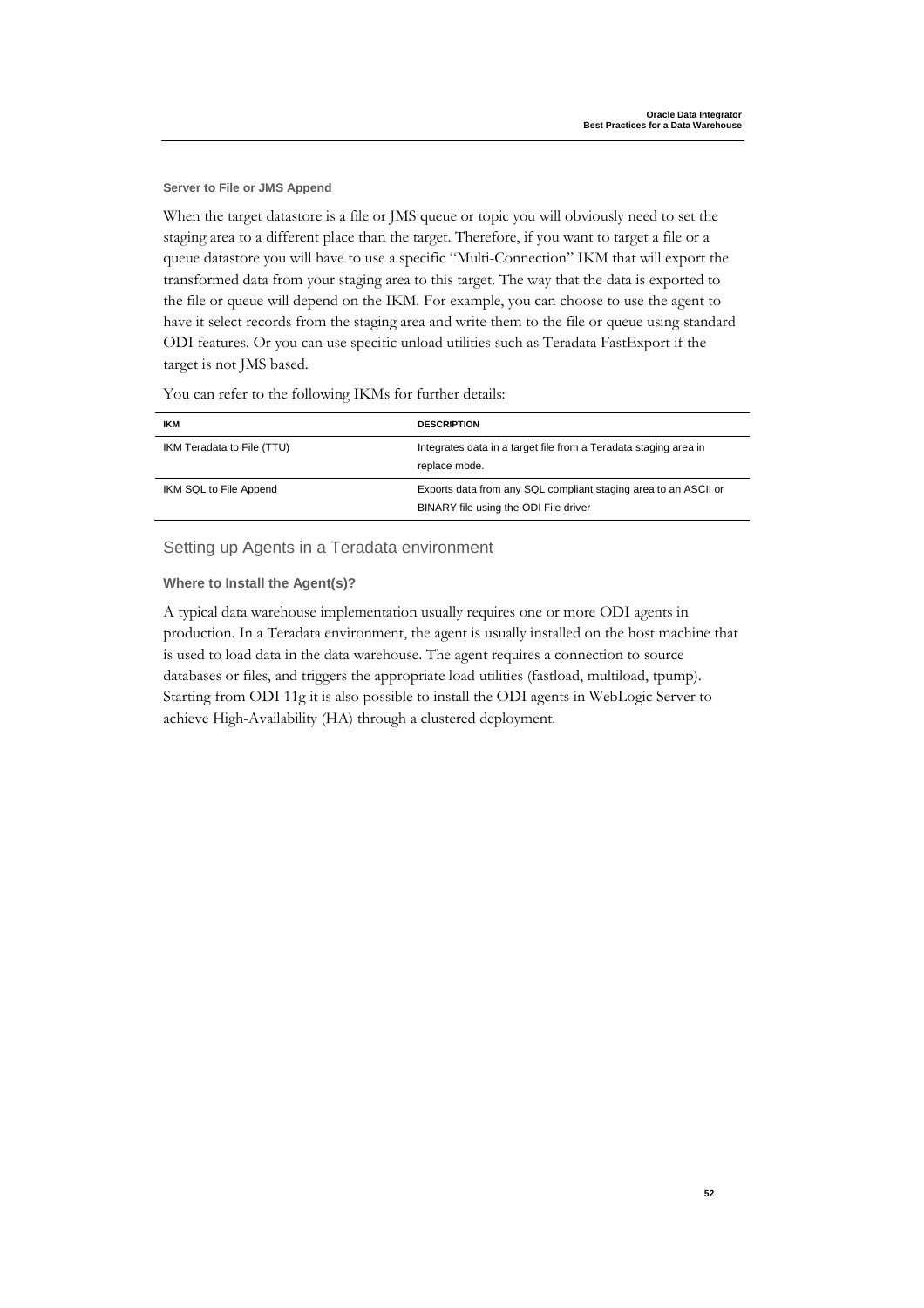#### Server to File or JMS Append

When the target datastore is a file or JMS queue or topic you will obviously need to set the staging area to a different place than the target. Therefore, if you want to target a file or a queue datastore you will have to use a specific "Multi-Connection" IKM that will export the transformed data from your staging area to this target. The way that the data is exported to the file or queue will depend on the IKM. For example, you can choose to use the agent to have it select records from the staging area and write them to the file or queue using standard ODI features. Or you can use specific unload utilities such as Teradata FastExport if the target is not JMS based.

You can refer to the following IKMs for further details:

| IKM | DESCRIPTION |
|---|---|
| IKM Teradata to File (TTU) | Integrates data in a target file from a Teradata staging area in replace mode. |
| IKM SQL to File Append | Exports data from any SQL compliant staging area to an ASCII or BINARY file using the ODI File driver |

### Setting up Agents in a Teradata environment

#### Where to Install the Agent(s)?

A typical data warehouse implementation usually requires one or more ODI agents in production. In a Teradata environment, the agent is usually installed on the host machine that is used to load data in the data warehouse. The agent requires a connection to source databases or files, and triggers the appropriate load utilities (fastload, multiload, tpump). Starting from ODI 11g it is also possible to install the ODI agents in WebLogic Server to achieve High-Availability (HA) through a clustered deployment.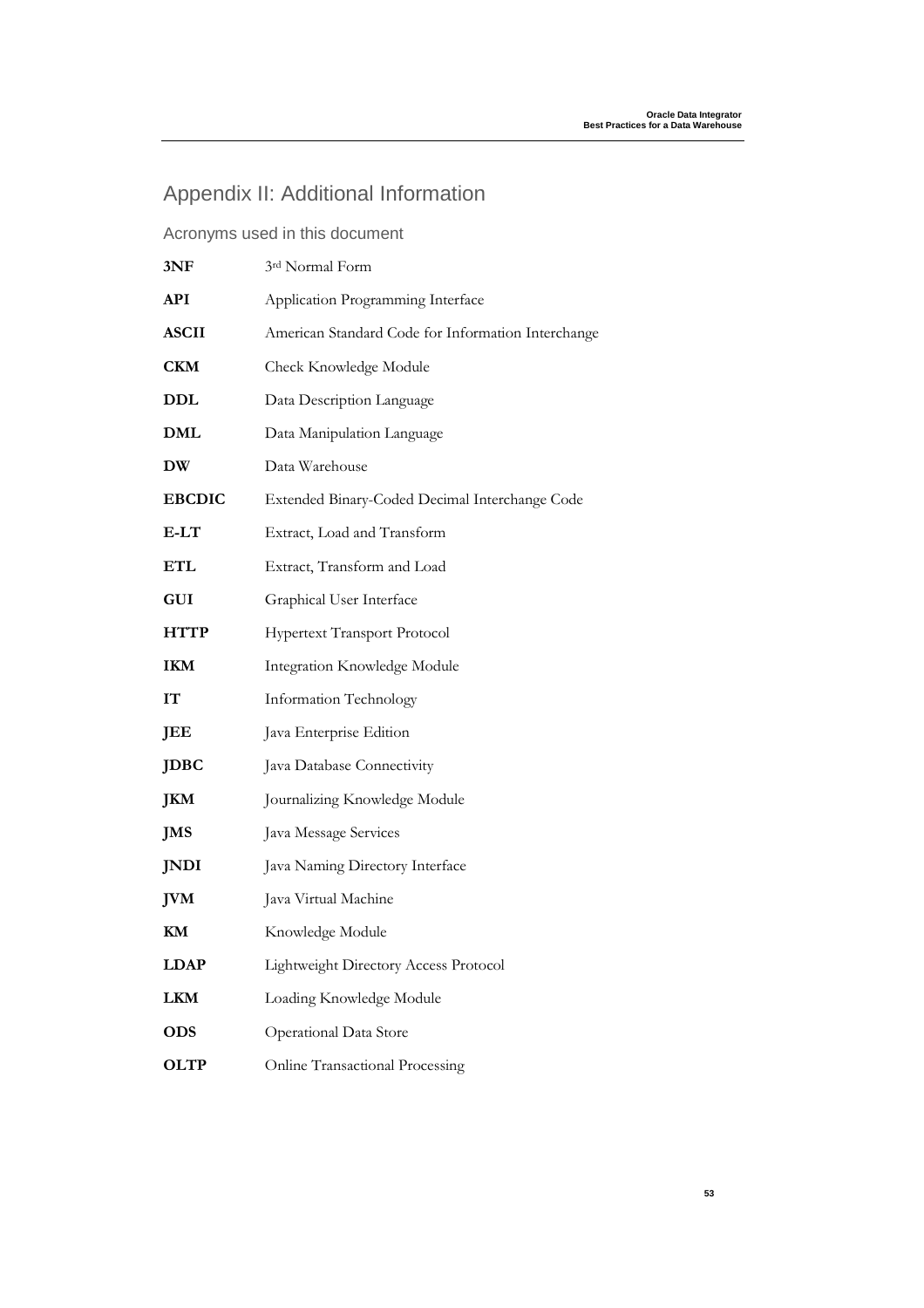# Appendix II: Additional Information

## Acronyms used in this document

|  |  |
|---|---|
| **3NF** | 3rd Normal Form |
| **API** | Application Programming Interface |
| **ASCII** | American Standard Code for Information Interchange |
| **CKM** | Check Knowledge Module |
| **DDL** | Data Description Language |
| **DML** | Data Manipulation Language |
| **DW** | Data Warehouse |
| **EBCDIC** | Extended Binary-Coded Decimal Interchange Code |
| **E-LT** | Extract, Load and Transform |
| **ETL** | Extract, Transform and Load |
| **GUI** | Graphical User Interface |
| **HTTP** | Hypertext Transport Protocol |
| **IKM** | Integration Knowledge Module |
| **IT** | Information Technology |
| **JEE** | Java Enterprise Edition |
| **JDBC** | Java Database Connectivity |
| **JKM** | Journalizing Knowledge Module |
| **JMS** | Java Message Services |
| **JNDI** | Java Naming Directory Interface |
| **JVM** | Java Virtual Machine |
| **KM** | Knowledge Module |
| **LDAP** | Lightweight Directory Access Protocol |
| **LKM** | Loading Knowledge Module |
| **ODS** | Operational Data Store |
| **OLTP** | Online Transactional Processing |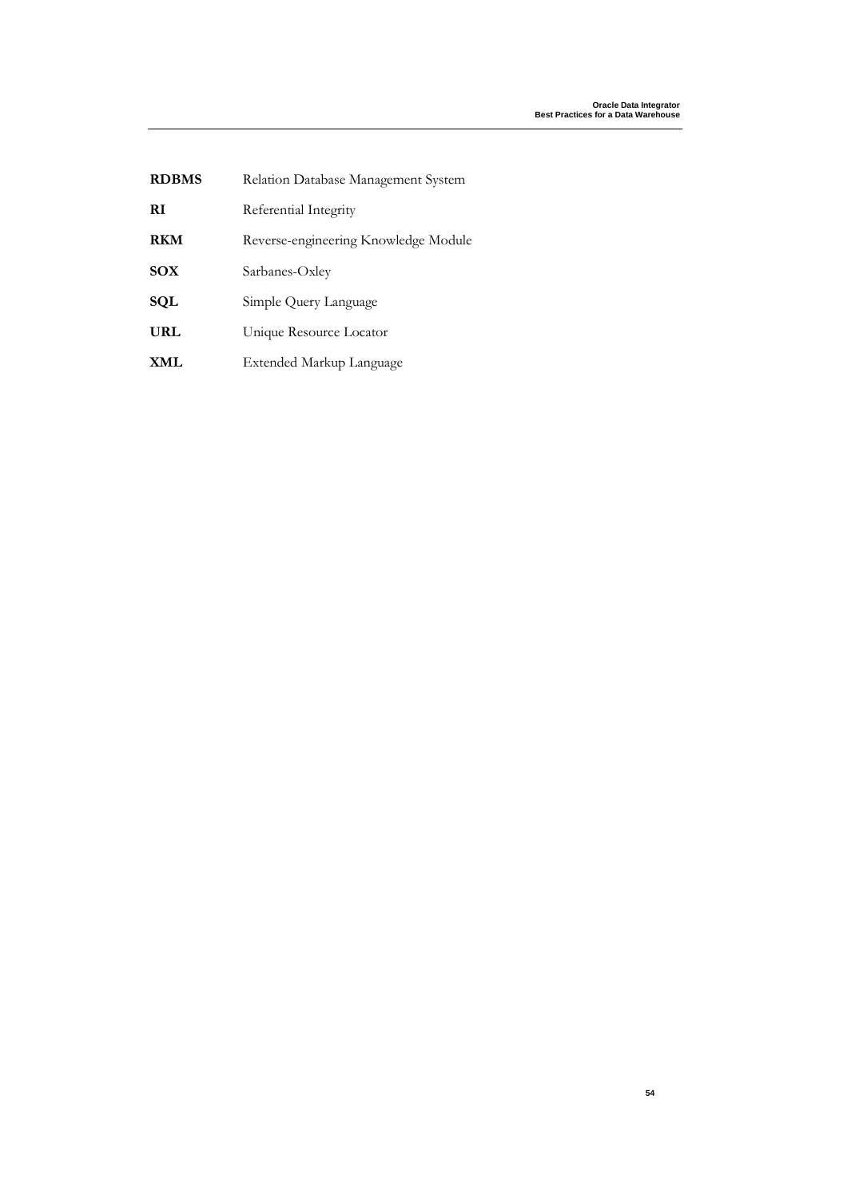**RDBMS** Relation Database Management System

**RI** Referential Integrity

**RKM** Reverse-engineering Knowledge Module

**SOX** Sarbanes-Oxley

**SQL** Simple Query Language

**URL** Unique Resource Locator

**XML** Extended Markup Language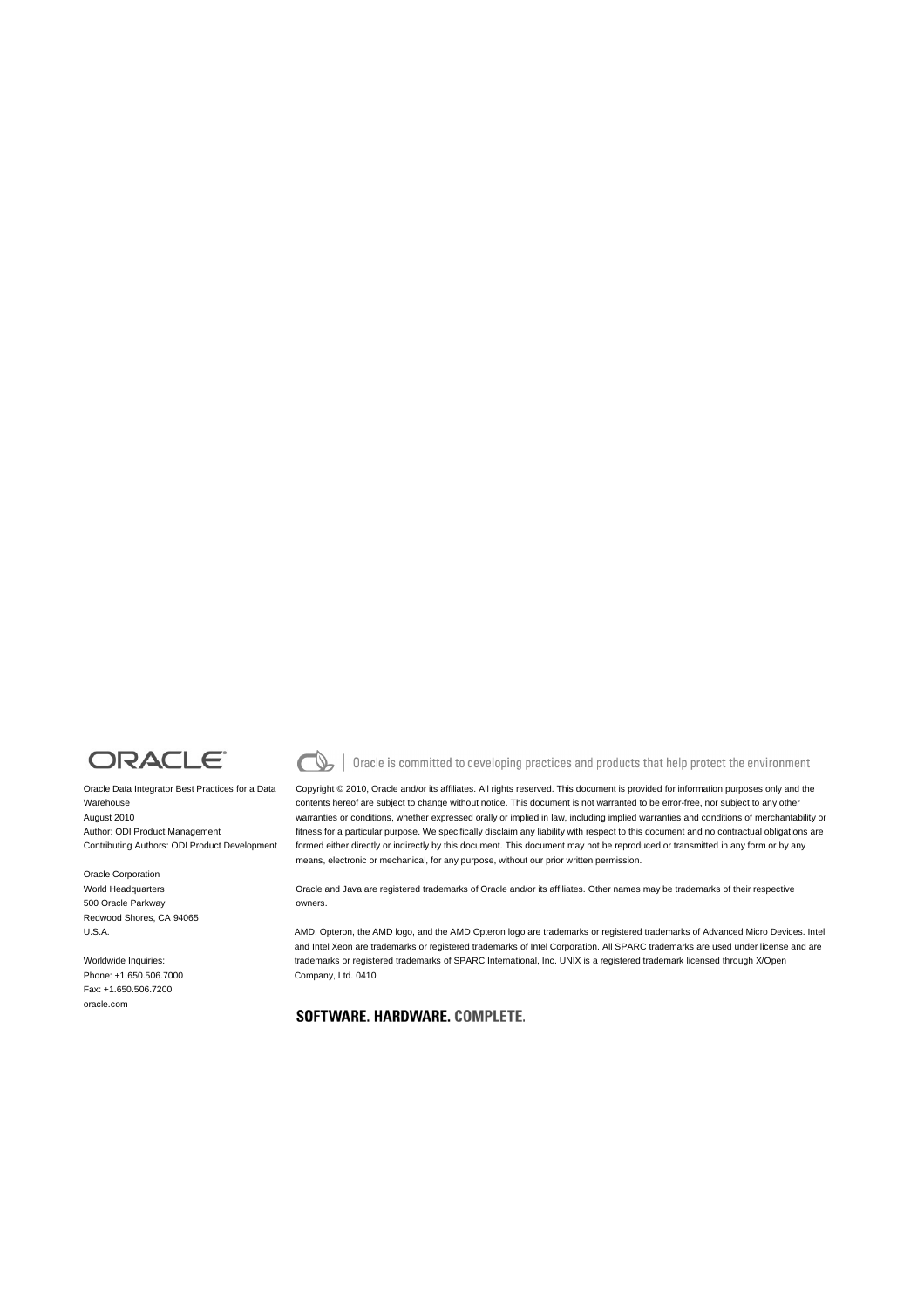ORACLE

Oracle is committed to developing practices and products that help protect the environment

Oracle Data Integrator Best Practices for a Data Warehouse
August 2010
Author: ODI Product Management
Contributing Authors: ODI Product Development

Oracle Corporation
World Headquarters
500 Oracle Parkway
Redwood Shores, CA 94065
U.S.A.

Worldwide Inquiries:
Phone: +1.650.506.7000
Fax: +1.650.506.7200
oracle.com

Copyright © 2010, Oracle and/or its affiliates. All rights reserved. This document is provided for information purposes only and the contents hereof are subject to change without notice. This document is not warranted to be error-free, nor subject to any other warranties or conditions, whether expressed orally or implied in law, including implied warranties and conditions of merchantability or fitness for a particular purpose. We specifically disclaim any liability with respect to this document and no contractual obligations are formed either directly or indirectly by this document. This document may not be reproduced or transmitted in any form or by any means, electronic or mechanical, for any purpose, without our prior written permission.

Oracle and Java are registered trademarks of Oracle and/or its affiliates. Other names may be trademarks of their respective owners.

AMD, Opteron, the AMD logo, and the AMD Opteron logo are trademarks or registered trademarks of Advanced Micro Devices. Intel and Intel Xeon are trademarks or registered trademarks of Intel Corporation. All SPARC trademarks are used under license and are trademarks or registered trademarks of SPARC International, Inc. UNIX is a registered trademark licensed through X/Open Company, Ltd. 0410

**SOFTWARE. HARDWARE. COMPLETE.**